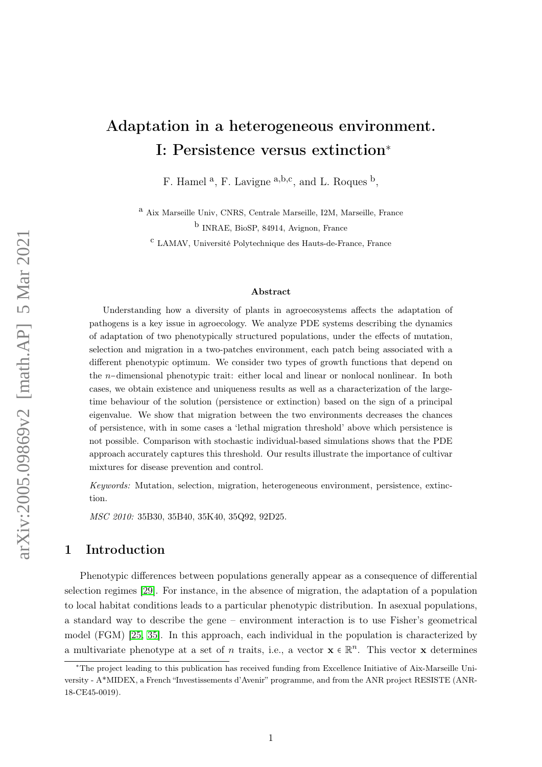# Adaptation in a heterogeneous environment. I: Persistence versus extinction*

F. Hamel [a], F. Lavigne [a,b,c], and L. Roques [b],

[a] Aix Marseille Univ, CNRS, Centrale Marseille, I2M, Marseille, France

[b] INRAE, BioSP, 84914, Avignon, France

[c] LAMAV, Université Polytechnique des Hauts-de-France, France

arXiv:2005.09869v2 [math.AP] 5 Mar 2021

### Abstract

Understanding how a diversity of plants in agroecosystems affects the adaptation of pathogens is a key issue in agroecology. We analyze PDE systems describing the dynamics of adaptation of two phenotypically structured populations, under the effects of mutation, selection and migration in a two-patches environment, each patch being associated with a different phenotypic optimum. We consider two types of growth functions that depend on the $n$−dimensional phenotypic trait: either local and linear or nonlocal nonlinear. In both cases, we obtain existence and uniqueness results as well as a characterization of the large-time behaviour of the solution (persistence or extinction) based on the sign of a principal eigenvalue. We show that migration between the two environments decreases the chances of persistence, with in some cases a 'lethal migration threshold' above which persistence is not possible. Comparison with stochastic individual-based simulations shows that the PDE approach accurately captures this threshold. Our results illustrate the importance of cultivar mixtures for disease prevention and control.

*Keywords:* Mutation, selection, migration, heterogeneous environment, persistence, extinction.

*MSC 2010:* 35B30, 35B40, 35K40, 35Q92, 92D25.

## 1 Introduction

Phenotypic differences between populations generally appear as a consequence of differential selection regimes [29]. For instance, in the absence of migration, the adaptation of a population to local habitat conditions leads to a particular phenotypic distribution. In asexual populations, a standard way to describe the gene – environment interaction is to use Fisher's geometrical model (FGM) [25, 35]. In this approach, each individual in the population is characterized by a multivariate phenotype at a set of $n$ traits, i.e., a vector $\mathbf{x} \in \mathbb{R}^n$. This vector $\mathbf{x}$ determines

---

*The project leading to this publication has received funding from Excellence Initiative of Aix-Marseille University - A*MIDEX, a French "Investissements d'Avenir" programme, and from the ANR project RESISTE (ANR-18-CE45-0019).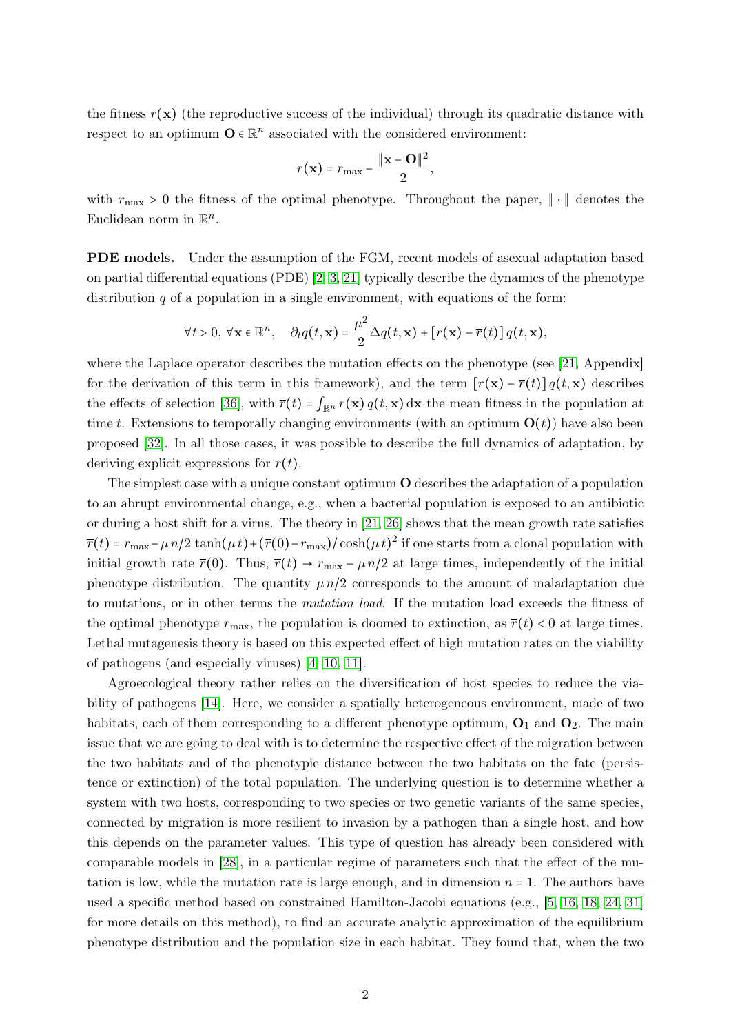the fitness $r(\mathbf{x})$ (the reproductive success of the individual) through its quadratic distance with respect to an optimum $\mathbf{O} \in \mathbb{R}^n$ associated with the considered environment:

$$r(\mathbf{x}) = r_{\max} - \frac{\|\mathbf{x} - \mathbf{O}\|^2}{2},$$

with $r_{\max} > 0$ the fitness of the optimal phenotype. Throughout the paper, $\|\cdot\|$ denotes the Euclidean norm in $\mathbb{R}^n$.

**PDE models.** Under the assumption of the FGM, recent models of asexual adaptation based on partial differential equations (PDE) [2, 3, 21] typically describe the dynamics of the phenotype distribution $q$ of a population in a single environment, with equations of the form:

$$\forall t > 0,\ \forall \mathbf{x} \in \mathbb{R}^n, \quad \partial_t q(t, \mathbf{x}) = \frac{\mu^2}{2} \Delta q(t, \mathbf{x}) + [r(\mathbf{x}) - \overline{r}(t)]\, q(t, \mathbf{x}),$$

where the Laplace operator describes the mutation effects on the phenotype (see [21, Appendix] for the derivation of this term in this framework), and the term $[r(\mathbf{x}) - \overline{r}(t)]\, q(t, \mathbf{x})$ describes the effects of selection [36], with $\overline{r}(t) = \int_{\mathbb{R}^n} r(\mathbf{x})\, q(t, \mathbf{x})\, \mathrm{d}\mathbf{x}$ the mean fitness in the population at time $t$. Extensions to temporally changing environments (with an optimum $\mathbf{O}(t)$) have also been proposed [32]. In all those cases, it was possible to describe the full dynamics of adaptation, by deriving explicit expressions for $\overline{r}(t)$.

The simplest case with a unique constant optimum $\mathbf{O}$ describes the adaptation of a population to an abrupt environmental change, e.g., when a bacterial population is exposed to an antibiotic or during a host shift for a virus. The theory in [21, 26] shows that the mean growth rate satisfies $\overline{r}(t) = r_{\max} - \mu\, n/2\, \tanh(\mu\, t) + (\overline{r}(0) - r_{\max})/\cosh(\mu\, t)^2$ if one starts from a clonal population with initial growth rate $\overline{r}(0)$. Thus, $\overline{r}(t) \to r_{\max} - \mu\, n/2$ at large times, independently of the initial phenotype distribution. The quantity $\mu\, n/2$ corresponds to the amount of maladaptation due to mutations, or in other terms the *mutation load*. If the mutation load exceeds the fitness of the optimal phenotype $r_{\max}$, the population is doomed to extinction, as $\overline{r}(t) < 0$ at large times. Lethal mutagenesis theory is based on this expected effect of high mutation rates on the viability of pathogens (and especially viruses) [4, 10, 11].

Agroecological theory rather relies on the diversification of host species to reduce the viability of pathogens [14]. Here, we consider a spatially heterogeneous environment, made of two habitats, each of them corresponding to a different phenotype optimum, $\mathbf{O}_1$ and $\mathbf{O}_2$. The main issue that we are going to deal with is to determine the respective effect of the migration between the two habitats and of the phenotypic distance between the two habitats on the fate (persistence or extinction) of the total population. The underlying question is to determine whether a system with two hosts, corresponding to two species or two genetic variants of the same species, connected by migration is more resilient to invasion by a pathogen than a single host, and how this depends on the parameter values. This type of question has already been considered with comparable models in [28], in a particular regime of parameters such that the effect of the mutation is low, while the mutation rate is large enough, and in dimension $n = 1$. The authors have used a specific method based on constrained Hamilton-Jacobi equations (e.g., [5, 16, 18, 24, 31] for more details on this method), to find an accurate analytic approximation of the equilibrium phenotype distribution and the population size in each habitat. They found that, when the two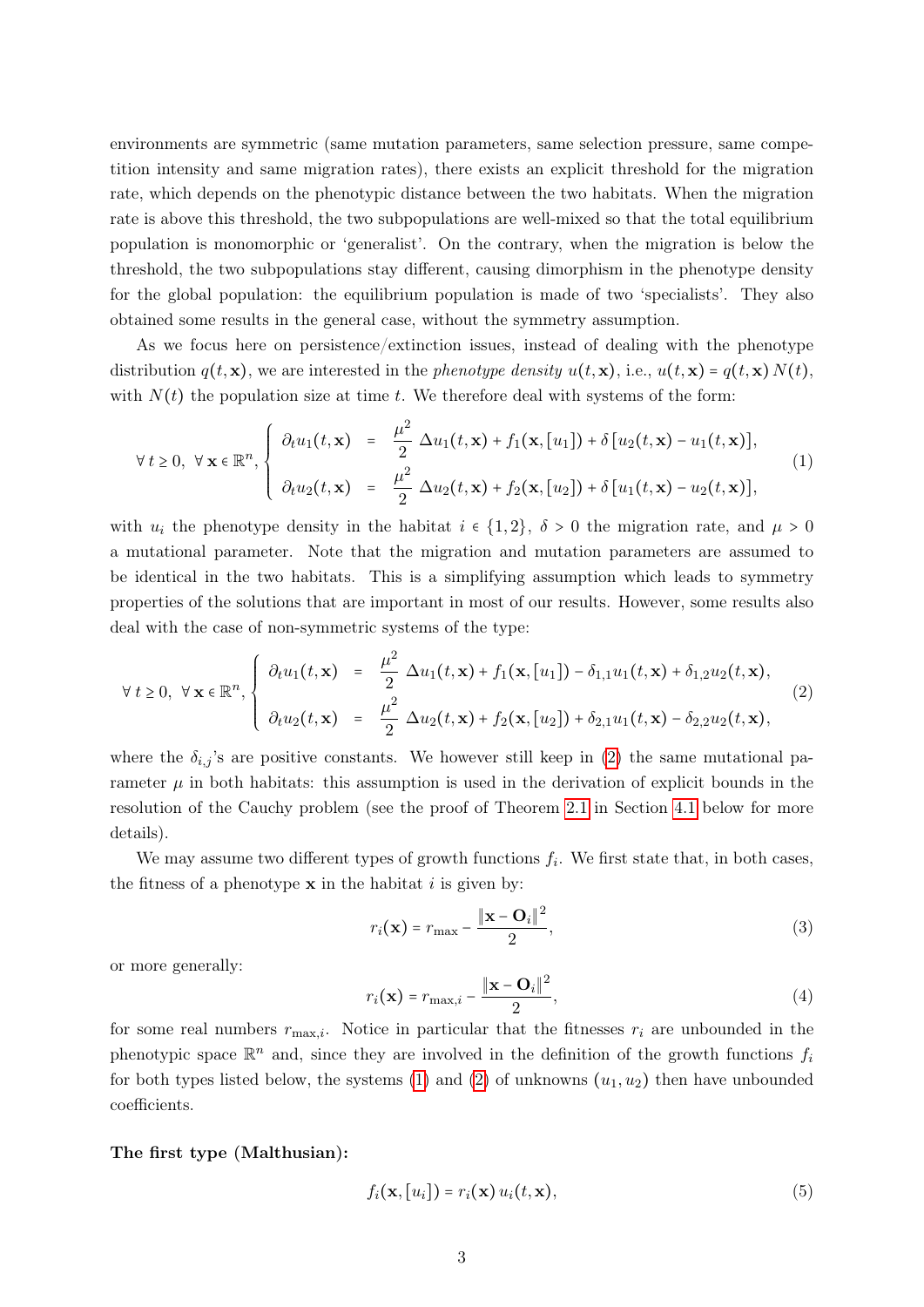environments are symmetric (same mutation parameters, same selection pressure, same competition intensity and same migration rates), there exists an explicit threshold for the migration rate, which depends on the phenotypic distance between the two habitats. When the migration rate is above this threshold, the two subpopulations are well-mixed so that the total equilibrium population is monomorphic or 'generalist'. On the contrary, when the migration is below the threshold, the two subpopulations stay different, causing dimorphism in the phenotype density for the global population: the equilibrium population is made of two 'specialists'. They also obtained some results in the general case, without the symmetry assumption.

As we focus here on persistence/extinction issues, instead of dealing with the phenotype distribution $q(t,\mathbf{x})$, we are interested in the *phenotype density* $u(t,\mathbf{x})$, i.e., $u(t,\mathbf{x}) = q(t,\mathbf{x})\,N(t)$, with $N(t)$ the population size at time $t$. We therefore deal with systems of the form:

$$
\forall\, t \geq 0,\ \forall\, \mathbf{x} \in \mathbb{R}^n, \begin{cases} \partial_t u_1(t,\mathbf{x}) &= \dfrac{\mu^2}{2}\,\Delta u_1(t,\mathbf{x}) + f_1(\mathbf{x},[u_1]) + \delta\,[u_2(t,\mathbf{x}) - u_1(t,\mathbf{x})], \\[2ex] \partial_t u_2(t,\mathbf{x}) &= \dfrac{\mu^2}{2}\,\Delta u_2(t,\mathbf{x}) + f_2(\mathbf{x},[u_2]) + \delta\,[u_1(t,\mathbf{x}) - u_2(t,\mathbf{x})], \end{cases} \tag{1}
$$

with $u_i$ the phenotype density in the habitat $i \in \{1,2\}$, $\delta > 0$ the migration rate, and $\mu > 0$ a mutational parameter. Note that the migration and mutation parameters are assumed to be identical in the two habitats. This is a simplifying assumption which leads to symmetry properties of the solutions that are important in most of our results. However, some results also deal with the case of non-symmetric systems of the type:

$$
\forall\, t \geq 0,\ \forall\, \mathbf{x} \in \mathbb{R}^n, \begin{cases} \partial_t u_1(t,\mathbf{x}) &= \dfrac{\mu^2}{2}\,\Delta u_1(t,\mathbf{x}) + f_1(\mathbf{x},[u_1]) - \delta_{1,1} u_1(t,\mathbf{x}) + \delta_{1,2} u_2(t,\mathbf{x}), \\[2ex] \partial_t u_2(t,\mathbf{x}) &= \dfrac{\mu^2}{2}\,\Delta u_2(t,\mathbf{x}) + f_2(\mathbf{x},[u_2]) + \delta_{2,1} u_1(t,\mathbf{x}) - \delta_{2,2} u_2(t,\mathbf{x}), \end{cases} \tag{2}
$$

where the $\delta_{i,j}$'s are positive constants. We however still keep in (2) the same mutational parameter $\mu$ in both habitats: this assumption is used in the derivation of explicit bounds in the resolution of the Cauchy problem (see the proof of Theorem 2.1 in Section 4.1 below for more details).

We may assume two different types of growth functions $f_i$. We first state that, in both cases, the fitness of a phenotype $\mathbf{x}$ in the habitat $i$ is given by:

$$
r_i(\mathbf{x}) = r_{\max} - \frac{\|\mathbf{x} - \mathbf{O}_i\|^2}{2}, \tag{3}
$$

or more generally:

$$
r_i(\mathbf{x}) = r_{\max,i} - \frac{\|\mathbf{x} - \mathbf{O}_i\|^2}{2}, \tag{4}
$$

for some real numbers $r_{\max,i}$. Notice in particular that the fitnesses $r_i$ are unbounded in the phenotypic space $\mathbb{R}^n$ and, since they are involved in the definition of the growth functions $f_i$ for both types listed below, the systems (1) and (2) of unknowns $(u_1,u_2)$ then have unbounded coefficients.

**The first type (Malthusian):**

$$
f_i(\mathbf{x},[u_i]) = r_i(\mathbf{x})\,u_i(t,\mathbf{x}), \tag{5}
$$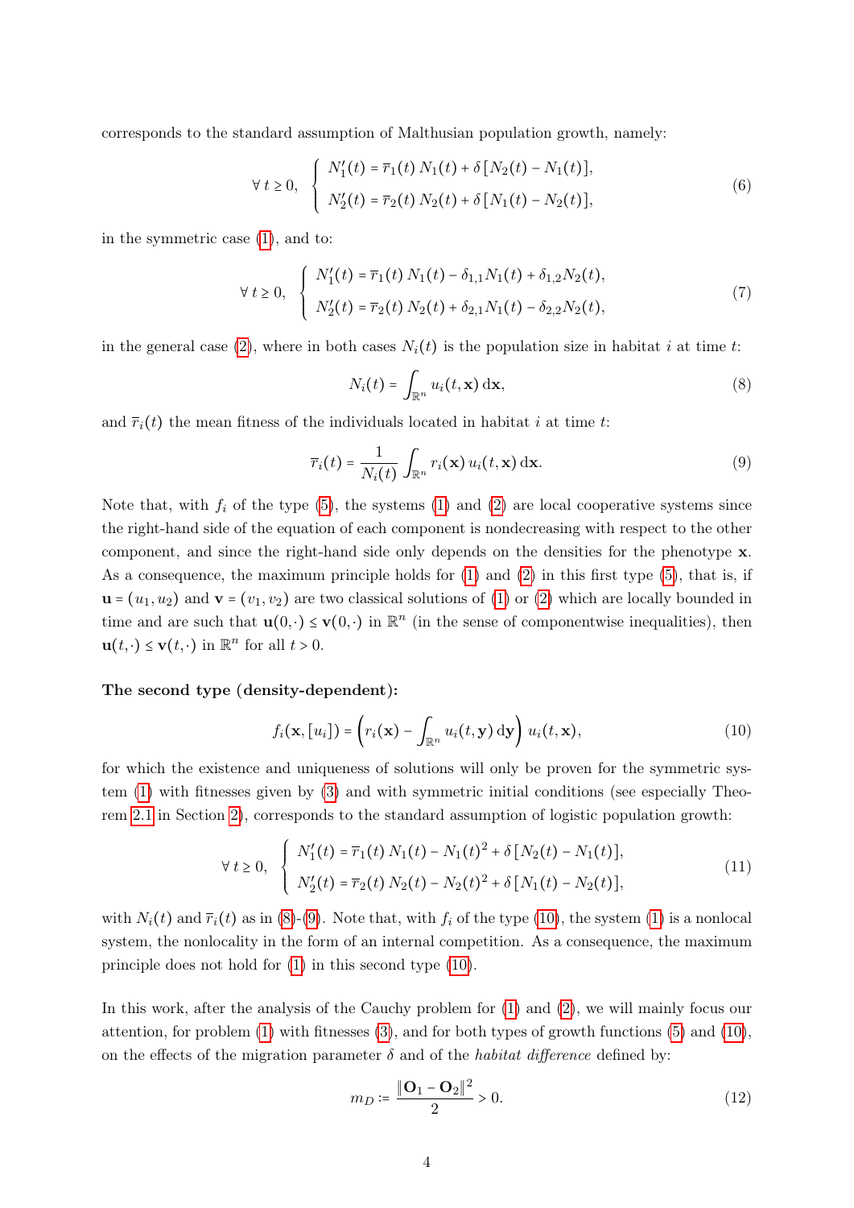corresponds to the standard assumption of Malthusian population growth, namely:

$$\forall\, t \geq 0, \quad \begin{cases} N_1'(t) = \overline{r}_1(t)\, N_1(t) + \delta\,[N_2(t) - N_1(t)], \\ N_2'(t) = \overline{r}_2(t)\, N_2(t) + \delta\,[N_1(t) - N_2(t)], \end{cases} \tag{6}$$

in the symmetric case (1), and to:

$$\forall\, t \geq 0, \quad \begin{cases} N_1'(t) = \overline{r}_1(t)\, N_1(t) - \delta_{1,1} N_1(t) + \delta_{1,2} N_2(t), \\ N_2'(t) = \overline{r}_2(t)\, N_2(t) + \delta_{2,1} N_1(t) - \delta_{2,2} N_2(t), \end{cases} \tag{7}$$

in the general case (2), where in both cases $N_i(t)$ is the population size in habitat $i$ at time $t$:

$$N_i(t) = \int_{\mathbb{R}^n} u_i(t, \mathbf{x})\, \mathrm{d}\mathbf{x}, \tag{8}$$

and $\overline{r}_i(t)$ the mean fitness of the individuals located in habitat $i$ at time $t$:

$$\overline{r}_i(t) = \frac{1}{N_i(t)} \int_{\mathbb{R}^n} r_i(\mathbf{x})\, u_i(t, \mathbf{x})\, \mathrm{d}\mathbf{x}. \tag{9}$$

Note that, with $f_i$ of the type (5), the systems (1) and (2) are local cooperative systems since the right-hand side of the equation of each component is nondecreasing with respect to the other component, and since the right-hand side only depends on the densities for the phenotype $\mathbf{x}$. As a consequence, the maximum principle holds for (1) and (2) in this first type (5), that is, if $\mathbf{u} = (u_1, u_2)$ and $\mathbf{v} = (v_1, v_2)$ are two classical solutions of (1) or (2) which are locally bounded in time and are such that $\mathbf{u}(0, \cdot) \leq \mathbf{v}(0, \cdot)$ in $\mathbb{R}^n$ (in the sense of componentwise inequalities), then $\mathbf{u}(t, \cdot) \leq \mathbf{v}(t, \cdot)$ in $\mathbb{R}^n$ for all $t > 0$.

**The second type (density-dependent):**

$$f_i(\mathbf{x}, [u_i]) = \left( r_i(\mathbf{x}) - \int_{\mathbb{R}^n} u_i(t, \mathbf{y})\, \mathrm{d}\mathbf{y} \right) u_i(t, \mathbf{x}), \tag{10}$$

for which the existence and uniqueness of solutions will only be proven for the symmetric system (1) with fitnesses given by (3) and with symmetric initial conditions (see especially Theorem 2.1 in Section 2), corresponds to the standard assumption of logistic population growth:

$$\forall\, t \geq 0, \quad \begin{cases} N_1'(t) = \overline{r}_1(t)\, N_1(t) - N_1(t)^2 + \delta\,[N_2(t) - N_1(t)], \\ N_2'(t) = \overline{r}_2(t)\, N_2(t) - N_2(t)^2 + \delta\,[N_1(t) - N_2(t)], \end{cases} \tag{11}$$

with $N_i(t)$ and $\overline{r}_i(t)$ as in (8)-(9). Note that, with $f_i$ of the type (10), the system (1) is a nonlocal system, the nonlocality in the form of an internal competition. As a consequence, the maximum principle does not hold for (1) in this second type (10).

In this work, after the analysis of the Cauchy problem for (1) and (2), we will mainly focus our attention, for problem (1) with fitnesses (3), and for both types of growth functions (5) and (10), on the effects of the migration parameter $\delta$ and of the *habitat difference* defined by:

$$m_D := \frac{\|\mathbf{O}_1 - \mathbf{O}_2\|^2}{2} > 0. \tag{12}$$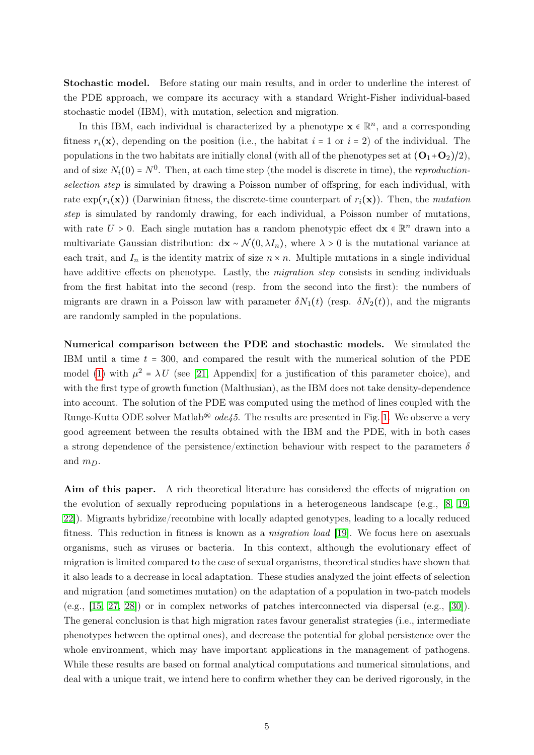**Stochastic model.** Before stating our main results, and in order to underline the interest of the PDE approach, we compare its accuracy with a standard Wright-Fisher individual-based stochastic model (IBM), with mutation, selection and migration.

In this IBM, each individual is characterized by a phenotype $\mathbf{x} \in \mathbb{R}^n$, and a corresponding fitness $r_i(\mathbf{x})$, depending on the position (i.e., the habitat $i = 1$ or $i = 2$) of the individual. The populations in the two habitats are initially clonal (with all of the phenotypes set at $(\mathbf{O}_1 + \mathbf{O}_2)/2$), and of size $N_i(0) = N^0$. Then, at each time step (the model is discrete in time), the *reproduction-selection step* is simulated by drawing a Poisson number of offspring, for each individual, with rate $\exp(r_i(\mathbf{x}))$ (Darwinian fitness, the discrete-time counterpart of $r_i(\mathbf{x})$). Then, the *mutation step* is simulated by randomly drawing, for each individual, a Poisson number of mutations, with rate $U > 0$. Each single mutation has a random phenotypic effect $\mathrm{d}\mathbf{x} \in \mathbb{R}^n$ drawn into a multivariate Gaussian distribution: $\mathrm{d}\mathbf{x} \sim \mathcal{N}(0, \lambda I_n)$, where $\lambda > 0$ is the mutational variance at each trait, and $I_n$ is the identity matrix of size $n \times n$. Multiple mutations in a single individual have additive effects on phenotype. Lastly, the *migration step* consists in sending individuals from the first habitat into the second (resp. from the second into the first): the numbers of migrants are drawn in a Poisson law with parameter $\delta N_1(t)$ (resp. $\delta N_2(t)$), and the migrants are randomly sampled in the populations.

**Numerical comparison between the PDE and stochastic models.** We simulated the IBM until a time $t = 300$, and compared the result with the numerical solution of the PDE model (1) with $\mu^2 = \lambda U$ (see [21, Appendix] for a justification of this parameter choice), and with the first type of growth function (Malthusian), as the IBM does not take density-dependence into account. The solution of the PDE was computed using the method of lines coupled with the Runge-Kutta ODE solver Matlab® *ode45*. The results are presented in Fig. 1. We observe a very good agreement between the results obtained with the IBM and the PDE, with in both cases a strong dependence of the persistence/extinction behaviour with respect to the parameters $\delta$ and $m_D$.

**Aim of this paper.** A rich theoretical literature has considered the effects of migration on the evolution of sexually reproducing populations in a heterogeneous landscape (e.g., [8, 19, 22]). Migrants hybridize/recombine with locally adapted genotypes, leading to a locally reduced fitness. This reduction in fitness is known as a *migration load* [19]. We focus here on asexuals organisms, such as viruses or bacteria. In this context, although the evolutionary effect of migration is limited compared to the case of sexual organisms, theoretical studies have shown that it also leads to a decrease in local adaptation. These studies analyzed the joint effects of selection and migration (and sometimes mutation) on the adaptation of a population in two-patch models (e.g., [15, 27, 28]) or in complex networks of patches interconnected via dispersal (e.g., [30]). The general conclusion is that high migration rates favour generalist strategies (i.e., intermediate phenotypes between the optimal ones), and decrease the potential for global persistence over the whole environment, which may have important applications in the management of pathogens. While these results are based on formal analytical computations and numerical simulations, and deal with a unique trait, we intend here to confirm whether they can be derived rigorously, in the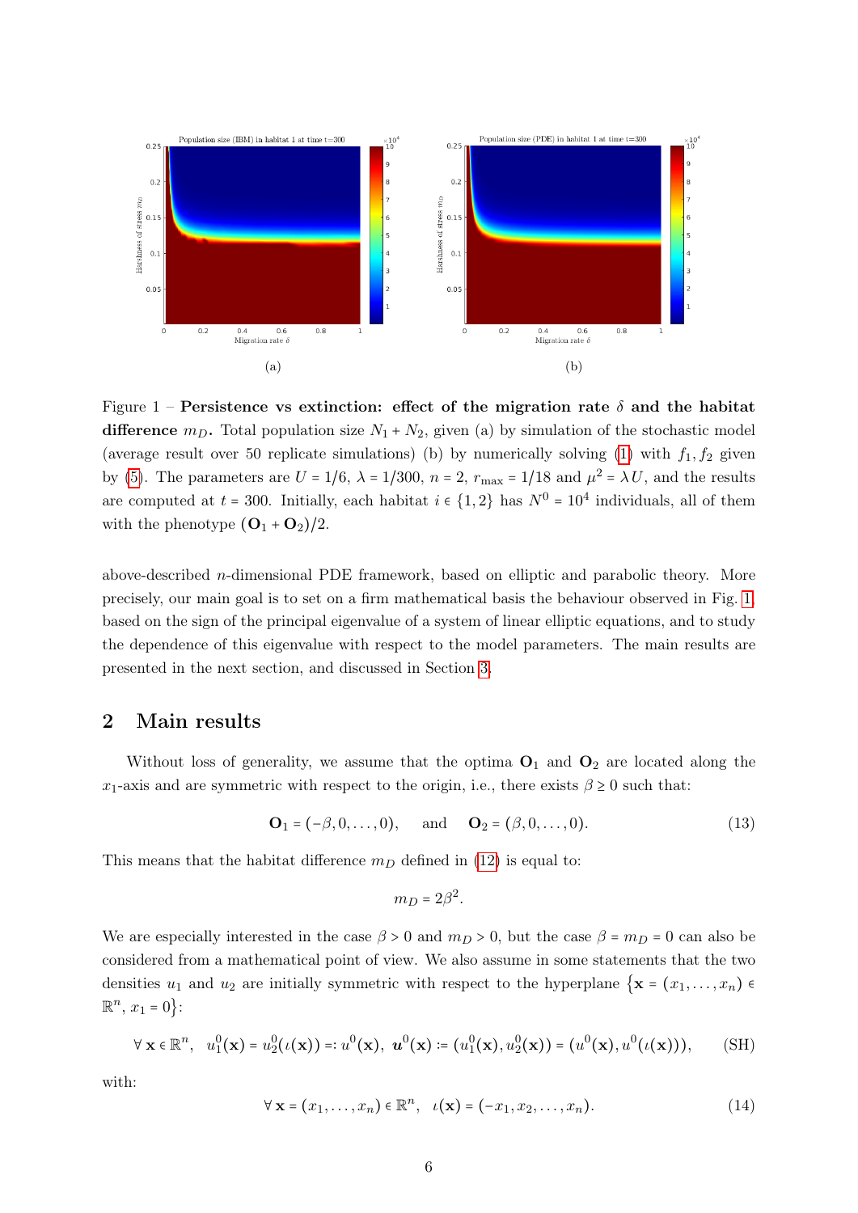Figure 1 – **Persistence vs extinction: effect of the migration rate $\delta$ and the habitat difference $m_D$.** Total population size $N_1 + N_2$, given (a) by simulation of the stochastic model (average result over 50 replicate simulations) (b) by numerically solving (1) with $f_1, f_2$ given by (5). The parameters are $U = 1/6$, $\lambda = 1/300$, $n = 2$, $r_{\max} = 1/18$ and $\mu^2 = \lambda U$, and the results are computed at $t = 300$. Initially, each habitat $i \in \{1,2\}$ has $N^0 = 10^4$ individuals, all of them with the phenotype $(\mathbf{O}_1 + \mathbf{O}_2)/2$.

above-described $n$-dimensional PDE framework, based on elliptic and parabolic theory. More precisely, our main goal is to set on a firm mathematical basis the behaviour observed in Fig. 1, based on the sign of the principal eigenvalue of a system of linear elliptic equations, and to study the dependence of this eigenvalue with respect to the model parameters. The main results are presented in the next section, and discussed in Section 3.

## 2 Main results

Without loss of generality, we assume that the optima $\mathbf{O}_1$ and $\mathbf{O}_2$ are located along the $x_1$-axis and are symmetric with respect to the origin, i.e., there exists $\beta \geq 0$ such that:

$$\mathbf{O}_1 = (-\beta, 0, \ldots, 0), \quad \text{and} \quad \mathbf{O}_2 = (\beta, 0, \ldots, 0). \tag{13}$$

This means that the habitat difference $m_D$ defined in (12) is equal to:

$$m_D = 2\beta^2.$$

We are especially interested in the case $\beta > 0$ and $m_D > 0$, but the case $\beta = m_D = 0$ can also be considered from a mathematical point of view. We also assume in some statements that the two densities $u_1$ and $u_2$ are initially symmetric with respect to the hyperplane $\{\mathbf{x} = (x_1, \ldots, x_n) \in \mathbb{R}^n, \, x_1 = 0\}$:

$$\forall \, \mathbf{x} \in \mathbb{R}^n, \quad u_1^0(\mathbf{x}) = u_2^0(\iota(\mathbf{x})) =: u^0(\mathbf{x}), \; \mathbf{u}^0(\mathbf{x}) := (u_1^0(\mathbf{x}), u_2^0(\mathbf{x})) = (u^0(\mathbf{x}), u^0(\iota(\mathbf{x}))), \tag{SH}$$

with:

$$\forall \, \mathbf{x} = (x_1, \ldots, x_n) \in \mathbb{R}^n, \quad \iota(\mathbf{x}) = (-x_1, x_2, \ldots, x_n). \tag{14}$$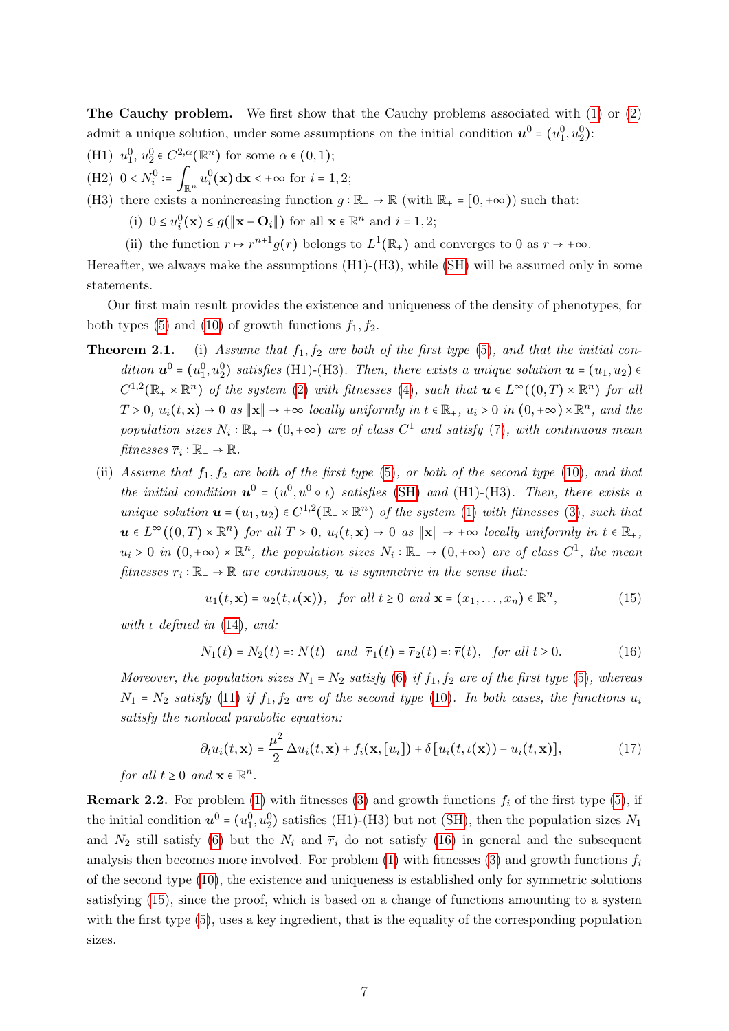**The Cauchy problem.** We first show that the Cauchy problems associated with (1) or (2) admit a unique solution, under some assumptions on the initial condition $\boldsymbol{u}^0 = (u_1^0, u_2^0)$:

(H1) $u_1^0$, $u_2^0 \in C^{2,\alpha}(\mathbb{R}^n)$ for some $\alpha \in (0,1)$;

(H2) $0 < N_i^0 := \displaystyle\int_{\mathbb{R}^n} u_i^0(\mathbf{x})\,\mathrm{d}\mathbf{x} < +\infty$ for $i = 1, 2$;

(H3) there exists a nonincreasing function $g : \mathbb{R}_+ \to \mathbb{R}$ (with $\mathbb{R}_+ = [0, +\infty)$) such that:

- (i) $0 \le u_i^0(\mathbf{x}) \le g(\|\mathbf{x} - \mathbf{O}_i\|)$ for all $\mathbf{x} \in \mathbb{R}^n$ and $i = 1, 2$;
- (ii) the function $r \mapsto r^{n+1} g(r)$ belongs to $L^1(\mathbb{R}_+)$ and converges to 0 as $r \to +\infty$.

Hereafter, we always make the assumptions (H1)-(H3), while (SH) will be assumed only in some statements.

Our first main result provides the existence and uniqueness of the density of phenotypes, for both types (5) and (10) of growth functions $f_1, f_2$.

**Theorem 2.1.** (i) *Assume that $f_1, f_2$ are both of the first type (5), and that the initial condition $\boldsymbol{u}^0 = (u_1^0, u_2^0)$ satisfies (H1)-(H3). Then, there exists a unique solution $\boldsymbol{u} = (u_1, u_2) \in C^{1,2}(\mathbb{R}_+ \times \mathbb{R}^n)$ of the system (2) with fitnesses (4), such that $\boldsymbol{u} \in L^\infty((0,T) \times \mathbb{R}^n)$ for all $T > 0$, $u_i(t, \mathbf{x}) \to 0$ as $\|\mathbf{x}\| \to +\infty$ locally uniformly in $t \in \mathbb{R}_+$, $u_i > 0$ in $(0, +\infty) \times \mathbb{R}^n$, and the population sizes $N_i : \mathbb{R}_+ \to (0, +\infty)$ are of class $C^1$ and satisfy (7), with continuous mean fitnesses $\overline{r}_i : \mathbb{R}_+ \to \mathbb{R}$.*

(ii) *Assume that $f_1, f_2$ are both of the first type (5), or both of the second type (10), and that the initial condition $\boldsymbol{u}^0 = (u^0, u^0 \circ \iota)$ satisfies (SH) and (H1)-(H3). Then, there exists a unique solution $\boldsymbol{u} = (u_1, u_2) \in C^{1,2}(\mathbb{R}_+ \times \mathbb{R}^n)$ of the system (1) with fitnesses (3), such that $\boldsymbol{u} \in L^\infty((0,T) \times \mathbb{R}^n)$ for all $T > 0$, $u_i(t, \mathbf{x}) \to 0$ as $\|\mathbf{x}\| \to +\infty$ locally uniformly in $t \in \mathbb{R}_+$, $u_i > 0$ in $(0, +\infty) \times \mathbb{R}^n$, the population sizes $N_i : \mathbb{R}_+ \to (0, +\infty)$ are of class $C^1$, the mean fitnesses $\overline{r}_i : \mathbb{R}_+ \to \mathbb{R}$ are continuous, $\boldsymbol{u}$ is symmetric in the sense that:*

$$u_1(t, \mathbf{x}) = u_2(t, \iota(\mathbf{x})), \quad \text{for all } t \ge 0 \text{ and } \mathbf{x} = (x_1, \dots, x_n) \in \mathbb{R}^n, \tag{15}$$

*with $\iota$ defined in (14), and:*

$$N_1(t) = N_2(t) =: N(t) \quad \text{and} \quad \overline{r}_1(t) = \overline{r}_2(t) =: \overline{r}(t), \quad \text{for all } t \ge 0. \tag{16}$$

*Moreover, the population sizes $N_1 = N_2$ satisfy (6) if $f_1, f_2$ are of the first type (5), whereas $N_1 = N_2$ satisfy (11) if $f_1, f_2$ are of the second type (10). In both cases, the functions $u_i$ satisfy the nonlocal parabolic equation:*

$$\partial_t u_i(t, \mathbf{x}) = \frac{\mu^2}{2} \Delta u_i(t, \mathbf{x}) + f_i(\mathbf{x}, [u_i]) + \delta\big[u_i(t, \iota(\mathbf{x})) - u_i(t, \mathbf{x})\big], \tag{17}$$

*for all $t \ge 0$ and $\mathbf{x} \in \mathbb{R}^n$.*

**Remark 2.2.** For problem (1) with fitnesses (3) and growth functions $f_i$ of the first type (5), if the initial condition $\boldsymbol{u}^0 = (u_1^0, u_2^0)$ satisfies (H1)-(H3) but not (SH), then the population sizes $N_1$ and $N_2$ still satisfy (6) but the $N_i$ and $\overline{r}_i$ do not satisfy (16) in general and the subsequent analysis then becomes more involved. For problem (1) with fitnesses (3) and growth functions $f_i$ of the second type (10), the existence and uniqueness is established only for symmetric solutions satisfying (15), since the proof, which is based on a change of functions amounting to a system with the first type (5), uses a key ingredient, that is the equality of the corresponding population sizes.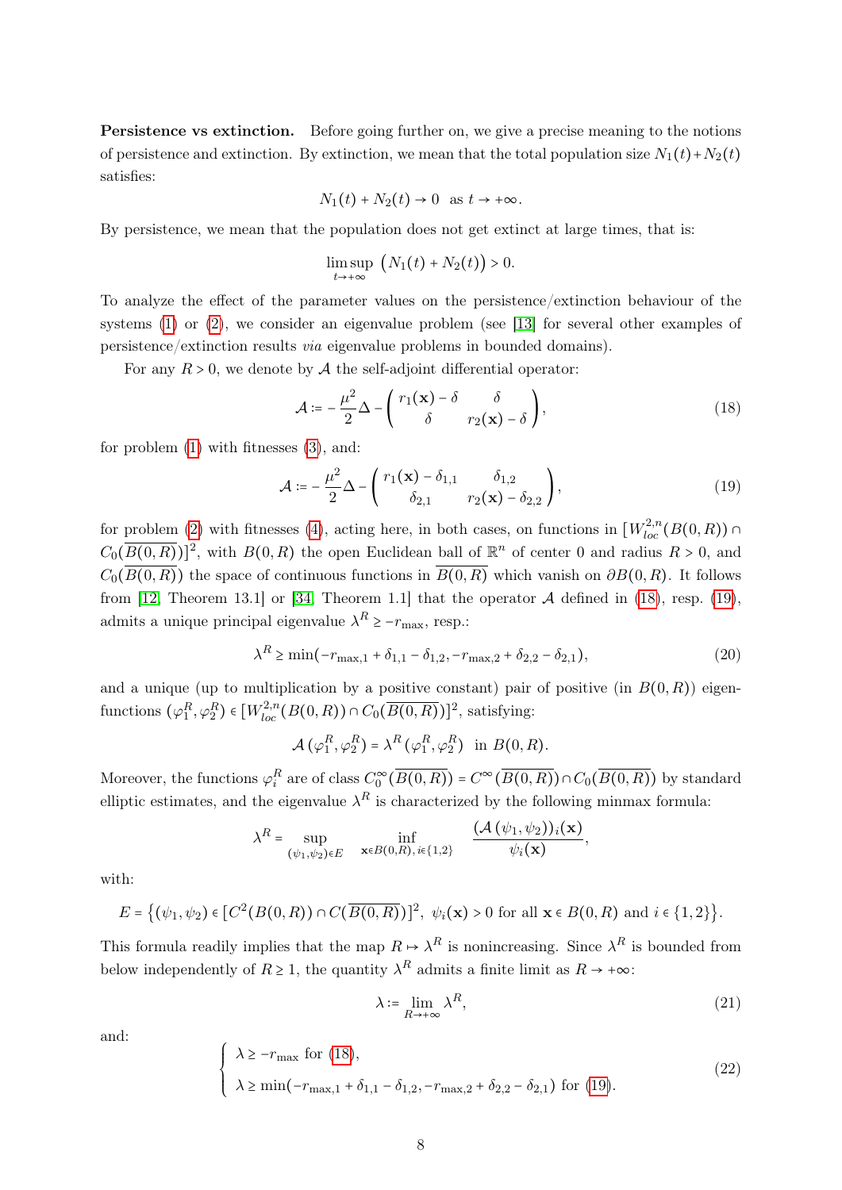**Persistence vs extinction.** Before going further on, we give a precise meaning to the notions of persistence and extinction. By extinction, we mean that the total population size $N_1(t)+N_2(t)$ satisfies:

$$N_1(t) + N_2(t) \to 0 \ \text{ as } t \to +\infty.$$

By persistence, we mean that the population does not get extinct at large times, that is:

$$\limsup_{t\to+\infty} \big(N_1(t) + N_2(t)\big) > 0.$$

To analyze the effect of the parameter values on the persistence/extinction behaviour of the systems (1) or (2), we consider an eigenvalue problem (see [13] for several other examples of persistence/extinction results *via* eigenvalue problems in bounded domains).

For any $R > 0$, we denote by $\mathcal{A}$ the self-adjoint differential operator:

$$\mathcal{A} := -\frac{\mu^2}{2}\Delta - \begin{pmatrix} r_1(\mathbf{x}) - \delta & \delta \\ \delta & r_2(\mathbf{x}) - \delta \end{pmatrix}, \tag{18}$$

for problem (1) with fitnesses (3), and:

$$\mathcal{A} := -\frac{\mu^2}{2}\Delta - \begin{pmatrix} r_1(\mathbf{x}) - \delta_{1,1} & \delta_{1,2} \\ \delta_{2,1} & r_2(\mathbf{x}) - \delta_{2,2} \end{pmatrix}, \tag{19}$$

for problem (2) with fitnesses (4), acting here, in both cases, on functions in $[W^{2,n}_{loc}(B(0,R)) \cap C_0(\overline{B(0,R)})]^2$, with $B(0,R)$ the open Euclidean ball of $\mathbb{R}^n$ of center 0 and radius $R > 0$, and $C_0(\overline{B(0,R)})$ the space of continuous functions in $\overline{B(0,R)}$ which vanish on $\partial B(0,R)$. It follows from [12, Theorem 13.1] or [34, Theorem 1.1] that the operator $\mathcal{A}$ defined in (18), resp. (19), admits a unique principal eigenvalue $\lambda^R \geq -r_{\max}$, resp.:

$$\lambda^R \geq \min(-r_{\max,1} + \delta_{1,1} - \delta_{1,2}, -r_{\max,2} + \delta_{2,2} - \delta_{2,1}), \tag{20}$$

and a unique (up to multiplication by a positive constant) pair of positive (in $B(0,R)$) eigenfunctions $(\varphi_1^R, \varphi_2^R) \in [W^{2,n}_{loc}(B(0,R)) \cap C_0(\overline{B(0,R)})]^2$, satisfying:

$$\mathcal{A}\,(\varphi_1^R, \varphi_2^R) = \lambda^R\,(\varphi_1^R, \varphi_2^R) \ \text{ in } B(0,R).$$

Moreover, the functions $\varphi_i^R$ are of class $C_0^\infty(\overline{B(0,R)}) = C^\infty(\overline{B(0,R)}) \cap C_0(\overline{B(0,R)})$ by standard elliptic estimates, and the eigenvalue $\lambda^R$ is characterized by the following minmax formula:

$$\lambda^R = \sup_{(\psi_1,\psi_2)\in E} \ \inf_{\mathbf{x}\in B(0,R),\, i\in\{1,2\}} \ \frac{(\mathcal{A}\,(\psi_1,\psi_2))_i(\mathbf{x})}{\psi_i(\mathbf{x})},$$

with:

$$E = \big\{(\psi_1,\psi_2) \in [C^2(B(0,R)) \cap C(\overline{B(0,R)})]^2,\ \psi_i(\mathbf{x}) > 0 \text{ for all } \mathbf{x} \in B(0,R) \text{ and } i \in \{1,2\}\big\}.$$

This formula readily implies that the map $R \mapsto \lambda^R$ is nonincreasing. Since $\lambda^R$ is bounded from below independently of $R \geq 1$, the quantity $\lambda^R$ admits a finite limit as $R \to +\infty$:

$$\lambda := \lim_{R\to+\infty} \lambda^R, \tag{21}$$

and:

$$\begin{cases} \lambda \geq -r_{\max} \text{ for (18)}, \\ \lambda \geq \min(-r_{\max,1} + \delta_{1,1} - \delta_{1,2}, -r_{\max,2} + \delta_{2,2} - \delta_{2,1}) \text{ for (19)}. \end{cases} \tag{22}$$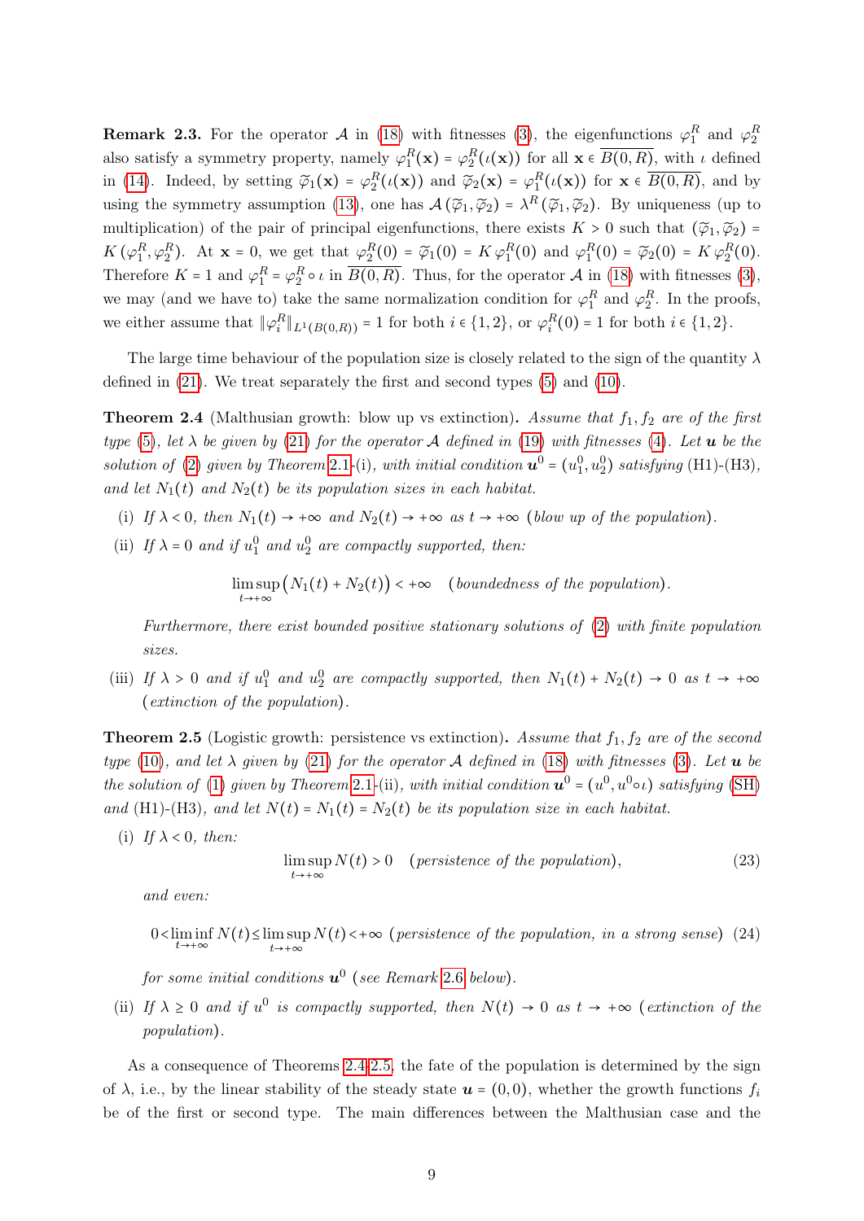**Remark 2.3.** For the operator $\mathcal{A}$ in (18) with fitnesses (3), the eigenfunctions $\varphi_1^R$ and $\varphi_2^R$ also satisfy a symmetry property, namely $\varphi_1^R(\mathbf{x}) = \varphi_2^R(\iota(\mathbf{x}))$ for all $\mathbf{x} \in \overline{B(0,R)}$, with $\iota$ defined in (14). Indeed, by setting $\widetilde{\varphi}_1(\mathbf{x}) = \varphi_2^R(\iota(\mathbf{x}))$ and $\widetilde{\varphi}_2(\mathbf{x}) = \varphi_1^R(\iota(\mathbf{x}))$ for $\mathbf{x} \in \overline{B(0,R)}$, and by using the symmetry assumption (13), one has $\mathcal{A}(\widetilde{\varphi}_1, \widetilde{\varphi}_2) = \lambda^R(\widetilde{\varphi}_1, \widetilde{\varphi}_2)$. By uniqueness (up to multiplication) of the pair of principal eigenfunctions, there exists $K > 0$ such that $(\widetilde{\varphi}_1, \widetilde{\varphi}_2) = K(\varphi_1^R, \varphi_2^R)$. At $\mathbf{x} = 0$, we get that $\varphi_2^R(0) = \widetilde{\varphi}_1(0) = K\varphi_1^R(0)$ and $\varphi_1^R(0) = \widetilde{\varphi}_2(0) = K\varphi_2^R(0)$. Therefore $K = 1$ and $\varphi_1^R = \varphi_2^R \circ \iota$ in $\overline{B(0,R)}$. Thus, for the operator $\mathcal{A}$ in (18) with fitnesses (3), we may (and we have to) take the same normalization condition for $\varphi_1^R$ and $\varphi_2^R$. In the proofs, we either assume that $\|\varphi_i^R\|_{L^1(B(0,R))} = 1$ for both $i \in \{1,2\}$, or $\varphi_i^R(0) = 1$ for both $i \in \{1,2\}$.

The large time behaviour of the population size is closely related to the sign of the quantity $\lambda$ defined in (21). We treat separately the first and second types (5) and (10).

**Theorem 2.4** (Malthusian growth: blow up vs extinction)**.** *Assume that $f_1, f_2$ are of the first type (5), let $\lambda$ be given by (21) for the operator $\mathcal{A}$ defined in (19) with fitnesses (4). Let $\boldsymbol{u}$ be the solution of (2) given by Theorem 2.1-(i), with initial condition $\boldsymbol{u}^0 = (u_1^0, u_2^0)$ satisfying* (H1)-(H3)*, and let $N_1(t)$ and $N_2(t)$ be its population sizes in each habitat.*

- (i) *If $\lambda < 0$, then $N_1(t) \to +\infty$ and $N_2(t) \to +\infty$ as $t \to +\infty$ (blow up of the population).*
- (ii) *If $\lambda = 0$ and if $u_1^0$ and $u_2^0$ are compactly supported, then:*

$$\limsup_{t\to+\infty} \big(N_1(t) + N_2(t)\big) < +\infty \quad (\textit{boundedness of the population}).$$

  *Furthermore, there exist bounded positive stationary solutions of (2) with finite population sizes.*
- (iii) *If $\lambda > 0$ and if $u_1^0$ and $u_2^0$ are compactly supported, then $N_1(t) + N_2(t) \to 0$ as $t \to +\infty$ (extinction of the population).*

**Theorem 2.5** (Logistic growth: persistence vs extinction)**.** *Assume that $f_1, f_2$ are of the second type (10), and let $\lambda$ given by (21) for the operator $\mathcal{A}$ defined in (18) with fitnesses (3). Let $\boldsymbol{u}$ be the solution of (1) given by Theorem 2.1-(ii), with initial condition $\boldsymbol{u}^0 = (u^0, u^0 \circ \iota)$ satisfying* (SH) *and* (H1)-(H3)*, and let $N(t) = N_1(t) = N_2(t)$ be its population size in each habitat.*

- (i) *If $\lambda < 0$, then:*

$$\limsup_{t\to+\infty} N(t) > 0 \quad (\textit{persistence of the population}), \tag{23}$$

  *and even:*

$$0 < \liminf_{t\to+\infty} N(t) \le \limsup_{t\to+\infty} N(t) < +\infty \ (\textit{persistence of the population, in a strong sense}) \tag{24}$$

  *for some initial conditions $\boldsymbol{u}^0$ (see Remark 2.6 below).*
- (ii) *If $\lambda \ge 0$ and if $u^0$ is compactly supported, then $N(t) \to 0$ as $t \to +\infty$ (extinction of the population).*

As a consequence of Theorems 2.4-2.5, the fate of the population is determined by the sign of $\lambda$, i.e., by the linear stability of the steady state $\boldsymbol{u} = (0,0)$, whether the growth functions $f_i$ be of the first or second type. The main differences between the Malthusian case and the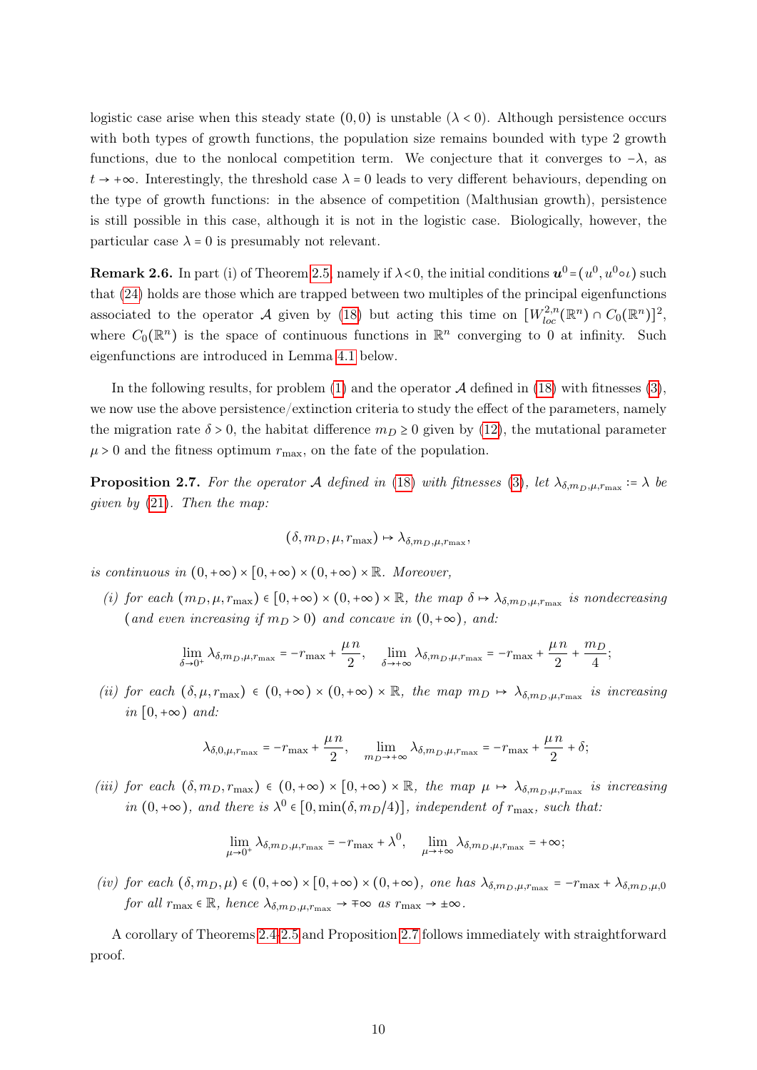logistic case arise when this steady state $(0,0)$ is unstable ($\lambda < 0$). Although persistence occurs with both types of growth functions, the population size remains bounded with type 2 growth functions, due to the nonlocal competition term. We conjecture that it converges to $-\lambda$, as $t \to +\infty$. Interestingly, the threshold case $\lambda = 0$ leads to very different behaviours, depending on the type of growth functions: in the absence of competition (Malthusian growth), persistence is still possible in this case, although it is not in the logistic case. Biologically, however, the particular case $\lambda = 0$ is presumably not relevant.

**Remark 2.6.** In part (i) of Theorem 2.5, namely if $\lambda<0$, the initial conditions $\boldsymbol{u}^0 = (u^0, u^0 \circ \iota)$ such that (24) holds are those which are trapped between two multiples of the principal eigenfunctions associated to the operator $\mathcal{A}$ given by (18) but acting this time on $[W^{2,n}_{loc}(\mathbb{R}^n) \cap C_0(\mathbb{R}^n)]^2$, where $C_0(\mathbb{R}^n)$ is the space of continuous functions in $\mathbb{R}^n$ converging to 0 at infinity. Such eigenfunctions are introduced in Lemma 4.1 below.

In the following results, for problem (1) and the operator $\mathcal{A}$ defined in (18) with fitnesses (3), we now use the above persistence/extinction criteria to study the effect of the parameters, namely the migration rate $\delta > 0$, the habitat difference $m_D \geq 0$ given by (12), the mutational parameter $\mu > 0$ and the fitness optimum $r_{\max}$, on the fate of the population.

**Proposition 2.7.** *For the operator $\mathcal{A}$ defined in (18) with fitnesses (3), let $\lambda_{\delta,m_D,\mu,r_{\max}} := \lambda$ be given by (21). Then the map:*

$$(\delta, m_D, \mu, r_{\max}) \mapsto \lambda_{\delta,m_D,\mu,r_{\max}},$$

*is continuous in $(0,+\infty) \times [0,+\infty) \times (0,+\infty) \times \mathbb{R}$. Moreover,*

*(i) for each $(m_D, \mu, r_{\max}) \in [0,+\infty) \times (0,+\infty) \times \mathbb{R}$, the map $\delta \mapsto \lambda_{\delta,m_D,\mu,r_{\max}}$ is nondecreasing (and even increasing if $m_D > 0$) and concave in $(0,+\infty)$, and:*

$$\lim_{\delta \to 0^+} \lambda_{\delta,m_D,\mu,r_{\max}} = -r_{\max} + \frac{\mu n}{2}, \quad \lim_{\delta \to +\infty} \lambda_{\delta,m_D,\mu,r_{\max}} = -r_{\max} + \frac{\mu n}{2} + \frac{m_D}{4};$$

*(ii) for each $(\delta, \mu, r_{\max}) \in (0,+\infty) \times (0,+\infty) \times \mathbb{R}$, the map $m_D \mapsto \lambda_{\delta,m_D,\mu,r_{\max}}$ is increasing in $[0,+\infty)$ and:*

$$\lambda_{\delta,0,\mu,r_{\max}} = -r_{\max} + \frac{\mu n}{2}, \quad \lim_{m_D \to +\infty} \lambda_{\delta,m_D,\mu,r_{\max}} = -r_{\max} + \frac{\mu n}{2} + \delta;$$

*(iii) for each $(\delta, m_D, r_{\max}) \in (0,+\infty) \times [0,+\infty) \times \mathbb{R}$, the map $\mu \mapsto \lambda_{\delta,m_D,\mu,r_{\max}}$ is increasing in $(0,+\infty)$, and there is $\lambda^0 \in [0, \min(\delta, m_D/4)]$, independent of $r_{\max}$, such that:*

$$\lim_{\mu \to 0^+} \lambda_{\delta,m_D,\mu,r_{\max}} = -r_{\max} + \lambda^0, \quad \lim_{\mu \to +\infty} \lambda_{\delta,m_D,\mu,r_{\max}} = +\infty;$$

*(iv) for each $(\delta, m_D, \mu) \in (0,+\infty) \times [0,+\infty) \times (0,+\infty)$, one has $\lambda_{\delta,m_D,\mu,r_{\max}} = -r_{\max} + \lambda_{\delta,m_D,\mu,0}$ for all $r_{\max} \in \mathbb{R}$, hence $\lambda_{\delta,m_D,\mu,r_{\max}} \to \mp\infty$ as $r_{\max} \to \pm\infty$.*

A corollary of Theorems 2.4-2.5 and Proposition 2.7 follows immediately with straightforward proof.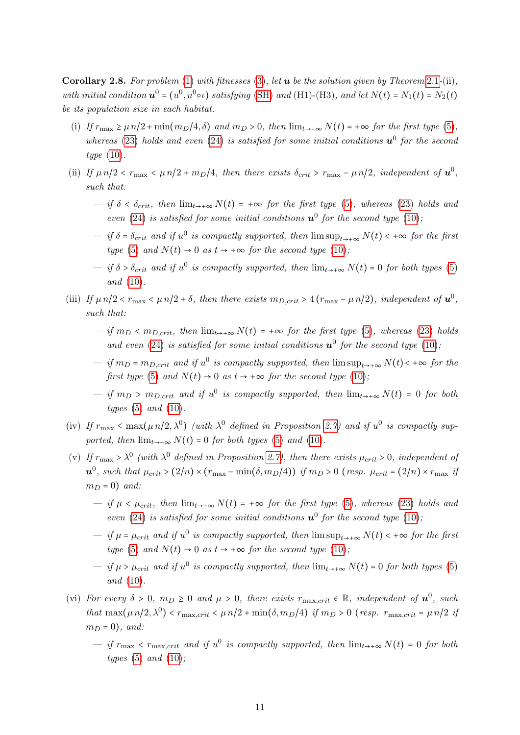**Corollary 2.8.** *For problem (1) with fitnesses (3), let $\boldsymbol{u}$ be the solution given by Theorem 2.1-(ii), with initial condition $\boldsymbol{u}^0 = (u^0, u^0 \circ \iota)$ satisfying (SH) and (H1)-(H3), and let $N(t) = N_1(t) = N_2(t)$ be its population size in each habitat.*

(i) *If $r_{\max} \geq \mu\, n/2 + \min(m_D/4, \delta)$ and $m_D > 0$, then $\lim_{t\to+\infty} N(t) = +\infty$ for the first type (5), whereas (23) holds and even (24) is satisfied for some initial conditions $\boldsymbol{u}^0$ for the second type (10).*

(ii) *If $\mu\, n/2 < r_{\max} < \mu\, n/2 + m_D/4$, then there exists $\delta_{crit} > r_{\max} - \mu\, n/2$, independent of $\boldsymbol{u}^0$, such that:*

- *if $\delta < \delta_{crit}$, then $\lim_{t\to+\infty} N(t) = +\infty$ for the first type (5), whereas (23) holds and even (24) is satisfied for some initial conditions $\boldsymbol{u}^0$ for the second type (10);*
- *if $\delta = \delta_{crit}$ and if $u^0$ is compactly supported, then $\limsup_{t\to+\infty} N(t) < +\infty$ for the first type (5) and $N(t) \to 0$ as $t \to +\infty$ for the second type (10);*
- *if $\delta > \delta_{crit}$ and if $u^0$ is compactly supported, then $\lim_{t\to+\infty} N(t) = 0$ for both types (5) and (10).*

(iii) *If $\mu\, n/2 < r_{\max} < \mu\, n/2 + \delta$, then there exists $m_{D,crit} > 4\,(r_{\max} - \mu\, n/2)$, independent of $\boldsymbol{u}^0$, such that:*

- *if $m_D < m_{D,crit}$, then $\lim_{t\to+\infty} N(t) = +\infty$ for the first type (5), whereas (23) holds and even (24) is satisfied for some initial conditions $\boldsymbol{u}^0$ for the second type (10);*
- *if $m_D = m_{D,crit}$ and if $u^0$ is compactly supported, then $\limsup_{t\to+\infty} N(t) < +\infty$ for the first type (5) and $N(t) \to 0$ as $t \to +\infty$ for the second type (10);*
- *if $m_D > m_{D,crit}$ and if $u^0$ is compactly supported, then $\lim_{t\to+\infty} N(t) = 0$ for both types (5) and (10).*

(iv) *If $r_{\max} \leq \max(\mu\, n/2, \lambda^0)$ (with $\lambda^0$ defined in Proposition 2.7) and if $u^0$ is compactly supported, then $\lim_{t\to+\infty} N(t) = 0$ for both types (5) and (10).*

(v) *If $r_{\max} > \lambda^0$ (with $\lambda^0$ defined in Proposition 2.7), then there exists $\mu_{crit} > 0$, independent of $\boldsymbol{u}^0$, such that $\mu_{crit} > (2/n) \times (r_{\max} - \min(\delta, m_D/4))$ if $m_D > 0$ (resp. $\mu_{crit} = (2/n) \times r_{\max}$ if $m_D = 0$) and:*

- *if $\mu < \mu_{crit}$, then $\lim_{t\to+\infty} N(t) = +\infty$ for the first type (5), whereas (23) holds and even (24) is satisfied for some initial conditions $\boldsymbol{u}^0$ for the second type (10);*
- *if $\mu = \mu_{crit}$ and if $u^0$ is compactly supported, then $\limsup_{t\to+\infty} N(t) < +\infty$ for the first type (5) and $N(t) \to 0$ as $t \to +\infty$ for the second type (10);*
- *if $\mu > \mu_{crit}$ and if $u^0$ is compactly supported, then $\lim_{t\to+\infty} N(t) = 0$ for both types (5) and (10).*

(vi) *For every $\delta > 0$, $m_D \geq 0$ and $\mu > 0$, there exists $r_{\max,crit} \in \mathbb{R}$, independent of $\boldsymbol{u}^0$, such that $\max(\mu\, n/2, \lambda^0) < r_{\max,crit} < \mu\, n/2 + \min(\delta, m_D/4)$ if $m_D > 0$ (resp. $r_{\max,crit} = \mu\, n/2$ if $m_D = 0$), and:*

- *if $r_{\max} < r_{\max,crit}$ and if $u^0$ is compactly supported, then $\lim_{t\to+\infty} N(t) = 0$ for both types (5) and (10);*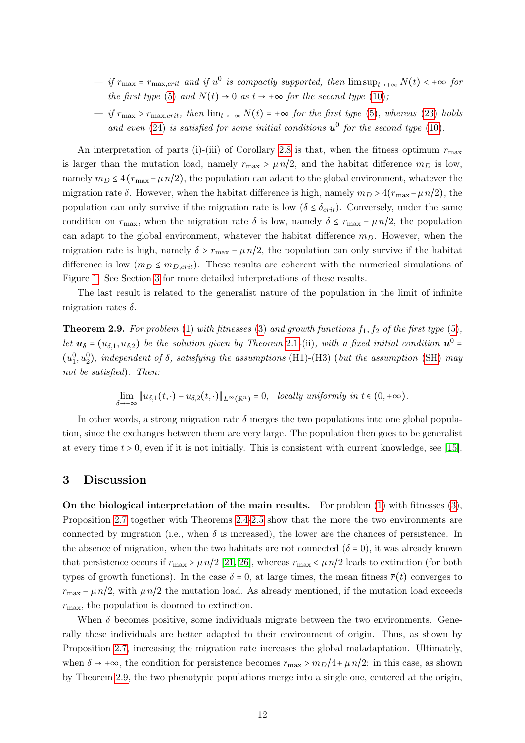- *if* $r_{\max} = r_{\max,crit}$ *and if* $u^0$ *is compactly supported, then* $\limsup_{t\to+\infty} N(t) < +\infty$ *for the first type* (5) *and* $N(t) \to 0$ *as* $t \to +\infty$ *for the second type* (10)*;*
- *if* $r_{\max} > r_{\max,crit}$*, then* $\lim_{t\to+\infty} N(t) = +\infty$ *for the first type* (5)*, whereas* (23) *holds and even* (24) *is satisfied for some initial conditions* $\boldsymbol{u}^0$ *for the second type* (10)*.*

An interpretation of parts (i)-(iii) of Corollary 2.8 is that, when the fitness optimum $r_{\max}$ is larger than the mutation load, namely $r_{\max} > \mu\, n/2$, and the habitat difference $m_D$ is low, namely $m_D \le 4\,(r_{\max} - \mu\, n/2)$, the population can adapt to the global environment, whatever the migration rate $\delta$. However, when the habitat difference is high, namely $m_D > 4(r_{\max} - \mu\, n/2)$, the population can only survive if the migration rate is low ($\delta \le \delta_{crit}$). Conversely, under the same condition on $r_{\max}$, when the migration rate $\delta$ is low, namely $\delta \le r_{\max} - \mu\, n/2$, the population can adapt to the global environment, whatever the habitat difference $m_D$. However, when the migration rate is high, namely $\delta > r_{\max} - \mu\, n/2$, the population can only survive if the habitat difference is low ($m_D \le m_{D,crit}$). These results are coherent with the numerical simulations of Figure 1. See Section 3 for more detailed interpretations of these results.

The last result is related to the generalist nature of the population in the limit of infinite migration rates $\delta$.

**Theorem 2.9.** *For problem* (1) *with fitnesses* (3) *and growth functions* $f_1, f_2$ *of the first type* (5)*, let* $\boldsymbol{u}_\delta = (u_{\delta,1}, u_{\delta,2})$ *be the solution given by Theorem* 2.1*-(ii), with a fixed initial condition* $\boldsymbol{u}^0 = (u_1^0, u_2^0)$*, independent of* $\delta$*, satisfying the assumptions* (H1)-(H3) (*but the assumption* (SH) *may not be satisfied*)*. Then:*

$$\lim_{\delta\to+\infty} \|u_{\delta,1}(t,\cdot) - u_{\delta,2}(t,\cdot)\|_{L^\infty(\mathbb{R}^n)} = 0, \quad \textit{locally uniformly in } t \in (0,+\infty).$$

In other words, a strong migration rate $\delta$ merges the two populations into one global population, since the exchanges between them are very large. The population then goes to be generalist at every time $t > 0$, even if it is not initially. This is consistent with current knowledge, see [15].

# 3 Discussion

**On the biological interpretation of the main results.** For problem (1) with fitnesses (3), Proposition 2.7 together with Theorems 2.4-2.5 show that the more the two environments are connected by migration (i.e., when $\delta$ is increased), the lower are the chances of persistence. In the absence of migration, when the two habitats are not connected ($\delta = 0$), it was already known that persistence occurs if $r_{\max} > \mu\, n/2$ [21, 26], whereas $r_{\max} < \mu\, n/2$ leads to extinction (for both types of growth functions). In the case $\delta = 0$, at large times, the mean fitness $\overline{r}(t)$ converges to $r_{\max} - \mu\, n/2$, with $\mu\, n/2$ the mutation load. As already mentioned, if the mutation load exceeds $r_{\max}$, the population is doomed to extinction.

When $\delta$ becomes positive, some individuals migrate between the two environments. Generally these individuals are better adapted to their environment of origin. Thus, as shown by Proposition 2.7, increasing the migration rate increases the global maladaptation. Ultimately, when $\delta \to +\infty$, the condition for persistence becomes $r_{\max} > m_D/4 + \mu\, n/2$: in this case, as shown by Theorem 2.9, the two phenotypic populations merge into a single one, centered at the origin,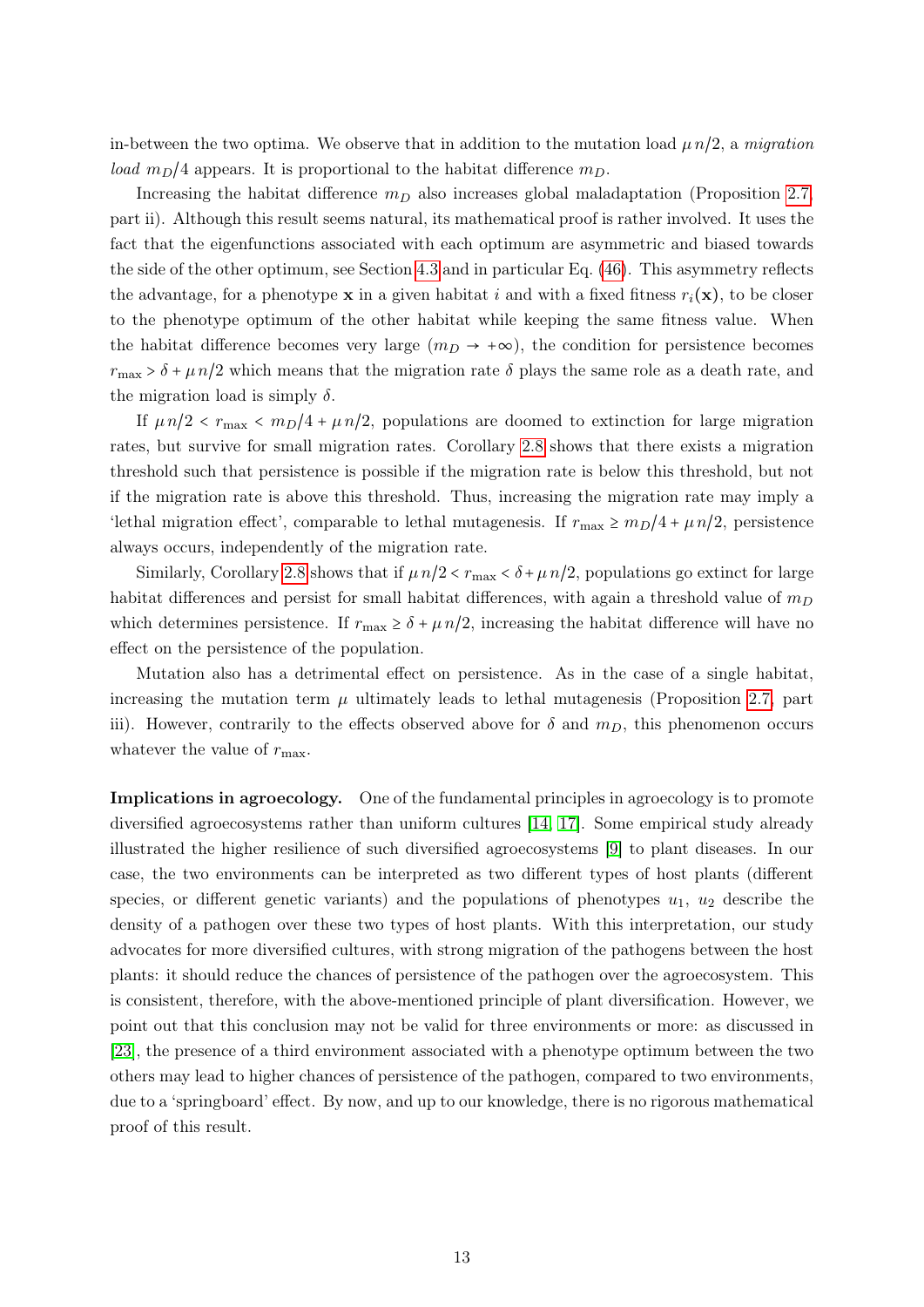in-between the two optima. We observe that in addition to the mutation load $\mu\, n/2$, a *migration load* $m_D/4$ appears. It is proportional to the habitat difference $m_D$.

Increasing the habitat difference $m_D$ also increases global maladaptation (Proposition 2.7, part ii). Although this result seems natural, its mathematical proof is rather involved. It uses the fact that the eigenfunctions associated with each optimum are asymmetric and biased towards the side of the other optimum, see Section 4.3 and in particular Eq. (46). This asymmetry reflects the advantage, for a phenotype $\mathbf{x}$ in a given habitat $i$ and with a fixed fitness $r_i(\mathbf{x})$, to be closer to the phenotype optimum of the other habitat while keeping the same fitness value. When the habitat difference becomes very large ($m_D \to +\infty$), the condition for persistence becomes $r_{\max} > \delta + \mu\, n/2$ which means that the migration rate $\delta$ plays the same role as a death rate, and the migration load is simply $\delta$.

If $\mu\, n/2 < r_{\max} < m_D/4 + \mu\, n/2$, populations are doomed to extinction for large migration rates, but survive for small migration rates. Corollary 2.8 shows that there exists a migration threshold such that persistence is possible if the migration rate is below this threshold, but not if the migration rate is above this threshold. Thus, increasing the migration rate may imply a 'lethal migration effect', comparable to lethal mutagenesis. If $r_{\max} \geq m_D/4 + \mu\, n/2$, persistence always occurs, independently of the migration rate.

Similarly, Corollary 2.8 shows that if $\mu\, n/2 < r_{\max} < \delta + \mu\, n/2$, populations go extinct for large habitat differences and persist for small habitat differences, with again a threshold value of $m_D$ which determines persistence. If $r_{\max} \geq \delta + \mu\, n/2$, increasing the habitat difference will have no effect on the persistence of the population.

Mutation also has a detrimental effect on persistence. As in the case of a single habitat, increasing the mutation term $\mu$ ultimately leads to lethal mutagenesis (Proposition 2.7, part iii). However, contrarily to the effects observed above for $\delta$ and $m_D$, this phenomenon occurs whatever the value of $r_{\max}$.

**Implications in agroecology.** One of the fundamental principles in agroecology is to promote diversified agroecosystems rather than uniform cultures [14, 17]. Some empirical study already illustrated the higher resilience of such diversified agroecosystems [9] to plant diseases. In our case, the two environments can be interpreted as two different types of host plants (different species, or different genetic variants) and the populations of phenotypes $u_1$, $u_2$ describe the density of a pathogen over these two types of host plants. With this interpretation, our study advocates for more diversified cultures, with strong migration of the pathogens between the host plants: it should reduce the chances of persistence of the pathogen over the agroecosystem. This is consistent, therefore, with the above-mentioned principle of plant diversification. However, we point out that this conclusion may not be valid for three environments or more: as discussed in [23], the presence of a third environment associated with a phenotype optimum between the two others may lead to higher chances of persistence of the pathogen, compared to two environments, due to a 'springboard' effect. By now, and up to our knowledge, there is no rigorous mathematical proof of this result.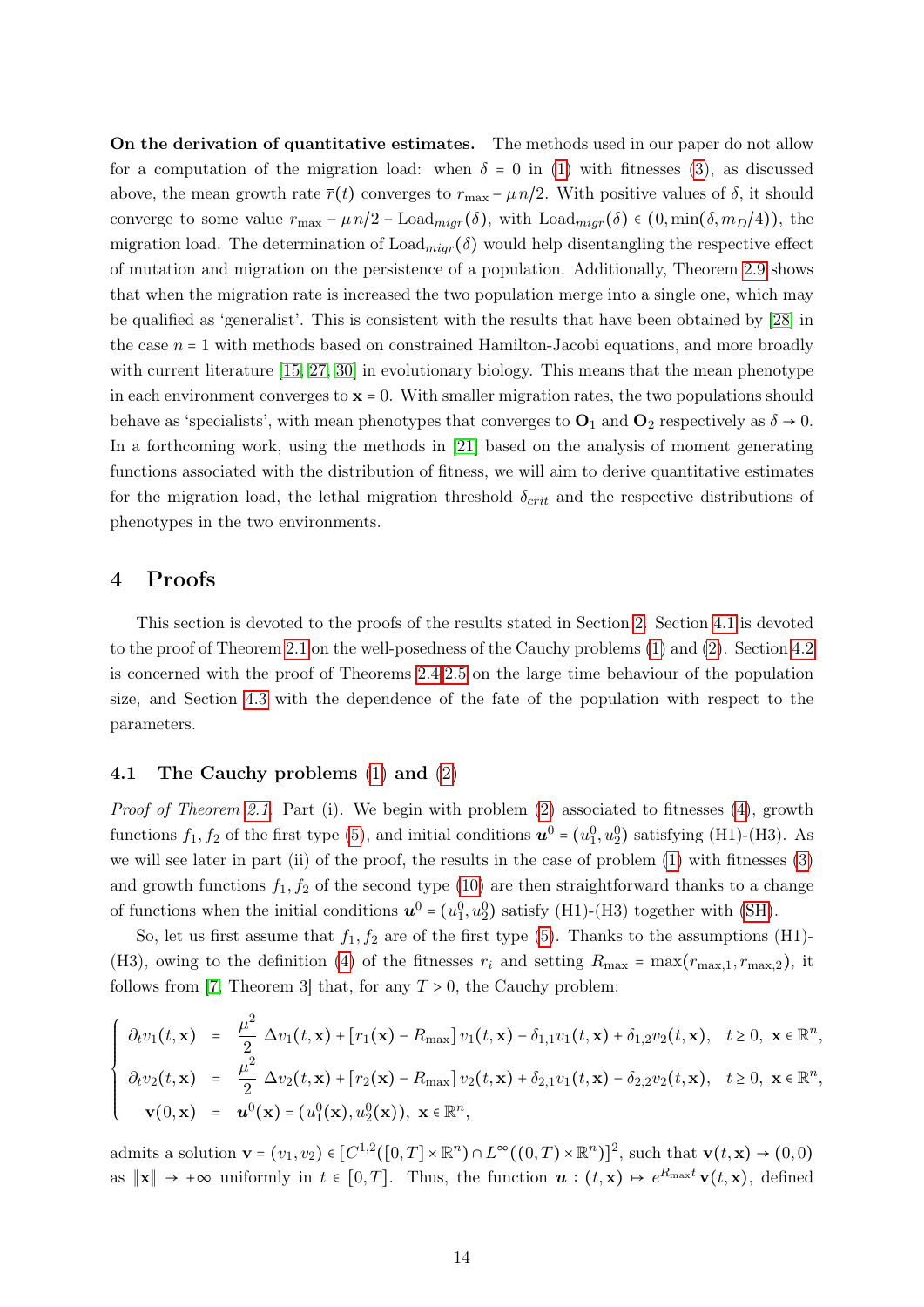**On the derivation of quantitative estimates.** The methods used in our paper do not allow for a computation of the migration load: when $\delta = 0$ in (1) with fitnesses (3), as discussed above, the mean growth rate $\bar{r}(t)$ converges to $r_{\max} - \mu\, n/2$. With positive values of $\delta$, it should converge to some value $r_{\max} - \mu\, n/2 - \text{Load}_{migr}(\delta)$, with $\text{Load}_{migr}(\delta) \in (0, \min(\delta, m_D/4))$, the migration load. The determination of $\text{Load}_{migr}(\delta)$ would help disentangling the respective effect of mutation and migration on the persistence of a population. Additionally, Theorem 2.9 shows that when the migration rate is increased the two population merge into a single one, which may be qualified as 'generalist'. This is consistent with the results that have been obtained by [28] in the case $n = 1$ with methods based on constrained Hamilton-Jacobi equations, and more broadly with current literature [15, 27, 30] in evolutionary biology. This means that the mean phenotype in each environment converges to $\mathbf{x} = 0$. With smaller migration rates, the two populations should behave as 'specialists', with mean phenotypes that converges to $\mathbf{O}_1$ and $\mathbf{O}_2$ respectively as $\delta \to 0$. In a forthcoming work, using the methods in [21] based on the analysis of moment generating functions associated with the distribution of fitness, we will aim to derive quantitative estimates for the migration load, the lethal migration threshold $\delta_{crit}$ and the respective distributions of phenotypes in the two environments.

# 4 Proofs

This section is devoted to the proofs of the results stated in Section 2. Section 4.1 is devoted to the proof of Theorem 2.1 on the well-posedness of the Cauchy problems (1) and (2). Section 4.2 is concerned with the proof of Theorems 2.4-2.5 on the large time behaviour of the population size, and Section 4.3 with the dependence of the fate of the population with respect to the parameters.

## 4.1 The Cauchy problems (1) and (2)

*Proof of Theorem 2.1.* Part (i). We begin with problem (2) associated to fitnesses (4), growth functions $f_1, f_2$ of the first type (5), and initial conditions $\boldsymbol{u}^0 = (u_1^0, u_2^0)$ satisfying (H1)-(H3). As we will see later in part (ii) of the proof, the results in the case of problem (1) with fitnesses (3) and growth functions $f_1, f_2$ of the second type (10) are then straightforward thanks to a change of functions when the initial conditions $\boldsymbol{u}^0 = (u_1^0, u_2^0)$ satisfy (H1)-(H3) together with (SH).

So, let us first assume that $f_1, f_2$ are of the first type (5). Thanks to the assumptions (H1)-(H3), owing to the definition (4) of the fitnesses $r_i$ and setting $R_{\max} = \max(r_{\max,1}, r_{\max,2})$, it follows from [7, Theorem 3] that, for any $T > 0$, the Cauchy problem:

$$
\begin{cases}
\partial_t v_1(t,\mathbf{x}) = \dfrac{\mu^2}{2}\, \Delta v_1(t,\mathbf{x}) + \left[r_1(\mathbf{x}) - R_{\max}\right] v_1(t,\mathbf{x}) - \delta_{1,1} v_1(t,\mathbf{x}) + \delta_{1,2} v_2(t,\mathbf{x}), & t \geq 0,\ \mathbf{x} \in \mathbb{R}^n, \\[2mm]
\partial_t v_2(t,\mathbf{x}) = \dfrac{\mu^2}{2}\, \Delta v_2(t,\mathbf{x}) + \left[r_2(\mathbf{x}) - R_{\max}\right] v_2(t,\mathbf{x}) + \delta_{2,1} v_1(t,\mathbf{x}) - \delta_{2,2} v_2(t,\mathbf{x}), & t \geq 0,\ \mathbf{x} \in \mathbb{R}^n, \\[2mm]
\mathbf{v}(0,\mathbf{x}) = \boldsymbol{u}^0(\mathbf{x}) = (u_1^0(\mathbf{x}), u_2^0(\mathbf{x})),\ \mathbf{x} \in \mathbb{R}^n, &
\end{cases}
$$

admits a solution $\mathbf{v} = (v_1, v_2) \in \left[C^{1,2}([0,T] \times \mathbb{R}^n) \cap L^\infty((0,T) \times \mathbb{R}^n)\right]^2$, such that $\mathbf{v}(t,\mathbf{x}) \to (0,0)$ as $\|\mathbf{x}\| \to +\infty$ uniformly in $t \in [0,T]$. Thus, the function $\boldsymbol{u} : (t,\mathbf{x}) \mapsto e^{R_{\max} t}\, \mathbf{v}(t,\mathbf{x})$, defined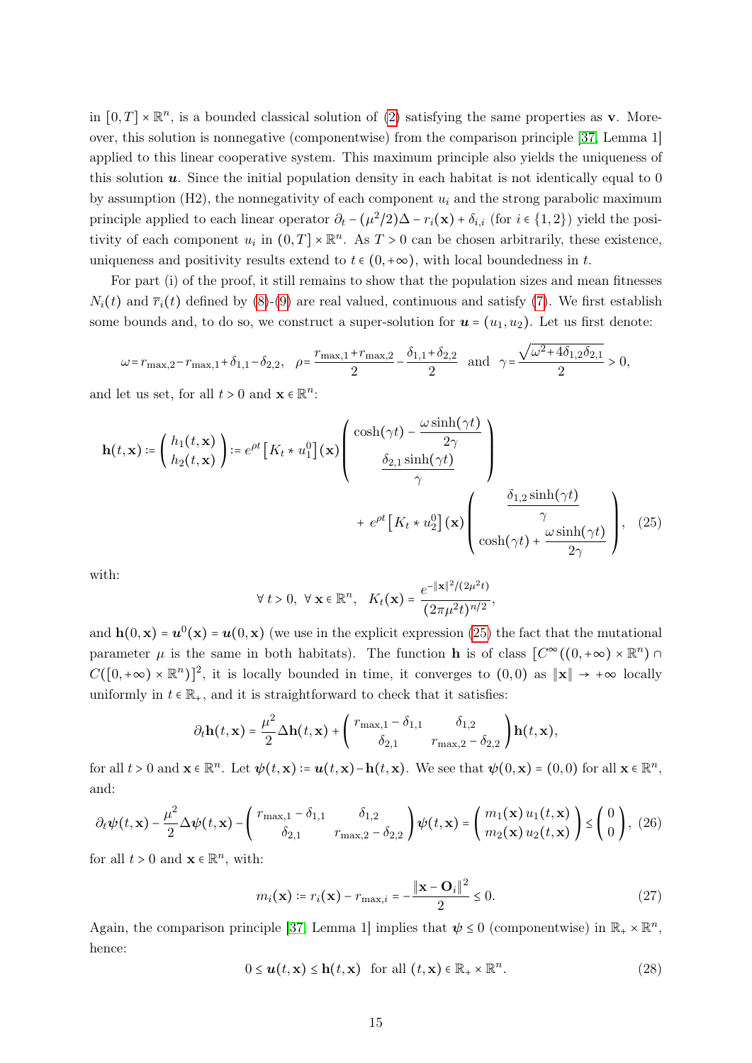in $[0,T]\times\mathbb{R}^n$, is a bounded classical solution of (2) satisfying the same properties as $\mathbf{v}$. Moreover, this solution is nonnegative (componentwise) from the comparison principle [37, Lemma 1] applied to this linear cooperative system. This maximum principle also yields the uniqueness of this solution $\boldsymbol{u}$. Since the initial population density in each habitat is not identically equal to 0 by assumption (H2), the nonnegativity of each component $u_i$ and the strong parabolic maximum principle applied to each linear operator $\partial_t - (\mu^2/2)\Delta - r_i(\mathbf{x}) + \delta_{i,i}$ (for $i\in\{1,2\}$) yield the positivity of each component $u_i$ in $(0,T]\times\mathbb{R}^n$. As $T>0$ can be chosen arbitrarily, these existence, uniqueness and positivity results extend to $t\in(0,+\infty)$, with local boundedness in $t$.

For part (i) of the proof, it still remains to show that the population sizes and mean fitnesses $N_i(t)$ and $\overline{r}_i(t)$ defined by (8)-(9) are real valued, continuous and satisfy (7). We first establish some bounds and, to do so, we construct a super-solution for $\boldsymbol{u}=(u_1,u_2)$. Let us first denote:

$$\omega = r_{\max,2} - r_{\max,1} + \delta_{1,1} - \delta_{2,2},\quad \rho = \frac{r_{\max,1}+r_{\max,2}}{2} - \frac{\delta_{1,1}+\delta_{2,2}}{2}\quad\text{and}\quad \gamma = \frac{\sqrt{\omega^2+4\delta_{1,2}\delta_{2,1}}}{2} > 0,$$

and let us set, for all $t>0$ and $\mathbf{x}\in\mathbb{R}^n$:

$$\mathbf{h}(t,\mathbf{x}) := \begin{pmatrix} h_1(t,\mathbf{x}) \\ h_2(t,\mathbf{x})\end{pmatrix} := e^{\rho t}\left[K_t * u_1^0\right](\mathbf{x}) \begin{pmatrix} \cosh(\gamma t) - \dfrac{\omega\sinh(\gamma t)}{2\gamma} \\ \dfrac{\delta_{2,1}\sinh(\gamma t)}{\gamma}\end{pmatrix} + e^{\rho t}\left[K_t * u_2^0\right](\mathbf{x}) \begin{pmatrix} \dfrac{\delta_{1,2}\sinh(\gamma t)}{\gamma} \\ \cosh(\gamma t) + \dfrac{\omega\sinh(\gamma t)}{2\gamma}\end{pmatrix}, \quad (25)$$

with:

$$\forall\, t>0,\ \forall\,\mathbf{x}\in\mathbb{R}^n,\quad K_t(\mathbf{x}) = \frac{e^{-\|\mathbf{x}\|^2/(2\mu^2 t)}}{(2\pi\mu^2 t)^{n/2}},$$

and $\mathbf{h}(0,\mathbf{x}) = \boldsymbol{u}^0(\mathbf{x}) = \boldsymbol{u}(0,\mathbf{x})$ (we use in the explicit expression (25) the fact that the mutational parameter $\mu$ is the same in both habitats). The function $\mathbf{h}$ is of class $[C^\infty((0,+\infty)\times\mathbb{R}^n)\cap C([0,+\infty)\times\mathbb{R}^n)]^2$, it is locally bounded in time, it converges to $(0,0)$ as $\|\mathbf{x}\|\to+\infty$ locally uniformly in $t\in\mathbb{R}_+$, and it is straightforward to check that it satisfies:

$$\partial_t\mathbf{h}(t,\mathbf{x}) = \frac{\mu^2}{2}\Delta\mathbf{h}(t,\mathbf{x}) + \begin{pmatrix} r_{\max,1}-\delta_{1,1} & \delta_{1,2} \\ \delta_{2,1} & r_{\max,2}-\delta_{2,2}\end{pmatrix}\mathbf{h}(t,\mathbf{x}),$$

for all $t>0$ and $\mathbf{x}\in\mathbb{R}^n$. Let $\boldsymbol{\psi}(t,\mathbf{x}) := \boldsymbol{u}(t,\mathbf{x}) - \mathbf{h}(t,\mathbf{x})$. We see that $\boldsymbol{\psi}(0,\mathbf{x}) = (0,0)$ for all $\mathbf{x}\in\mathbb{R}^n$, and:

$$\partial_t\boldsymbol{\psi}(t,\mathbf{x}) - \frac{\mu^2}{2}\Delta\boldsymbol{\psi}(t,\mathbf{x}) - \begin{pmatrix} r_{\max,1}-\delta_{1,1} & \delta_{1,2} \\ \delta_{2,1} & r_{\max,2}-\delta_{2,2}\end{pmatrix}\boldsymbol{\psi}(t,\mathbf{x}) = \begin{pmatrix} m_1(\mathbf{x})\,u_1(t,\mathbf{x}) \\ m_2(\mathbf{x})\,u_2(t,\mathbf{x})\end{pmatrix} \le \begin{pmatrix} 0 \\ 0\end{pmatrix}, \quad (26)$$

for all $t>0$ and $\mathbf{x}\in\mathbb{R}^n$, with:

$$m_i(\mathbf{x}) := r_i(\mathbf{x}) - r_{\max,i} = -\frac{\|\mathbf{x}-\mathbf{O}_i\|^2}{2} \le 0. \quad (27)$$

Again, the comparison principle [37, Lemma 1] implies that $\boldsymbol{\psi}\le 0$ (componentwise) in $\mathbb{R}_+\times\mathbb{R}^n$, hence:

$$0 \le \boldsymbol{u}(t,\mathbf{x}) \le \mathbf{h}(t,\mathbf{x})\quad\text{for all } (t,\mathbf{x})\in\mathbb{R}_+\times\mathbb{R}^n. \quad (28)$$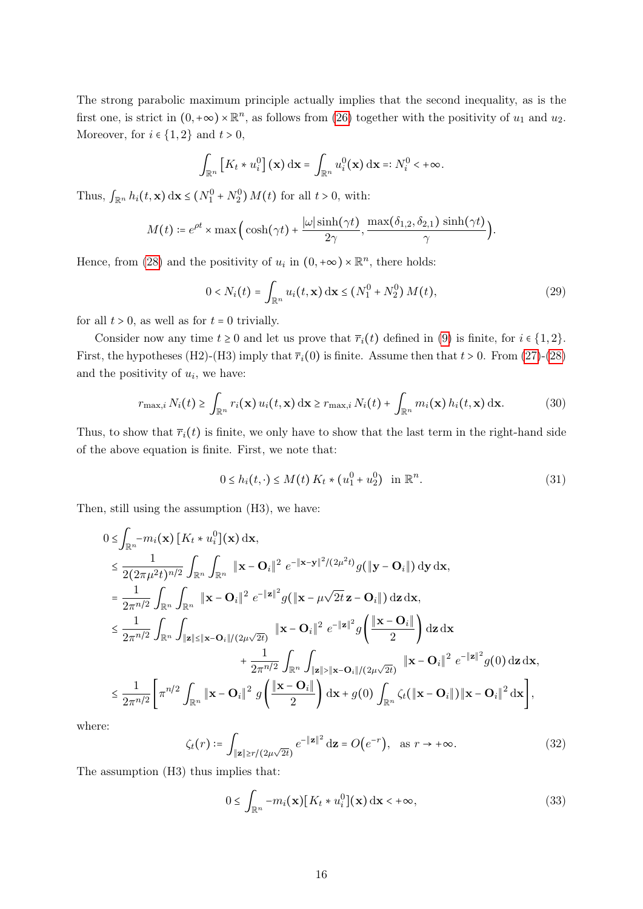The strong parabolic maximum principle actually implies that the second inequality, as is the first one, is strict in $(0,+\infty)\times\mathbb{R}^n$, as follows from (26) together with the positivity of $u_1$ and $u_2$. Moreover, for $i\in\{1,2\}$ and $t>0$,

$$\int_{\mathbb{R}^n}\left[K_t * u_i^0\right](\mathbf{x})\,\mathrm{d}\mathbf{x} = \int_{\mathbb{R}^n} u_i^0(\mathbf{x})\,\mathrm{d}\mathbf{x} =: N_i^0 < +\infty.$$

Thus, $\int_{\mathbb{R}^n} h_i(t,\mathbf{x})\,\mathrm{d}\mathbf{x} \le (N_1^0+N_2^0)\,M(t)$ for all $t>0$, with:

$$M(t) := e^{\rho t}\times\max\Big(\cosh(\gamma t)+\frac{|\omega|\sinh(\gamma t)}{2\gamma},\,\frac{\max(\delta_{1,2},\delta_{2,1})\sinh(\gamma t)}{\gamma}\Big).$$

Hence, from (28) and the positivity of $u_i$ in $(0,+\infty)\times\mathbb{R}^n$, there holds:

$$0 < N_i(t) = \int_{\mathbb{R}^n} u_i(t,\mathbf{x})\,\mathrm{d}\mathbf{x} \le (N_1^0+N_2^0)\,M(t), \tag{29}$$

for all $t>0$, as well as for $t=0$ trivially.

Consider now any time $t\ge 0$ and let us prove that $\overline{r}_i(t)$ defined in (9) is finite, for $i\in\{1,2\}$. First, the hypotheses (H2)-(H3) imply that $\overline{r}_i(0)$ is finite. Assume then that $t>0$. From (27)-(28) and the positivity of $u_i$, we have:

$$r_{\max,i}\,N_i(t) \ge \int_{\mathbb{R}^n} r_i(\mathbf{x})\,u_i(t,\mathbf{x})\,\mathrm{d}\mathbf{x} \ge r_{\max,i}\,N_i(t) + \int_{\mathbb{R}^n} m_i(\mathbf{x})\,h_i(t,\mathbf{x})\,\mathrm{d}\mathbf{x}. \tag{30}$$

Thus, to show that $\overline{r}_i(t)$ is finite, we only have to show that the last term in the right-hand side of the above equation is finite. First, we note that:

$$0 \le h_i(t,\cdot) \le M(t)\,K_t * (u_1^0+u_2^0) \quad \text{in } \mathbb{R}^n. \tag{31}$$

Then, still using the assumption (H3), we have:

$$\begin{aligned}
0 &\le \int_{\mathbb{R}^n} -m_i(\mathbf{x})\,[K_t * u_i^0](\mathbf{x})\,\mathrm{d}\mathbf{x},\\
&\le \frac{1}{2(2\pi\mu^2 t)^{n/2}}\int_{\mathbb{R}^n}\int_{\mathbb{R}^n} \|\mathbf{x}-\mathbf{O}_i\|^2\, e^{-\|\mathbf{x}-\mathbf{y}\|^2/(2\mu^2 t)} g(\|\mathbf{y}-\mathbf{O}_i\|)\,\mathrm{d}\mathbf{y}\,\mathrm{d}\mathbf{x},\\
&= \frac{1}{2\pi^{n/2}}\int_{\mathbb{R}^n}\int_{\mathbb{R}^n} \|\mathbf{x}-\mathbf{O}_i\|^2\, e^{-\|\mathbf{z}\|^2} g(\|\mathbf{x}-\mu\sqrt{2t}\,\mathbf{z}-\mathbf{O}_i\|)\,\mathrm{d}\mathbf{z}\,\mathrm{d}\mathbf{x},\\
&\le \frac{1}{2\pi^{n/2}}\int_{\mathbb{R}^n}\int_{\|\mathbf{z}\|\le\|\mathbf{x}-\mathbf{O}_i\|/(2\mu\sqrt{2t})} \|\mathbf{x}-\mathbf{O}_i\|^2\, e^{-\|\mathbf{z}\|^2} g\Big(\frac{\|\mathbf{x}-\mathbf{O}_i\|}{2}\Big)\,\mathrm{d}\mathbf{z}\,\mathrm{d}\mathbf{x}\\
&\qquad + \frac{1}{2\pi^{n/2}}\int_{\mathbb{R}^n}\int_{\|\mathbf{z}\|>\|\mathbf{x}-\mathbf{O}_i\|/(2\mu\sqrt{2t})} \|\mathbf{x}-\mathbf{O}_i\|^2\, e^{-\|\mathbf{z}\|^2} g(0)\,\mathrm{d}\mathbf{z}\,\mathrm{d}\mathbf{x},\\
&\le \frac{1}{2\pi^{n/2}}\left[\pi^{n/2}\int_{\mathbb{R}^n}\|\mathbf{x}-\mathbf{O}_i\|^2\, g\Big(\frac{\|\mathbf{x}-\mathbf{O}_i\|}{2}\Big)\,\mathrm{d}\mathbf{x} + g(0)\int_{\mathbb{R}^n}\zeta_t(\|\mathbf{x}-\mathbf{O}_i\|)\|\mathbf{x}-\mathbf{O}_i\|^2\,\mathrm{d}\mathbf{x}\right],
\end{aligned}$$

where:

$$\zeta_t(r) := \int_{\|\mathbf{z}\|\ge r/(2\mu\sqrt{2t})} e^{-\|\mathbf{z}\|^2}\,\mathrm{d}\mathbf{z} = O\big(e^{-r}\big), \quad \text{as } r\to+\infty. \tag{32}$$

The assumption (H3) thus implies that:

$$0 \le \int_{\mathbb{R}^n} -m_i(\mathbf{x})[K_t * u_i^0](\mathbf{x})\,\mathrm{d}\mathbf{x} < +\infty, \tag{33}$$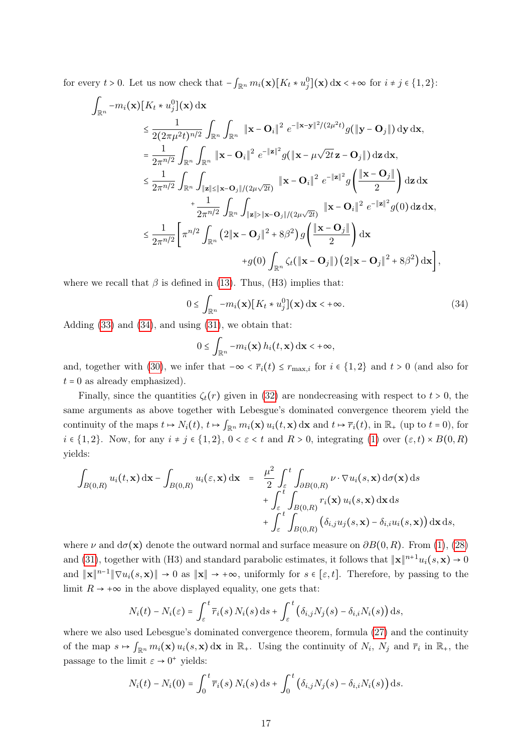for every $t > 0$. Let us now check that $-\int_{\mathbb{R}^n} m_i(\mathbf{x})[K_t * u_j^0](\mathbf{x})\,\mathrm{d}\mathbf{x} < +\infty$ for $i \neq j \in \{1,2\}$:

$$
\begin{aligned}
\int_{\mathbb{R}^n} -m_i(\mathbf{x})[K_t * u_j^0](\mathbf{x})\,\mathrm{d}\mathbf{x}
&\leq \frac{1}{2(2\pi\mu^2 t)^{n/2}} \int_{\mathbb{R}^n}\int_{\mathbb{R}^n} \|\mathbf{x}-\mathbf{O}_i\|^2\, e^{-\|\mathbf{x}-\mathbf{y}\|^2/(2\mu^2 t)} g(\|\mathbf{y}-\mathbf{O}_j\|)\,\mathrm{d}\mathbf{y}\,\mathrm{d}\mathbf{x},\\
&= \frac{1}{2\pi^{n/2}} \int_{\mathbb{R}^n}\int_{\mathbb{R}^n} \|\mathbf{x}-\mathbf{O}_i\|^2\, e^{-\|\mathbf{z}\|^2} g(\|\mathbf{x}-\mu\sqrt{2t}\,\mathbf{z}-\mathbf{O}_j\|)\,\mathrm{d}\mathbf{z}\,\mathrm{d}\mathbf{x},\\
&\leq \frac{1}{2\pi^{n/2}} \int_{\mathbb{R}^n}\int_{\|\mathbf{z}\|\leq\|\mathbf{x}-\mathbf{O}_j\|/(2\mu\sqrt{2t})} \|\mathbf{x}-\mathbf{O}_i\|^2\, e^{-\|\mathbf{z}\|^2} g\left(\frac{\|\mathbf{x}-\mathbf{O}_j\|}{2}\right)\mathrm{d}\mathbf{z}\,\mathrm{d}\mathbf{x}\\
&\qquad + \frac{1}{2\pi^{n/2}} \int_{\mathbb{R}^n}\int_{\|\mathbf{z}\|>\|\mathbf{x}-\mathbf{O}_j\|/(2\mu\sqrt{2t})} \|\mathbf{x}-\mathbf{O}_i\|^2\, e^{-\|\mathbf{z}\|^2} g(0)\,\mathrm{d}\mathbf{z}\,\mathrm{d}\mathbf{x},\\
&\leq \frac{1}{2\pi^{n/2}} \Bigg[\pi^{n/2}\int_{\mathbb{R}^n} \left(2\|\mathbf{x}-\mathbf{O}_j\|^2+8\beta^2\right) g\left(\frac{\|\mathbf{x}-\mathbf{O}_j\|}{2}\right)\mathrm{d}\mathbf{x}\\
&\qquad\qquad + g(0)\int_{\mathbb{R}^n} \zeta_t(\|\mathbf{x}-\mathbf{O}_j\|)\left(2\|\mathbf{x}-\mathbf{O}_j\|^2+8\beta^2\right)\mathrm{d}\mathbf{x}\Bigg],
\end{aligned}
$$

where we recall that $\beta$ is defined in (13). Thus, (H3) implies that:

$$
0 \leq \int_{\mathbb{R}^n} -m_i(\mathbf{x})[K_t * u_j^0](\mathbf{x})\,\mathrm{d}\mathbf{x} < +\infty. \tag{34}
$$

Adding (33) and (34), and using (31), we obtain that:

$$
0 \leq \int_{\mathbb{R}^n} -m_i(\mathbf{x})\, h_i(t,\mathbf{x})\,\mathrm{d}\mathbf{x} < +\infty,
$$

and, together with (30), we infer that $-\infty < \overline{r}_i(t) \leq r_{\max,i}$ for $i \in \{1,2\}$ and $t > 0$ (and also for $t = 0$ as already emphasized).

Finally, since the quantities $\zeta_t(r)$ given in (32) are nondecreasing with respect to $t > 0$, the same arguments as above together with Lebesgue's dominated convergence theorem yield the continuity of the maps $t \mapsto N_i(t)$, $t \mapsto \int_{\mathbb{R}^n} m_i(\mathbf{x})\, u_i(t,\mathbf{x})\,\mathrm{d}\mathbf{x}$ and $t \mapsto \overline{r}_i(t)$, in $\mathbb{R}_+$ (up to $t = 0$), for $i \in \{1,2\}$. Now, for any $i \neq j \in \{1,2\}$, $0 < \varepsilon < t$ and $R > 0$, integrating (1) over $(\varepsilon, t) \times B(0,R)$ yields:

$$
\begin{aligned}
\int_{B(0,R)} u_i(t,\mathbf{x})\,\mathrm{d}\mathbf{x} - \int_{B(0,R)} u_i(\varepsilon,\mathbf{x})\,\mathrm{d}\mathbf{x} \;=\; & \frac{\mu^2}{2}\int_\varepsilon^t \int_{\partial B(0,R)} \nu\cdot\nabla u_i(s,\mathbf{x})\,\mathrm{d}\sigma(\mathbf{x})\,\mathrm{d}s\\
&+ \int_\varepsilon^t \int_{B(0,R)} r_i(\mathbf{x})\, u_i(s,\mathbf{x})\,\mathrm{d}\mathbf{x}\,\mathrm{d}s\\
&+ \int_\varepsilon^t \int_{B(0,R)} \left(\delta_{i,j} u_j(s,\mathbf{x}) - \delta_{i,i} u_i(s,\mathbf{x})\right)\mathrm{d}\mathbf{x}\,\mathrm{d}s,
\end{aligned}
$$

where $\nu$ and $\mathrm{d}\sigma(\mathbf{x})$ denote the outward normal and surface measure on $\partial B(0,R)$. From (1), (28) and (31), together with (H3) and standard parabolic estimates, it follows that $\|\mathbf{x}\|^{n+1} u_i(s,\mathbf{x}) \to 0$ and $\|\mathbf{x}\|^{n-1}\|\nabla u_i(s,\mathbf{x})\| \to 0$ as $\|\mathbf{x}\| \to +\infty$, uniformly for $s \in [\varepsilon, t]$. Therefore, by passing to the limit $R \to +\infty$ in the above displayed equality, one gets that:

$$
N_i(t) - N_i(\varepsilon) = \int_\varepsilon^t \overline{r}_i(s)\, N_i(s)\,\mathrm{d}s + \int_\varepsilon^t \left(\delta_{i,j} N_j(s) - \delta_{i,i} N_i(s)\right)\mathrm{d}s,
$$

where we also used Lebesgue's dominated convergence theorem, formula (27) and the continuity of the map $s \mapsto \int_{\mathbb{R}^n} m_i(\mathbf{x})\, u_i(s,\mathbf{x})\,\mathrm{d}\mathbf{x}$ in $\mathbb{R}_+$. Using the continuity of $N_i$, $N_j$ and $\overline{r}_i$ in $\mathbb{R}_+$, the passage to the limit $\varepsilon \to 0^+$ yields:

$$
N_i(t) - N_i(0) = \int_0^t \overline{r}_i(s)\, N_i(s)\,\mathrm{d}s + \int_0^t \left(\delta_{i,j} N_j(s) - \delta_{i,i} N_i(s)\right)\mathrm{d}s.
$$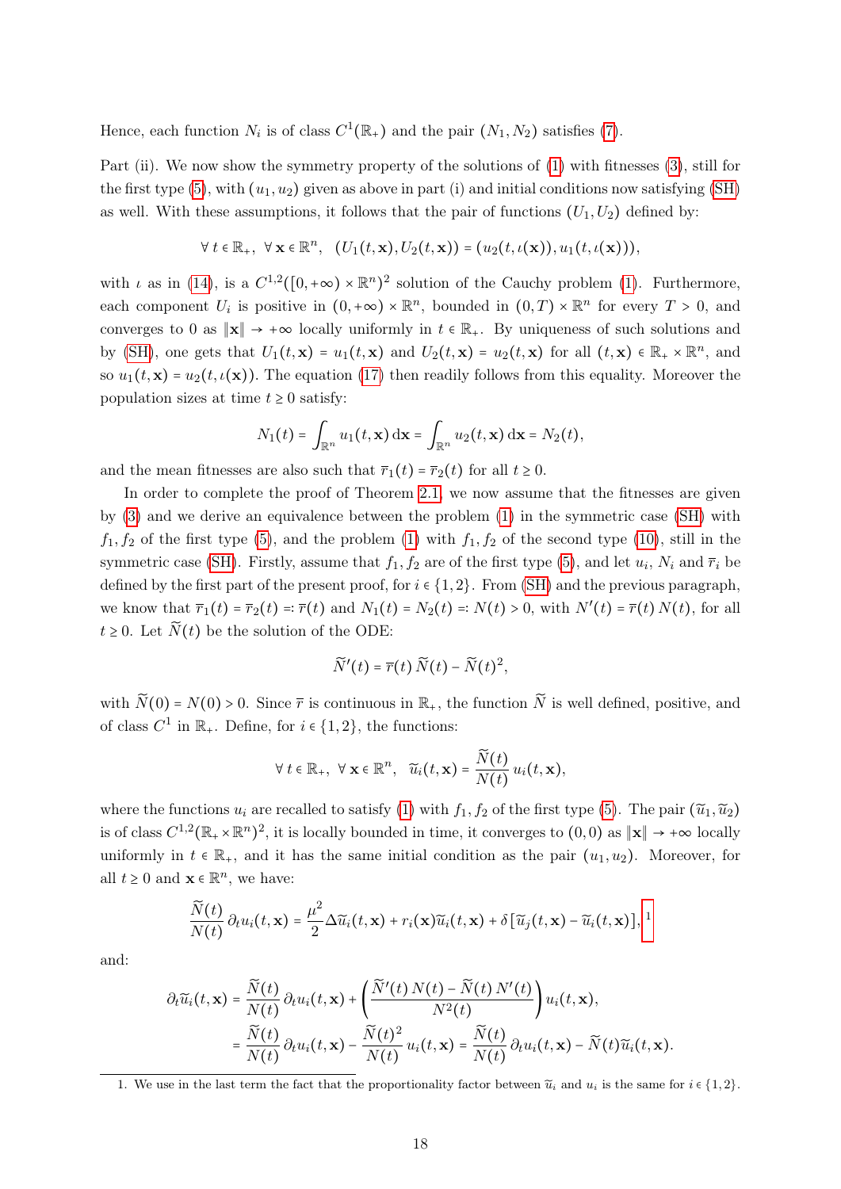Hence, each function $N_i$ is of class $C^1(\mathbb{R}_+)$ and the pair $(N_1, N_2)$ satisfies (7).

Part (ii). We now show the symmetry property of the solutions of (1) with fitnesses (3), still for the first type (5), with $(u_1, u_2)$ given as above in part (i) and initial conditions now satisfying (SH) as well. With these assumptions, it follows that the pair of functions $(U_1, U_2)$ defined by:

$$\forall\, t \in \mathbb{R}_+,\ \forall\, \mathbf{x} \in \mathbb{R}^n,\quad (U_1(t,\mathbf{x}), U_2(t,\mathbf{x})) = (u_2(t,\iota(\mathbf{x})), u_1(t,\iota(\mathbf{x}))),$$

with $\iota$ as in (14), is a $C^{1,2}([0,+\infty) \times \mathbb{R}^n)^2$ solution of the Cauchy problem (1). Furthermore, each component $U_i$ is positive in $(0,+\infty) \times \mathbb{R}^n$, bounded in $(0,T) \times \mathbb{R}^n$ for every $T > 0$, and converges to 0 as $\|\mathbf{x}\| \to +\infty$ locally uniformly in $t \in \mathbb{R}_+$. By uniqueness of such solutions and by (SH), one gets that $U_1(t,\mathbf{x}) = u_1(t,\mathbf{x})$ and $U_2(t,\mathbf{x}) = u_2(t,\mathbf{x})$ for all $(t,\mathbf{x}) \in \mathbb{R}_+ \times \mathbb{R}^n$, and so $u_1(t,\mathbf{x}) = u_2(t,\iota(\mathbf{x}))$. The equation (17) then readily follows from this equality. Moreover the population sizes at time $t \geq 0$ satisfy:

$$N_1(t) = \int_{\mathbb{R}^n} u_1(t,\mathbf{x})\,\mathrm{d}\mathbf{x} = \int_{\mathbb{R}^n} u_2(t,\mathbf{x})\,\mathrm{d}\mathbf{x} = N_2(t),$$

and the mean fitnesses are also such that $\overline{r}_1(t) = \overline{r}_2(t)$ for all $t \geq 0$.

In order to complete the proof of Theorem 2.1, we now assume that the fitnesses are given by (3) and we derive an equivalence between the problem (1) in the symmetric case (SH) with $f_1, f_2$ of the first type (5), and the problem (1) with $f_1, f_2$ of the second type (10), still in the symmetric case (SH). Firstly, assume that $f_1, f_2$ are of the first type (5), and let $u_i$, $N_i$ and $\overline{r}_i$ be defined by the first part of the present proof, for $i \in \{1,2\}$. From (SH) and the previous paragraph, we know that $\overline{r}_1(t) = \overline{r}_2(t) =: \overline{r}(t)$ and $N_1(t) = N_2(t) =: N(t) > 0$, with $N'(t) = \overline{r}(t)\,N(t)$, for all $t \geq 0$. Let $\widetilde{N}(t)$ be the solution of the ODE:

$$\widetilde{N}'(t) = \overline{r}(t)\,\widetilde{N}(t) - \widetilde{N}(t)^2,$$

with $\widetilde{N}(0) = N(0) > 0$. Since $\overline{r}$ is continuous in $\mathbb{R}_+$, the function $\widetilde{N}$ is well defined, positive, and of class $C^1$ in $\mathbb{R}_+$. Define, for $i \in \{1,2\}$, the functions:

$$\forall\, t \in \mathbb{R}_+,\ \forall\, \mathbf{x} \in \mathbb{R}^n,\quad \widetilde{u}_i(t,\mathbf{x}) = \frac{\widetilde{N}(t)}{N(t)}\,u_i(t,\mathbf{x}),$$

where the functions $u_i$ are recalled to satisfy (1) with $f_1, f_2$ of the first type (5). The pair $(\widetilde{u}_1, \widetilde{u}_2)$ is of class $C^{1,2}(\mathbb{R}_+ \times \mathbb{R}^n)^2$, it is locally bounded in time, it converges to $(0,0)$ as $\|\mathbf{x}\| \to +\infty$ locally uniformly in $t \in \mathbb{R}_+$, and it has the same initial condition as the pair $(u_1, u_2)$. Moreover, for all $t \geq 0$ and $\mathbf{x} \in \mathbb{R}^n$, we have:

$$\frac{\widetilde{N}(t)}{N(t)}\,\partial_t u_i(t,\mathbf{x}) = \frac{\mu^2}{2}\Delta\widetilde{u}_i(t,\mathbf{x}) + r_i(\mathbf{x})\widetilde{u}_i(t,\mathbf{x}) + \delta\left[\widetilde{u}_j(t,\mathbf{x}) - \widetilde{u}_i(t,\mathbf{x})\right],$$ [1]

and:

$$\begin{aligned}
\partial_t\widetilde{u}_i(t,\mathbf{x}) &= \frac{\widetilde{N}(t)}{N(t)}\,\partial_t u_i(t,\mathbf{x}) + \left(\frac{\widetilde{N}'(t)\,N(t) - \widetilde{N}(t)\,N'(t)}{N^2(t)}\right)u_i(t,\mathbf{x}),\\
&= \frac{\widetilde{N}(t)}{N(t)}\,\partial_t u_i(t,\mathbf{x}) - \frac{\widetilde{N}(t)^2}{N(t)}\,u_i(t,\mathbf{x}) = \frac{\widetilde{N}(t)}{N(t)}\,\partial_t u_i(t,\mathbf{x}) - \widetilde{N}(t)\widetilde{u}_i(t,\mathbf{x}).
\end{aligned}$$

1. We use in the last term the fact that the proportionality factor between $\widetilde{u}_i$ and $u_i$ is the same for $i \in \{1,2\}$.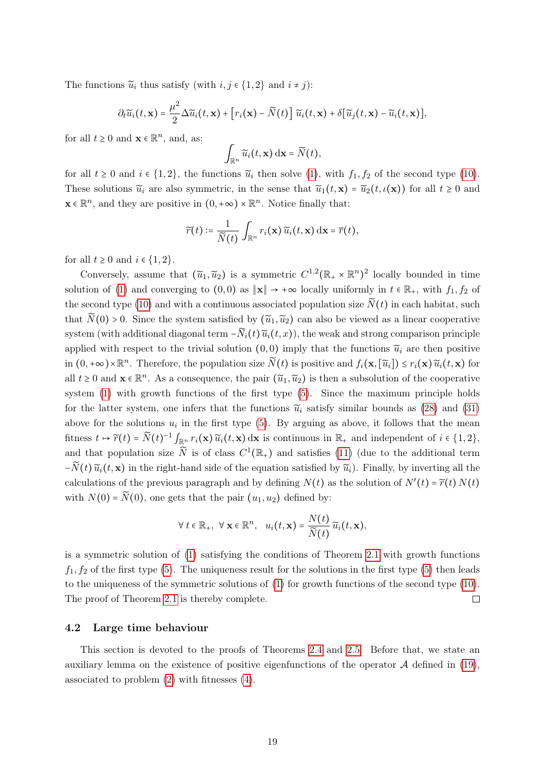The functions $\widetilde{u}_i$ thus satisfy (with $i, j \in \{1,2\}$ and $i \neq j$):

$$\partial_t \widetilde{u}_i(t, \mathbf{x}) = \frac{\mu^2}{2} \Delta \widetilde{u}_i(t, \mathbf{x}) + \left[r_i(\mathbf{x}) - \widetilde{N}(t)\right] \widetilde{u}_i(t, \mathbf{x}) + \delta[\widetilde{u}_j(t, \mathbf{x}) - \widetilde{u}_i(t, \mathbf{x})],$$

for all $t \geq 0$ and $\mathbf{x} \in \mathbb{R}^n$, and, as:

$$\int_{\mathbb{R}^n} \widetilde{u}_i(t, \mathbf{x})\, \mathrm{d}\mathbf{x} = \widetilde{N}(t),$$

for all $t \geq 0$ and $i \in \{1,2\}$, the functions $\widetilde{u}_i$ then solve (1), with $f_1, f_2$ of the second type (10). These solutions $\widetilde{u}_i$ are also symmetric, in the sense that $\widetilde{u}_1(t, \mathbf{x}) = \widetilde{u}_2(t, \iota(\mathbf{x}))$ for all $t \geq 0$ and $\mathbf{x} \in \mathbb{R}^n$, and they are positive in $(0, +\infty) \times \mathbb{R}^n$. Notice finally that:

$$\widetilde{r}(t) := \frac{1}{\widetilde{N}(t)} \int_{\mathbb{R}^n} r_i(\mathbf{x})\, \widetilde{u}_i(t, \mathbf{x})\, \mathrm{d}\mathbf{x} = \overline{r}(t),$$

for all $t \geq 0$ and $i \in \{1,2\}$.

Conversely, assume that $(\widetilde{u}_1, \widetilde{u}_2)$ is a symmetric $C^{1,2}(\mathbb{R}_+ \times \mathbb{R}^n)^2$ locally bounded in time solution of (1) and converging to $(0,0)$ as $\|\mathbf{x}\| \to +\infty$ locally uniformly in $t \in \mathbb{R}_+$, with $f_1, f_2$ of the second type (10) and with a continuous associated population size $\widetilde{N}(t)$ in each habitat, such that $\widetilde{N}(0) > 0$. Since the system satisfied by $(\widetilde{u}_1, \widetilde{u}_2)$ can also be viewed as a linear cooperative system (with additional diagonal term $-\widetilde{N}_i(t)\, \widetilde{u}_i(t, x)$), the weak and strong comparison principle applied with respect to the trivial solution $(0,0)$ imply that the functions $\widetilde{u}_i$ are then positive in $(0, +\infty) \times \mathbb{R}^n$. Therefore, the population size $\widetilde{N}(t)$ is positive and $f_i(\mathbf{x}, [\widetilde{u}_i]) \leq r_i(\mathbf{x})\, \widetilde{u}_i(t, \mathbf{x})$ for all $t \geq 0$ and $\mathbf{x} \in \mathbb{R}^n$. As a consequence, the pair $(\widetilde{u}_1, \widetilde{u}_2)$ is then a subsolution of the cooperative system (1) with growth functions of the first type (5). Since the maximum principle holds for the latter system, one infers that the functions $\widetilde{u}_i$ satisfy similar bounds as (28) and (31) above for the solutions $u_i$ in the first type (5). By arguing as above, it follows that the mean fitness $t \mapsto \widetilde{r}(t) = \widetilde{N}(t)^{-1} \int_{\mathbb{R}^n} r_i(\mathbf{x})\, \widetilde{u}_i(t, \mathbf{x})\, \mathrm{d}\mathbf{x}$ is continuous in $\mathbb{R}_+$ and independent of $i \in \{1,2\}$, and that population size $\widetilde{N}$ is of class $C^1(\mathbb{R}_+)$ and satisfies (11) (due to the additional term $-\widetilde{N}(t)\, \widetilde{u}_i(t, \mathbf{x})$ in the right-hand side of the equation satisfied by $\widetilde{u}_i$). Finally, by inverting all the calculations of the previous paragraph and by defining $N(t)$ as the solution of $N'(t) = \widetilde{r}(t)\, N(t)$ with $N(0) = \widetilde{N}(0)$, one gets that the pair $(u_1, u_2)$ defined by:

$$\forall\, t \in \mathbb{R}_+,\ \ \forall\, \mathbf{x} \in \mathbb{R}^n, \quad u_i(t, \mathbf{x}) = \frac{N(t)}{\widetilde{N}(t)}\, \widetilde{u}_i(t, \mathbf{x}),$$

is a symmetric solution of (1) satisfying the conditions of Theorem 2.1 with growth functions $f_1, f_2$ of the first type (5). The uniqueness result for the solutions in the first type (5) then leads to the uniqueness of the symmetric solutions of (1) for growth functions of the second type (10). The proof of Theorem 2.1 is thereby complete. □

### 4.2 Large time behaviour

This section is devoted to the proofs of Theorems 2.4 and 2.5. Before that, we state an auxiliary lemma on the existence of positive eigenfunctions of the operator $\mathcal{A}$ defined in (19), associated to problem (2) with fitnesses (4).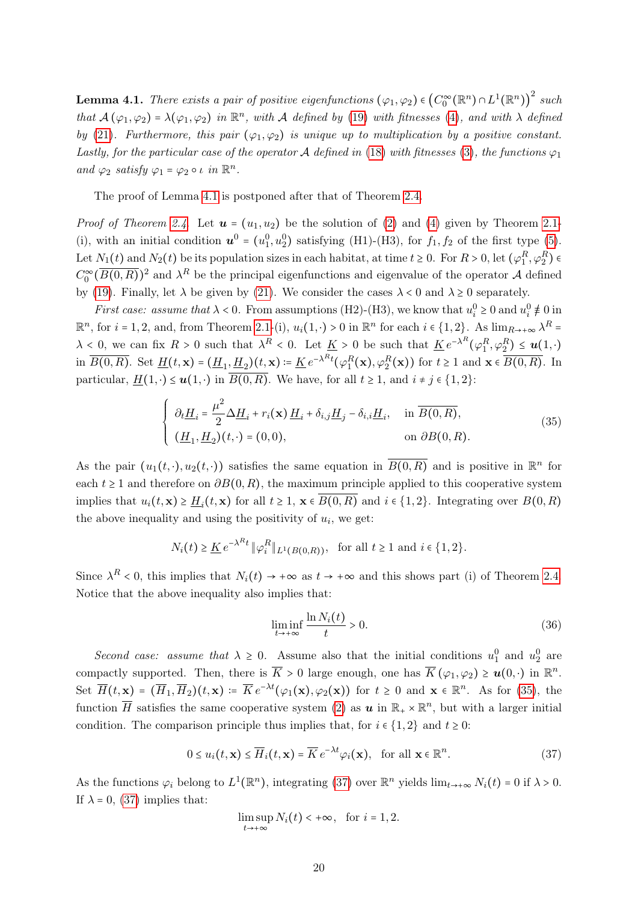**Lemma 4.1.** *There exists a pair of positive eigenfunctions $(\varphi_1, \varphi_2) \in \left(C_0^\infty(\mathbb{R}^n) \cap L^1(\mathbb{R}^n)\right)^2$ such that $\mathcal{A}(\varphi_1, \varphi_2) = \lambda(\varphi_1, \varphi_2)$ in $\mathbb{R}^n$, with $\mathcal{A}$ defined by (19) with fitnesses (4), and with $\lambda$ defined by (21). Furthermore, this pair $(\varphi_1, \varphi_2)$ is unique up to multiplication by a positive constant. Lastly, for the particular case of the operator $\mathcal{A}$ defined in (18) with fitnesses (3), the functions $\varphi_1$ and $\varphi_2$ satisfy $\varphi_1 = \varphi_2 \circ \iota$ in $\mathbb{R}^n$.*

The proof of Lemma 4.1 is postponed after that of Theorem 2.4.

*Proof of Theorem 2.4.* Let $\boldsymbol{u} = (u_1, u_2)$ be the solution of (2) and (4) given by Theorem 2.1-(i), with an initial condition $\boldsymbol{u}^0 = (u_1^0, u_2^0)$ satisfying (H1)-(H3), for $f_1, f_2$ of the first type (5). Let $N_1(t)$ and $N_2(t)$ be its population sizes in each habitat, at time $t \geq 0$. For $R > 0$, let $(\varphi_1^R, \varphi_2^R) \in C_0^\infty(\overline{B(0,R)})^2$ and $\lambda^R$ be the principal eigenfunctions and eigenvalue of the operator $\mathcal{A}$ defined by (19). Finally, let $\lambda$ be given by (21). We consider the cases $\lambda < 0$ and $\lambda \geq 0$ separately.

*First case: assume that $\lambda < 0$.* From assumptions (H2)-(H3), we know that $u_i^0 \geq 0$ and $u_i^0 \not\equiv 0$ in $\mathbb{R}^n$, for $i = 1, 2$, and, from Theorem 2.1-(i), $u_i(1, \cdot) > 0$ in $\mathbb{R}^n$ for each $i \in \{1, 2\}$. As $\lim_{R \to +\infty} \lambda^R = \lambda < 0$, we can fix $R > 0$ such that $\lambda^R < 0$. Let $\underline{K} > 0$ be such that $\underline{K}\, e^{-\lambda^R}(\varphi_1^R, \varphi_2^R) \leq \boldsymbol{u}(1, \cdot)$ in $\overline{B(0,R)}$. Set $\underline{H}(t, \mathbf{x}) = (\underline{H}_1, \underline{H}_2)(t, \mathbf{x}) \coloneqq \underline{K}\, e^{-\lambda^R t}(\varphi_1^R(\mathbf{x}), \varphi_2^R(\mathbf{x}))$ for $t \geq 1$ and $\mathbf{x} \in \overline{B(0,R)}$. In particular, $\underline{H}(1, \cdot) \leq \boldsymbol{u}(1, \cdot)$ in $\overline{B(0,R)}$. We have, for all $t \geq 1$, and $i \neq j \in \{1, 2\}$:

$$
\begin{cases}
\partial_t \underline{H}_i = \dfrac{\mu^2}{2} \Delta \underline{H}_i + r_i(\mathbf{x})\, \underline{H}_i + \delta_{i,j} \underline{H}_j - \delta_{i,i} \underline{H}_i, & \text{in } \overline{B(0,R)}, \\
(\underline{H}_1, \underline{H}_2)(t, \cdot) = (0, 0), & \text{on } \partial B(0,R).
\end{cases}
\tag{35}
$$

As the pair $(u_1(t, \cdot), u_2(t, \cdot))$ satisfies the same equation in $\overline{B(0,R)}$ and is positive in $\mathbb{R}^n$ for each $t \geq 1$ and therefore on $\partial B(0,R)$, the maximum principle applied to this cooperative system implies that $u_i(t, \mathbf{x}) \geq \underline{H}_i(t, \mathbf{x})$ for all $t \geq 1$, $\mathbf{x} \in \overline{B(0,R)}$ and $i \in \{1, 2\}$. Integrating over $B(0,R)$ the above inequality and using the positivity of $u_i$, we get:

$$
N_i(t) \geq \underline{K}\, e^{-\lambda^R t} \|\varphi_i^R\|_{L^1(B(0,R))}, \quad \text{for all } t \geq 1 \text{ and } i \in \{1, 2\}.
$$

Since $\lambda^R < 0$, this implies that $N_i(t) \to +\infty$ as $t \to +\infty$ and this shows part (i) of Theorem 2.4. Notice that the above inequality also implies that:

$$
\liminf_{t \to +\infty} \frac{\ln N_i(t)}{t} > 0. \tag{36}
$$

*Second case: assume that $\lambda \geq 0$.* Assume also that the initial conditions $u_1^0$ and $u_2^0$ are compactly supported. Then, there is $\overline{K} > 0$ large enough, one has $\overline{K}\,(\varphi_1, \varphi_2) \geq \boldsymbol{u}(0, \cdot)$ in $\mathbb{R}^n$. Set $\overline{H}(t, \mathbf{x}) = (\overline{H}_1, \overline{H}_2)(t, \mathbf{x}) \coloneqq \overline{K}\, e^{-\lambda t}(\varphi_1(\mathbf{x}), \varphi_2(\mathbf{x}))$ for $t \geq 0$ and $\mathbf{x} \in \mathbb{R}^n$. As for (35), the function $\overline{H}$ satisfies the same cooperative system (2) as $\boldsymbol{u}$ in $\mathbb{R}_+ \times \mathbb{R}^n$, but with a larger initial condition. The comparison principle thus implies that, for $i \in \{1, 2\}$ and $t \geq 0$:

$$
0 \leq u_i(t, \mathbf{x}) \leq \overline{H}_i(t, \mathbf{x}) = \overline{K}\, e^{-\lambda t} \varphi_i(\mathbf{x}), \quad \text{for all } \mathbf{x} \in \mathbb{R}^n. \tag{37}
$$

As the functions $\varphi_i$ belong to $L^1(\mathbb{R}^n)$, integrating (37) over $\mathbb{R}^n$ yields $\lim_{t \to +\infty} N_i(t) = 0$ if $\lambda > 0$. If $\lambda = 0$, (37) implies that:

$$
\limsup_{t \to +\infty} N_i(t) < +\infty, \quad \text{for } i = 1, 2.
$$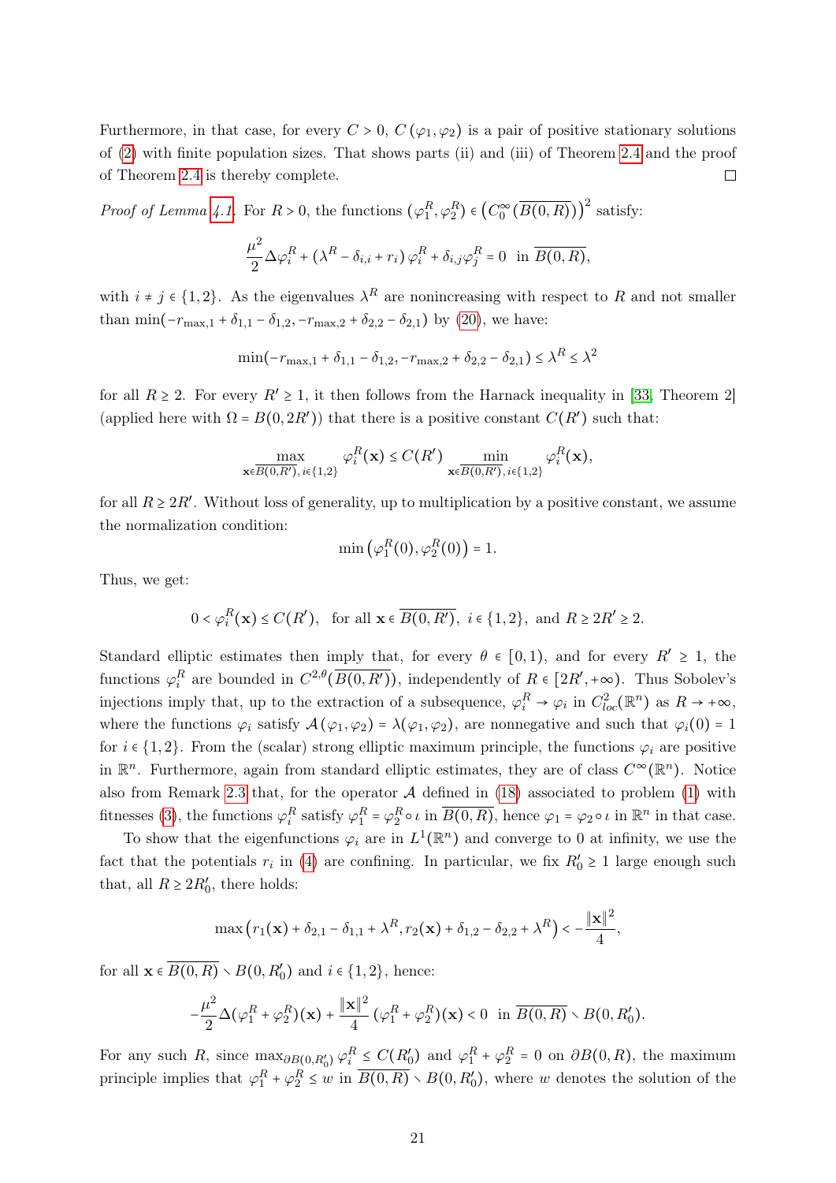Furthermore, in that case, for every $C > 0$, $C(\varphi_1, \varphi_2)$ is a pair of positive stationary solutions of (2) with finite population sizes. That shows parts (ii) and (iii) of Theorem 2.4 and the proof of Theorem 2.4 is thereby complete. $\square$

*Proof of Lemma 4.1.* For $R > 0$, the functions $(\varphi_1^R, \varphi_2^R) \in \left(C_0^\infty(\overline{B(0,R)})\right)^2$ satisfy:

$$\frac{\mu^2}{2}\Delta\varphi_i^R + (\lambda^R - \delta_{i,i} + r_i)\,\varphi_i^R + \delta_{i,j}\varphi_j^R = 0 \ \text{ in } \overline{B(0,R)},$$

with $i \neq j \in \{1,2\}$. As the eigenvalues $\lambda^R$ are nonincreasing with respect to $R$ and not smaller than $\min(-r_{\max,1} + \delta_{1,1} - \delta_{1,2}, -r_{\max,2} + \delta_{2,2} - \delta_{2,1})$ by (20), we have:

$$\min(-r_{\max,1} + \delta_{1,1} - \delta_{1,2}, -r_{\max,2} + \delta_{2,2} - \delta_{2,1}) \le \lambda^R \le \lambda^2$$

for all $R \ge 2$. For every $R' \ge 1$, it then follows from the Harnack inequality in [33, Theorem 2] (applied here with $\Omega = B(0, 2R')$) that there is a positive constant $C(R')$ such that:

$$\max_{\mathbf{x}\in\overline{B(0,R')},\, i\in\{1,2\}} \varphi_i^R(\mathbf{x}) \le C(R') \min_{\mathbf{x}\in\overline{B(0,R')},\, i\in\{1,2\}} \varphi_i^R(\mathbf{x}),$$

for all $R \ge 2R'$. Without loss of generality, up to multiplication by a positive constant, we assume the normalization condition:

$$\min\left(\varphi_1^R(0), \varphi_2^R(0)\right) = 1.$$

Thus, we get:

$$0 < \varphi_i^R(\mathbf{x}) \le C(R'), \quad \text{for all } \mathbf{x} \in \overline{B(0,R')},\ i \in \{1,2\}, \text{ and } R \ge 2R' \ge 2.$$

Standard elliptic estimates then imply that, for every $\theta \in [0,1)$, and for every $R' \ge 1$, the functions $\varphi_i^R$ are bounded in $C^{2,\theta}(\overline{B(0,R')})$, independently of $R \in [2R', +\infty)$. Thus Sobolev's injections imply that, up to the extraction of a subsequence, $\varphi_i^R \to \varphi_i$ in $C^2_{loc}(\mathbb{R}^n)$ as $R \to +\infty$, where the functions $\varphi_i$ satisfy $\mathcal{A}(\varphi_1, \varphi_2) = \lambda(\varphi_1, \varphi_2)$, are nonnegative and such that $\varphi_i(0) = 1$ for $i \in \{1,2\}$. From the (scalar) strong elliptic maximum principle, the functions $\varphi_i$ are positive in $\mathbb{R}^n$. Furthermore, again from standard elliptic estimates, they are of class $C^\infty(\mathbb{R}^n)$. Notice also from Remark 2.3 that, for the operator $\mathcal{A}$ defined in (18) associated to problem (1) with fitnesses (3), the functions $\varphi_i^R$ satisfy $\varphi_1^R = \varphi_2^R \circ \iota$ in $\overline{B(0,R)}$, hence $\varphi_1 = \varphi_2 \circ \iota$ in $\mathbb{R}^n$ in that case.

To show that the eigenfunctions $\varphi_i$ are in $L^1(\mathbb{R}^n)$ and converge to 0 at infinity, we use the fact that the potentials $r_i$ in (4) are confining. In particular, we fix $R_0' \ge 1$ large enough such that, all $R \ge 2R_0'$, there holds:

$$\max\left(r_1(\mathbf{x}) + \delta_{2,1} - \delta_{1,1} + \lambda^R, r_2(\mathbf{x}) + \delta_{1,2} - \delta_{2,2} + \lambda^R\right) < -\frac{\|\mathbf{x}\|^2}{4},$$

for all $\mathbf{x} \in \overline{B(0,R)} \setminus B(0, R_0')$ and $i \in \{1,2\}$, hence:

$$-\frac{\mu^2}{2}\Delta(\varphi_1^R + \varphi_2^R)(\mathbf{x}) + \frac{\|\mathbf{x}\|^2}{4}(\varphi_1^R + \varphi_2^R)(\mathbf{x}) < 0 \ \text{ in } \overline{B(0,R)} \setminus B(0, R_0').$$

For any such $R$, since $\max_{\partial B(0,R_0')} \varphi_i^R \le C(R_0')$ and $\varphi_1^R + \varphi_2^R = 0$ on $\partial B(0,R)$, the maximum principle implies that $\varphi_1^R + \varphi_2^R \le w$ in $\overline{B(0,R)} \setminus B(0, R_0')$, where $w$ denotes the solution of the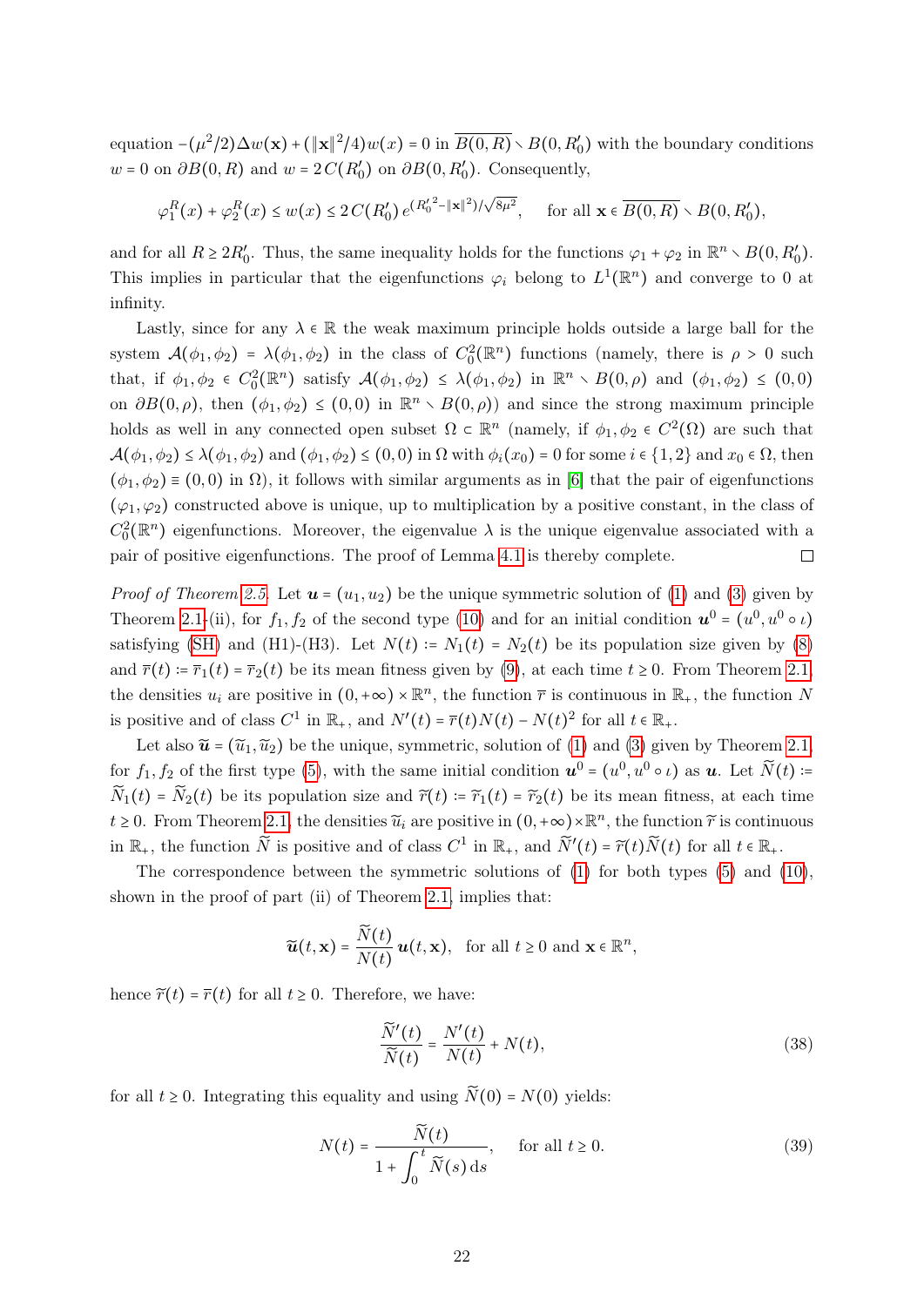equation $-(\mu^2/2)\Delta w(\mathbf{x}) + (\|\mathbf{x}\|^2/4)w(x) = 0$ in $\overline{B(0,R)} \setminus B(0,R_0')$ with the boundary conditions $w = 0$ on $\partial B(0,R)$ and $w = 2\,C(R_0')$ on $\partial B(0,R_0')$. Consequently,

$$\varphi_1^R(x) + \varphi_2^R(x) \leq w(x) \leq 2\,C(R_0')\,e^{({R_0'}^2 - \|\mathbf{x}\|^2)/\sqrt{8\mu^2}}, \quad \text{for all } \mathbf{x} \in \overline{B(0,R)} \setminus B(0,R_0'),$$

and for all $R \geq 2R_0'$. Thus, the same inequality holds for the functions $\varphi_1 + \varphi_2$ in $\mathbb{R}^n \setminus B(0,R_0')$. This implies in particular that the eigenfunctions $\varphi_i$ belong to $L^1(\mathbb{R}^n)$ and converge to 0 at infinity.

Lastly, since for any $\lambda \in \mathbb{R}$ the weak maximum principle holds outside a large ball for the system $\mathcal{A}(\phi_1,\phi_2) = \lambda(\phi_1,\phi_2)$ in the class of $C_0^2(\mathbb{R}^n)$ functions (namely, there is $\rho > 0$ such that, if $\phi_1,\phi_2 \in C_0^2(\mathbb{R}^n)$ satisfy $\mathcal{A}(\phi_1,\phi_2) \leq \lambda(\phi_1,\phi_2)$ in $\mathbb{R}^n \setminus B(0,\rho)$ and $(\phi_1,\phi_2) \leq (0,0)$ on $\partial B(0,\rho)$, then $(\phi_1,\phi_2) \leq (0,0)$ in $\mathbb{R}^n \setminus B(0,\rho)$) and since the strong maximum principle holds as well in any connected open subset $\Omega \subset \mathbb{R}^n$ (namely, if $\phi_1,\phi_2 \in C^2(\Omega)$ are such that $\mathcal{A}(\phi_1,\phi_2) \leq \lambda(\phi_1,\phi_2)$ and $(\phi_1,\phi_2) \leq (0,0)$ in $\Omega$ with $\phi_i(x_0) = 0$ for some $i \in \{1,2\}$ and $x_0 \in \Omega$, then $(\phi_1,\phi_2) \equiv (0,0)$ in $\Omega$), it follows with similar arguments as in [6] that the pair of eigenfunctions $(\varphi_1,\varphi_2)$ constructed above is unique, up to multiplication by a positive constant, in the class of $C_0^2(\mathbb{R}^n)$ eigenfunctions. Moreover, the eigenvalue $\lambda$ is the unique eigenvalue associated with a pair of positive eigenfunctions. The proof of Lemma 4.1 is thereby complete. $\square$

*Proof of Theorem 2.5.* Let $\boldsymbol{u} = (u_1,u_2)$ be the unique symmetric solution of (1) and (3) given by Theorem 2.1-(ii), for $f_1,f_2$ of the second type (10) and for an initial condition $\boldsymbol{u}^0 = (u^0, u^0 \circ \iota)$ satisfying (SH) and (H1)-(H3). Let $N(t) := N_1(t) = N_2(t)$ be its population size given by (8) and $\overline{r}(t) := \overline{r}_1(t) = \overline{r}_2(t)$ be its mean fitness given by (9), at each time $t \geq 0$. From Theorem 2.1, the densities $u_i$ are positive in $(0,+\infty) \times \mathbb{R}^n$, the function $\overline{r}$ is continuous in $\mathbb{R}_+$, the function $N$ is positive and of class $C^1$ in $\mathbb{R}_+$, and $N'(t) = \overline{r}(t)N(t) - N(t)^2$ for all $t \in \mathbb{R}_+$.

Let also $\widetilde{\boldsymbol{u}} = (\widetilde{u}_1,\widetilde{u}_2)$ be the unique, symmetric, solution of (1) and (3) given by Theorem 2.1, for $f_1,f_2$ of the first type (5), with the same initial condition $\boldsymbol{u}^0 = (u^0, u^0 \circ \iota)$ as $\boldsymbol{u}$. Let $\widetilde{N}(t) := \widetilde{N}_1(t) = \widetilde{N}_2(t)$ be its population size and $\widetilde{r}(t) := \widetilde{r}_1(t) = \widetilde{r}_2(t)$ be its mean fitness, at each time $t \geq 0$. From Theorem 2.1, the densities $\widetilde{u}_i$ are positive in $(0,+\infty)\times\mathbb{R}^n$, the function $\widetilde{r}$ is continuous in $\mathbb{R}_+$, the function $\widetilde{N}$ is positive and of class $C^1$ in $\mathbb{R}_+$, and $\widetilde{N}'(t) = \widetilde{r}(t)\widetilde{N}(t)$ for all $t \in \mathbb{R}_+$.

The correspondence between the symmetric solutions of (1) for both types (5) and (10), shown in the proof of part (ii) of Theorem 2.1, implies that:

$$\widetilde{\boldsymbol{u}}(t,\mathbf{x}) = \frac{\widetilde{N}(t)}{N(t)}\,\boldsymbol{u}(t,\mathbf{x}), \quad \text{for all } t \geq 0 \text{ and } \mathbf{x} \in \mathbb{R}^n,$$

hence $\widetilde{r}(t) = \overline{r}(t)$ for all $t \geq 0$. Therefore, we have:

$$\frac{\widetilde{N}'(t)}{\widetilde{N}(t)} = \frac{N'(t)}{N(t)} + N(t), \tag{38}$$

for all $t \geq 0$. Integrating this equality and using $\widetilde{N}(0) = N(0)$ yields:

$$N(t) = \frac{\widetilde{N}(t)}{1 + \displaystyle\int_0^t \widetilde{N}(s)\,\mathrm{d}s}, \quad \text{for all } t \geq 0. \tag{39}$$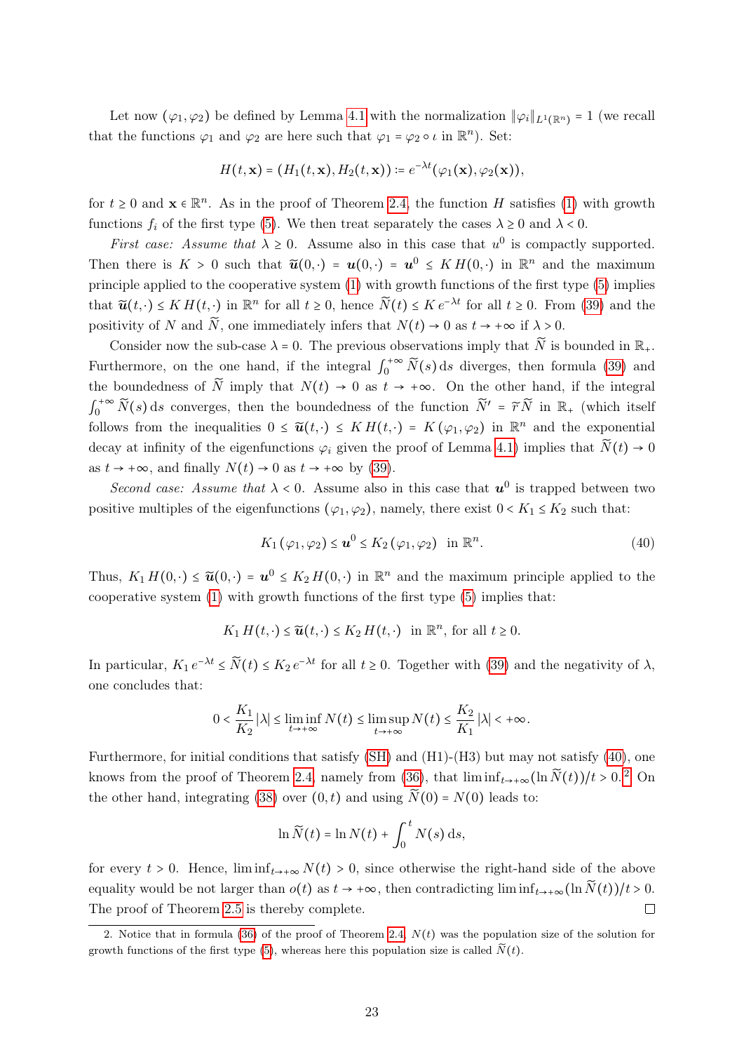Let now $(\varphi_1, \varphi_2)$ be defined by Lemma 4.1 with the normalization $\|\varphi_i\|_{L^1(\mathbb{R}^n)} = 1$ (we recall that the functions $\varphi_1$ and $\varphi_2$ are here such that $\varphi_1 = \varphi_2 \circ \iota$ in $\mathbb{R}^n$). Set:

$$H(t, \mathbf{x}) = (H_1(t, \mathbf{x}), H_2(t, \mathbf{x})) \coloneqq e^{-\lambda t}(\varphi_1(\mathbf{x}), \varphi_2(\mathbf{x})),$$

for $t \geq 0$ and $\mathbf{x} \in \mathbb{R}^n$. As in the proof of Theorem 2.4, the function $H$ satisfies (1) with growth functions $f_i$ of the first type (5). We then treat separately the cases $\lambda \geq 0$ and $\lambda < 0$.

*First case: Assume that* $\lambda \geq 0$. Assume also in this case that $u^0$ is compactly supported. Then there is $K > 0$ such that $\widetilde{\boldsymbol{u}}(0, \cdot) = \boldsymbol{u}(0, \cdot) = \boldsymbol{u}^0 \leq K\, H(0, \cdot)$ in $\mathbb{R}^n$ and the maximum principle applied to the cooperative system (1) with growth functions of the first type (5) implies that $\widetilde{\boldsymbol{u}}(t, \cdot) \leq K\, H(t, \cdot)$ in $\mathbb{R}^n$ for all $t \geq 0$, hence $\widetilde{N}(t) \leq K\, e^{-\lambda t}$ for all $t \geq 0$. From (39) and the positivity of $N$ and $\widetilde{N}$, one immediately infers that $N(t) \to 0$ as $t \to +\infty$ if $\lambda > 0$.

Consider now the sub-case $\lambda = 0$. The previous observations imply that $\widetilde{N}$ is bounded in $\mathbb{R}_+$. Furthermore, on the one hand, if the integral $\int_0^{+\infty} \widetilde{N}(s)\,\mathrm{d}s$ diverges, then formula (39) and the boundedness of $\widetilde{N}$ imply that $N(t) \to 0$ as $t \to +\infty$. On the other hand, if the integral $\int_0^{+\infty} \widetilde{N}(s)\,\mathrm{d}s$ converges, then the boundedness of the function $\widetilde{N}' = \widetilde{r}\widetilde{N}$ in $\mathbb{R}_+$ (which itself follows from the inequalities $0 \leq \widetilde{\boldsymbol{u}}(t, \cdot) \leq K\, H(t, \cdot) = K\,(\varphi_1, \varphi_2)$ in $\mathbb{R}^n$ and the exponential decay at infinity of the eigenfunctions $\varphi_i$ given the proof of Lemma 4.1) implies that $\widetilde{N}(t) \to 0$ as $t \to +\infty$, and finally $N(t) \to 0$ as $t \to +\infty$ by (39).

*Second case: Assume that* $\lambda < 0$. Assume also in this case that $\boldsymbol{u}^0$ is trapped between two positive multiples of the eigenfunctions $(\varphi_1, \varphi_2)$, namely, there exist $0 < K_1 \leq K_2$ such that:

$$K_1\,(\varphi_1, \varphi_2) \leq \boldsymbol{u}^0 \leq K_2\,(\varphi_1, \varphi_2) \quad \text{in } \mathbb{R}^n. \tag{40}$$

Thus, $K_1\, H(0, \cdot) \leq \widetilde{\boldsymbol{u}}(0, \cdot) = \boldsymbol{u}^0 \leq K_2\, H(0, \cdot)$ in $\mathbb{R}^n$ and the maximum principle applied to the cooperative system (1) with growth functions of the first type (5) implies that:

$$K_1\, H(t, \cdot) \leq \widetilde{\boldsymbol{u}}(t, \cdot) \leq K_2\, H(t, \cdot) \quad \text{in } \mathbb{R}^n, \text{ for all } t \geq 0.$$

In particular, $K_1\, e^{-\lambda t} \leq \widetilde{N}(t) \leq K_2\, e^{-\lambda t}$ for all $t \geq 0$. Together with (39) and the negativity of $\lambda$, one concludes that:

$$0 < \frac{K_1}{K_2}\,|\lambda| \leq \liminf_{t \to +\infty} N(t) \leq \limsup_{t \to +\infty} N(t) \leq \frac{K_2}{K_1}\,|\lambda| < +\infty.$$

Furthermore, for initial conditions that satisfy (SH) and (H1)-(H3) but may not satisfy (40), one knows from the proof of Theorem 2.4, namely from (36), that $\liminf_{t \to +\infty} (\ln \widetilde{N}(t))/t > 0$.[2] On the other hand, integrating (38) over $(0, t)$ and using $\widetilde{N}(0) = N(0)$ leads to:

$$\ln \widetilde{N}(t) = \ln N(t) + \int_0^t N(s)\,\mathrm{d}s,$$

for every $t > 0$. Hence, $\liminf_{t \to +\infty} N(t) > 0$, since otherwise the right-hand side of the above equality would be not larger than $o(t)$ as $t \to +\infty$, then contradicting $\liminf_{t \to +\infty} (\ln \widetilde{N}(t))/t > 0$. The proof of Theorem 2.5 is thereby complete. □

2. Notice that in formula (36) of the proof of Theorem 2.4, $N(t)$ was the population size of the solution for growth functions of the first type (5), whereas here this population size is called $\widetilde{N}(t)$.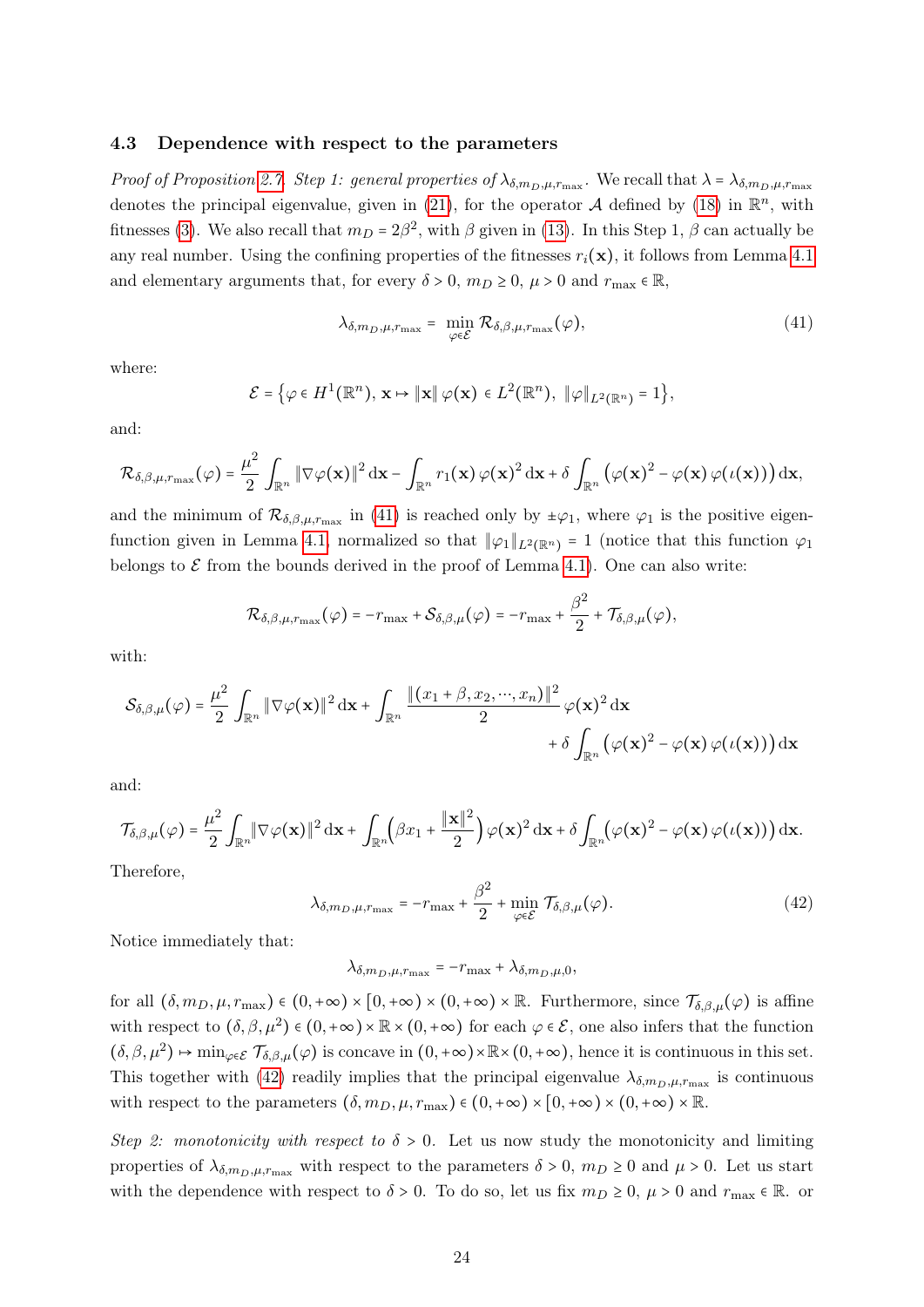### 4.3 Dependence with respect to the parameters

*Proof of Proposition 2.7. Step 1: general properties of $\lambda_{\delta,m_D,\mu,r_{\max}}$.* We recall that $\lambda = \lambda_{\delta,m_D,\mu,r_{\max}}$ denotes the principal eigenvalue, given in (21), for the operator $\mathcal{A}$ defined by (18) in $\mathbb{R}^n$, with fitnesses (3). We also recall that $m_D = 2\beta^2$, with $\beta$ given in (13). In this Step 1, $\beta$ can actually be any real number. Using the confining properties of the fitnesses $r_i(\mathbf{x})$, it follows from Lemma 4.1 and elementary arguments that, for every $\delta > 0$, $m_D \geq 0$, $\mu > 0$ and $r_{\max} \in \mathbb{R}$,

$$\lambda_{\delta,m_D,\mu,r_{\max}} = \min_{\varphi\in\mathcal{E}} \mathcal{R}_{\delta,\beta,\mu,r_{\max}}(\varphi), \tag{41}$$

where:

$$\mathcal{E} = \big\{\varphi \in H^1(\mathbb{R}^n),\ \mathbf{x} \mapsto \|\mathbf{x}\|\,\varphi(\mathbf{x}) \in L^2(\mathbb{R}^n),\ \|\varphi\|_{L^2(\mathbb{R}^n)} = 1\big\},$$

and:

$$\mathcal{R}_{\delta,\beta,\mu,r_{\max}}(\varphi) = \frac{\mu^2}{2}\int_{\mathbb{R}^n} \|\nabla\varphi(\mathbf{x})\|^2\,\mathrm{d}\mathbf{x} - \int_{\mathbb{R}^n} r_1(\mathbf{x})\,\varphi(\mathbf{x})^2\,\mathrm{d}\mathbf{x} + \delta\int_{\mathbb{R}^n}\big(\varphi(\mathbf{x})^2 - \varphi(\mathbf{x})\,\varphi(\iota(\mathbf{x}))\big)\,\mathrm{d}\mathbf{x},$$

and the minimum of $\mathcal{R}_{\delta,\beta,\mu,r_{\max}}$ in (41) is reached only by $\pm\varphi_1$, where $\varphi_1$ is the positive eigenfunction given in Lemma 4.1 normalized so that $\|\varphi_1\|_{L^2(\mathbb{R}^n)} = 1$ (notice that this function $\varphi_1$ belongs to $\mathcal{E}$ from the bounds derived in the proof of Lemma 4.1). One can also write:

$$\mathcal{R}_{\delta,\beta,\mu,r_{\max}}(\varphi) = -r_{\max} + \mathcal{S}_{\delta,\beta,\mu}(\varphi) = -r_{\max} + \frac{\beta^2}{2} + \mathcal{T}_{\delta,\beta,\mu}(\varphi),$$

with:

$$\mathcal{S}_{\delta,\beta,\mu}(\varphi) = \frac{\mu^2}{2}\int_{\mathbb{R}^n} \|\nabla\varphi(\mathbf{x})\|^2\,\mathrm{d}\mathbf{x} + \int_{\mathbb{R}^n} \frac{\|(x_1+\beta, x_2, \cdots, x_n)\|^2}{2}\,\varphi(\mathbf{x})^2\,\mathrm{d}\mathbf{x} + \delta\int_{\mathbb{R}^n}\big(\varphi(\mathbf{x})^2 - \varphi(\mathbf{x})\,\varphi(\iota(\mathbf{x}))\big)\,\mathrm{d}\mathbf{x}$$

and:

$$\mathcal{T}_{\delta,\beta,\mu}(\varphi) = \frac{\mu^2}{2}\int_{\mathbb{R}^n}\|\nabla\varphi(\mathbf{x})\|^2\,\mathrm{d}\mathbf{x} + \int_{\mathbb{R}^n}\Big(\beta x_1 + \frac{\|\mathbf{x}\|^2}{2}\Big)\,\varphi(\mathbf{x})^2\,\mathrm{d}\mathbf{x} + \delta\int_{\mathbb{R}^n}\big(\varphi(\mathbf{x})^2 - \varphi(\mathbf{x})\,\varphi(\iota(\mathbf{x}))\big)\,\mathrm{d}\mathbf{x}.$$

Therefore,

$$\lambda_{\delta,m_D,\mu,r_{\max}} = -r_{\max} + \frac{\beta^2}{2} + \min_{\varphi\in\mathcal{E}} \mathcal{T}_{\delta,\beta,\mu}(\varphi). \tag{42}$$

Notice immediately that:

$$\lambda_{\delta,m_D,\mu,r_{\max}} = -r_{\max} + \lambda_{\delta,m_D,\mu,0},$$

for all $(\delta, m_D, \mu, r_{\max}) \in (0,+\infty)\times[0,+\infty)\times(0,+\infty)\times\mathbb{R}$. Furthermore, since $\mathcal{T}_{\delta,\beta,\mu}(\varphi)$ is affine with respect to $(\delta,\beta,\mu^2) \in (0,+\infty)\times\mathbb{R}\times(0,+\infty)$ for each $\varphi \in \mathcal{E}$, one also infers that the function $(\delta,\beta,\mu^2) \mapsto \min_{\varphi\in\mathcal{E}} \mathcal{T}_{\delta,\beta,\mu}(\varphi)$ is concave in $(0,+\infty)\times\mathbb{R}\times(0,+\infty)$, hence it is continuous in this set. This together with (42) readily implies that the principal eigenvalue $\lambda_{\delta,m_D,\mu,r_{\max}}$ is continuous with respect to the parameters $(\delta, m_D, \mu, r_{\max}) \in (0,+\infty)\times[0,+\infty)\times(0,+\infty)\times\mathbb{R}$.

*Step 2: monotonicity with respect to $\delta > 0$.* Let us now study the monotonicity and limiting properties of $\lambda_{\delta,m_D,\mu,r_{\max}}$ with respect to the parameters $\delta > 0$, $m_D \geq 0$ and $\mu > 0$. Let us start with the dependence with respect to $\delta > 0$. To do so, let us fix $m_D \geq 0$, $\mu > 0$ and $r_{\max} \in \mathbb{R}$. or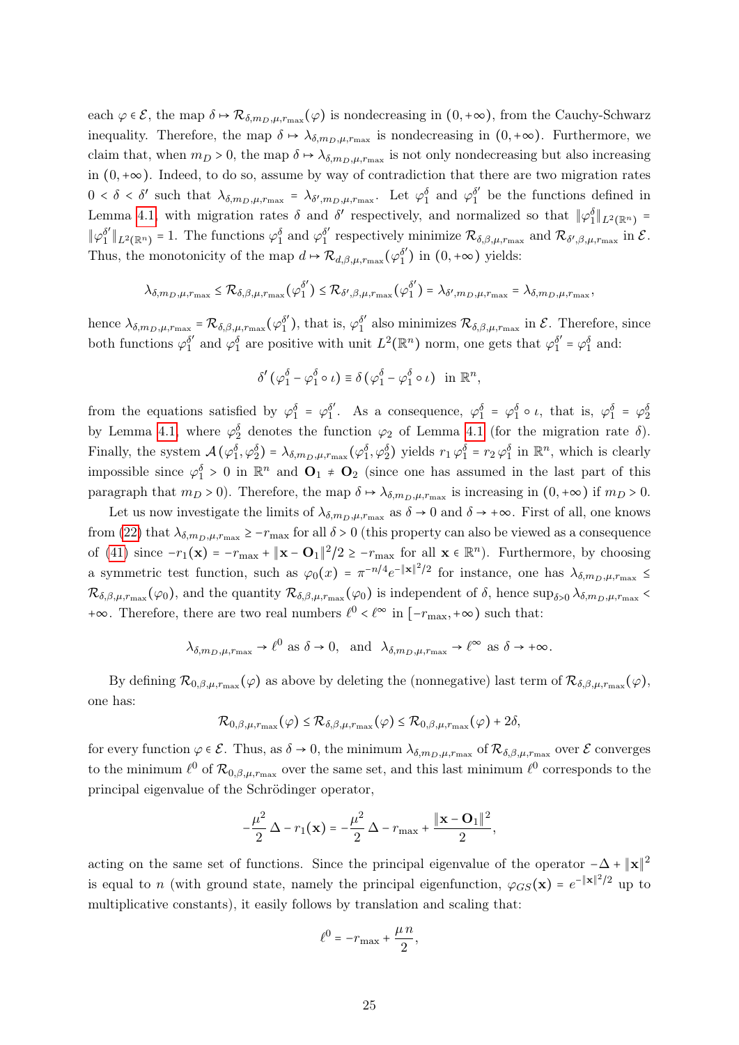each $\varphi \in \mathcal{E}$, the map $\delta \mapsto \mathcal{R}_{\delta,m_D,\mu,r_{\max}}(\varphi)$ is nondecreasing in $(0,+\infty)$, from the Cauchy-Schwarz inequality. Therefore, the map $\delta \mapsto \lambda_{\delta,m_D,\mu,r_{\max}}$ is nondecreasing in $(0,+\infty)$. Furthermore, we claim that, when $m_D > 0$, the map $\delta \mapsto \lambda_{\delta,m_D,\mu,r_{\max}}$ is not only nondecreasing but also increasing in $(0,+\infty)$. Indeed, to do so, assume by way of contradiction that there are two migration rates $0 < \delta < \delta'$ such that $\lambda_{\delta,m_D,\mu,r_{\max}} = \lambda_{\delta',m_D,\mu,r_{\max}}$. Let $\varphi_1^\delta$ and $\varphi_1^{\delta'}$ be the functions defined in Lemma 4.1, with migration rates $\delta$ and $\delta'$ respectively, and normalized so that $\|\varphi_1^\delta\|_{L^2(\mathbb{R}^n)} = \|\varphi_1^{\delta'}\|_{L^2(\mathbb{R}^n)} = 1$. The functions $\varphi_1^\delta$ and $\varphi_1^{\delta'}$ respectively minimize $\mathcal{R}_{\delta,\beta,\mu,r_{\max}}$ and $\mathcal{R}_{\delta',\beta,\mu,r_{\max}}$ in $\mathcal{E}$. Thus, the monotonicity of the map $d \mapsto \mathcal{R}_{d,\beta,\mu,r_{\max}}(\varphi_1^{\delta'})$ in $(0,+\infty)$ yields:

$$\lambda_{\delta,m_D,\mu,r_{\max}} \le \mathcal{R}_{\delta,\beta,\mu,r_{\max}}(\varphi_1^{\delta'}) \le \mathcal{R}_{\delta',\beta,\mu,r_{\max}}(\varphi_1^{\delta'}) = \lambda_{\delta',m_D,\mu,r_{\max}} = \lambda_{\delta,m_D,\mu,r_{\max}},$$

hence $\lambda_{\delta,m_D,\mu,r_{\max}} = \mathcal{R}_{\delta,\beta,\mu,r_{\max}}(\varphi_1^{\delta'})$, that is, $\varphi_1^{\delta'}$ also minimizes $\mathcal{R}_{\delta,\beta,\mu,r_{\max}}$ in $\mathcal{E}$. Therefore, since both functions $\varphi_1^{\delta'}$ and $\varphi_1^\delta$ are positive with unit $L^2(\mathbb{R}^n)$ norm, one gets that $\varphi_1^{\delta'} = \varphi_1^\delta$ and:

$$\delta'\,(\varphi_1^\delta - \varphi_1^\delta \circ \iota) \equiv \delta\,(\varphi_1^\delta - \varphi_1^\delta \circ \iota) \ \text{ in } \mathbb{R}^n,$$

from the equations satisfied by $\varphi_1^\delta = \varphi_1^{\delta'}$. As a consequence, $\varphi_1^\delta = \varphi_1^\delta \circ \iota$, that is, $\varphi_1^\delta = \varphi_2^\delta$ by Lemma 4.1, where $\varphi_2^\delta$ denotes the function $\varphi_2$ of Lemma 4.1 (for the migration rate $\delta$). Finally, the system $\mathcal{A}(\varphi_1^\delta, \varphi_2^\delta) = \lambda_{\delta,m_D,\mu,r_{\max}}(\varphi_1^\delta, \varphi_2^\delta)$ yields $r_1\,\varphi_1^\delta = r_2\,\varphi_1^\delta$ in $\mathbb{R}^n$, which is clearly impossible since $\varphi_1^\delta > 0$ in $\mathbb{R}^n$ and $\mathbf{O}_1 \neq \mathbf{O}_2$ (since one has assumed in the last part of this paragraph that $m_D > 0$). Therefore, the map $\delta \mapsto \lambda_{\delta,m_D,\mu,r_{\max}}$ is increasing in $(0,+\infty)$ if $m_D > 0$.

Let us now investigate the limits of $\lambda_{\delta,m_D,\mu,r_{\max}}$ as $\delta \to 0$ and $\delta \to +\infty$. First of all, one knows from (22) that $\lambda_{\delta,m_D,\mu,r_{\max}} \ge -r_{\max}$ for all $\delta > 0$ (this property can also be viewed as a consequence of (41) since $-r_1(\mathbf{x}) = -r_{\max} + \|\mathbf{x} - \mathbf{O}_1\|^2/2 \ge -r_{\max}$ for all $\mathbf{x} \in \mathbb{R}^n$). Furthermore, by choosing a symmetric test function, such as $\varphi_0(x) = \pi^{-n/4} e^{-\|\mathbf{x}\|^2/2}$ for instance, one has $\lambda_{\delta,m_D,\mu,r_{\max}} \le \mathcal{R}_{\delta,\beta,\mu,r_{\max}}(\varphi_0)$, and the quantity $\mathcal{R}_{\delta,\beta,\mu,r_{\max}}(\varphi_0)$ is independent of $\delta$, hence $\sup_{\delta>0} \lambda_{\delta,m_D,\mu,r_{\max}} < +\infty$. Therefore, there are two real numbers $\ell^0 < \ell^\infty$ in $[-r_{\max}, +\infty)$ such that:

$$\lambda_{\delta,m_D,\mu,r_{\max}} \to \ell^0 \text{ as } \delta \to 0, \quad \text{and} \quad \lambda_{\delta,m_D,\mu,r_{\max}} \to \ell^\infty \text{ as } \delta \to +\infty.$$

By defining $\mathcal{R}_{0,\beta,\mu,r_{\max}}(\varphi)$ as above by deleting the (nonnegative) last term of $\mathcal{R}_{\delta,\beta,\mu,r_{\max}}(\varphi)$, one has:

$$\mathcal{R}_{0,\beta,\mu,r_{\max}}(\varphi) \le \mathcal{R}_{\delta,\beta,\mu,r_{\max}}(\varphi) \le \mathcal{R}_{0,\beta,\mu,r_{\max}}(\varphi) + 2\delta,$$

for every function $\varphi \in \mathcal{E}$. Thus, as $\delta \to 0$, the minimum $\lambda_{\delta,m_D,\mu,r_{\max}}$ of $\mathcal{R}_{\delta,\beta,\mu,r_{\max}}$ over $\mathcal{E}$ converges to the minimum $\ell^0$ of $\mathcal{R}_{0,\beta,\mu,r_{\max}}$ over the same set, and this last minimum $\ell^0$ corresponds to the principal eigenvalue of the Schrödinger operator,

$$-\frac{\mu^2}{2}\,\Delta - r_1(\mathbf{x}) = -\frac{\mu^2}{2}\,\Delta - r_{\max} + \frac{\|\mathbf{x} - \mathbf{O}_1\|^2}{2},$$

acting on the same set of functions. Since the principal eigenvalue of the operator $-\Delta + \|\mathbf{x}\|^2$ is equal to $n$ (with ground state, namely the principal eigenfunction, $\varphi_{GS}(\mathbf{x}) = e^{-\|\mathbf{x}\|^2/2}$ up to multiplicative constants), it easily follows by translation and scaling that:

$$\ell^0 = -r_{\max} + \frac{\mu\,n}{2},$$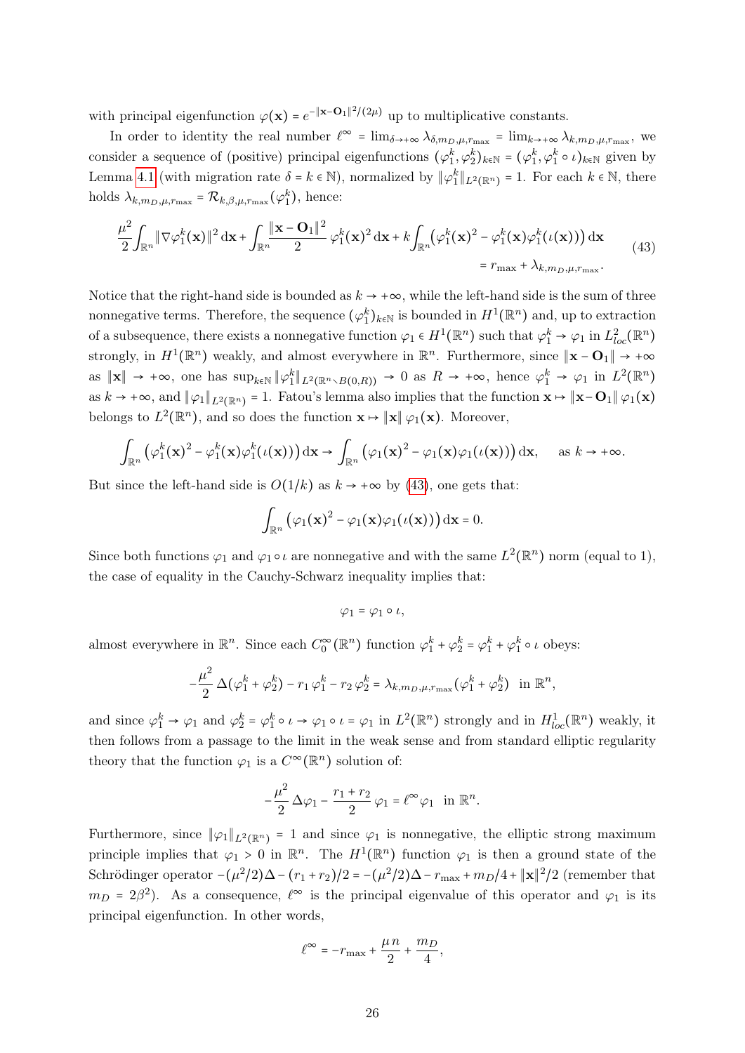with principal eigenfunction $\varphi(\mathbf{x}) = e^{-\|\mathbf{x}-\mathbf{O}_1\|^2/(2\mu)}$ up to multiplicative constants.

In order to identity the real number $\ell^\infty = \lim_{\delta\to+\infty} \lambda_{\delta,m_D,\mu,r_{\max}} = \lim_{k\to+\infty} \lambda_{k,m_D,\mu,r_{\max}}$, we consider a sequence of (positive) principal eigenfunctions $(\varphi_1^k, \varphi_2^k)_{k\in\mathbb{N}} = (\varphi_1^k, \varphi_1^k \circ \iota)_{k\in\mathbb{N}}$ given by Lemma 4.1 (with migration rate $\delta = k \in \mathbb{N}$), normalized by $\|\varphi_1^k\|_{L^2(\mathbb{R}^n)} = 1$. For each $k \in \mathbb{N}$, there holds $\lambda_{k,m_D,\mu,r_{\max}} = \mathcal{R}_{k,\beta,\mu,r_{\max}}(\varphi_1^k)$, hence:

$$
\frac{\mu^2}{2}\int_{\mathbb{R}^n} \|\nabla\varphi_1^k(\mathbf{x})\|^2\,\mathrm{d}\mathbf{x} + \int_{\mathbb{R}^n} \frac{\|\mathbf{x}-\mathbf{O}_1\|^2}{2}\,\varphi_1^k(\mathbf{x})^2\,\mathrm{d}\mathbf{x} + k\int_{\mathbb{R}^n}\big(\varphi_1^k(\mathbf{x})^2 - \varphi_1^k(\mathbf{x})\varphi_1^k(\iota(\mathbf{x}))\big)\,\mathrm{d}\mathbf{x} = r_{\max} + \lambda_{k,m_D,\mu,r_{\max}}. \tag{43}
$$

Notice that the right-hand side is bounded as $k \to +\infty$, while the left-hand side is the sum of three nonnegative terms. Therefore, the sequence $(\varphi_1^k)_{k\in\mathbb{N}}$ is bounded in $H^1(\mathbb{R}^n)$ and, up to extraction of a subsequence, there exists a nonnegative function $\varphi_1 \in H^1(\mathbb{R}^n)$ such that $\varphi_1^k \to \varphi_1$ in $L^2_{loc}(\mathbb{R}^n)$ strongly, in $H^1(\mathbb{R}^n)$ weakly, and almost everywhere in $\mathbb{R}^n$. Furthermore, since $\|\mathbf{x}-\mathbf{O}_1\| \to +\infty$ as $\|\mathbf{x}\| \to +\infty$, one has $\sup_{k\in\mathbb{N}} \|\varphi_1^k\|_{L^2(\mathbb{R}^n\setminus B(0,R))} \to 0$ as $R \to +\infty$, hence $\varphi_1^k \to \varphi_1$ in $L^2(\mathbb{R}^n)$ as $k \to +\infty$, and $\|\varphi_1\|_{L^2(\mathbb{R}^n)} = 1$. Fatou's lemma also implies that the function $\mathbf{x} \mapsto \|\mathbf{x}-\mathbf{O}_1\|\,\varphi_1(\mathbf{x})$ belongs to $L^2(\mathbb{R}^n)$, and so does the function $\mathbf{x} \mapsto \|\mathbf{x}\|\,\varphi_1(\mathbf{x})$. Moreover,

$$
\int_{\mathbb{R}^n}\big(\varphi_1^k(\mathbf{x})^2 - \varphi_1^k(\mathbf{x})\varphi_1^k(\iota(\mathbf{x}))\big)\,\mathrm{d}\mathbf{x} \to \int_{\mathbb{R}^n}\big(\varphi_1(\mathbf{x})^2 - \varphi_1(\mathbf{x})\varphi_1(\iota(\mathbf{x}))\big)\,\mathrm{d}\mathbf{x}, \quad \text{as } k \to +\infty.
$$

But since the left-hand side is $O(1/k)$ as $k \to +\infty$ by (43), one gets that:

$$
\int_{\mathbb{R}^n}\big(\varphi_1(\mathbf{x})^2 - \varphi_1(\mathbf{x})\varphi_1(\iota(\mathbf{x}))\big)\,\mathrm{d}\mathbf{x} = 0.
$$

Since both functions $\varphi_1$ and $\varphi_1 \circ \iota$ are nonnegative and with the same $L^2(\mathbb{R}^n)$ norm (equal to 1), the case of equality in the Cauchy-Schwarz inequality implies that:

$$
\varphi_1 = \varphi_1 \circ \iota,
$$

almost everywhere in $\mathbb{R}^n$. Since each $C_0^\infty(\mathbb{R}^n)$ function $\varphi_1^k + \varphi_2^k = \varphi_1^k + \varphi_1^k \circ \iota$ obeys:

$$
-\frac{\mu^2}{2}\,\Delta(\varphi_1^k + \varphi_2^k) - r_1\,\varphi_1^k - r_2\,\varphi_2^k = \lambda_{k,m_D,\mu,r_{\max}}(\varphi_1^k + \varphi_2^k) \ \text{ in } \mathbb{R}^n,
$$

and since $\varphi_1^k \to \varphi_1$ and $\varphi_2^k = \varphi_1^k \circ \iota \to \varphi_1 \circ \iota = \varphi_1$ in $L^2(\mathbb{R}^n)$ strongly and in $H^1_{loc}(\mathbb{R}^n)$ weakly, it then follows from a passage to the limit in the weak sense and from standard elliptic regularity theory that the function $\varphi_1$ is a $C^\infty(\mathbb{R}^n)$ solution of:

$$
-\frac{\mu^2}{2}\,\Delta\varphi_1 - \frac{r_1 + r_2}{2}\,\varphi_1 = \ell^\infty\varphi_1 \ \text{ in } \mathbb{R}^n.
$$

Furthermore, since $\|\varphi_1\|_{L^2(\mathbb{R}^n)} = 1$ and since $\varphi_1$ is nonnegative, the elliptic strong maximum principle implies that $\varphi_1 > 0$ in $\mathbb{R}^n$. The $H^1(\mathbb{R}^n)$ function $\varphi_1$ is then a ground state of the Schrödinger operator $-(\mu^2/2)\Delta - (r_1+r_2)/2 = -(\mu^2/2)\Delta - r_{\max} + m_D/4 + \|\mathbf{x}\|^2/2$ (remember that $m_D = 2\beta^2$). As a consequence, $\ell^\infty$ is the principal eigenvalue of this operator and $\varphi_1$ is its principal eigenfunction. In other words,

$$
\ell^\infty = -r_{\max} + \frac{\mu\,n}{2} + \frac{m_D}{4},
$$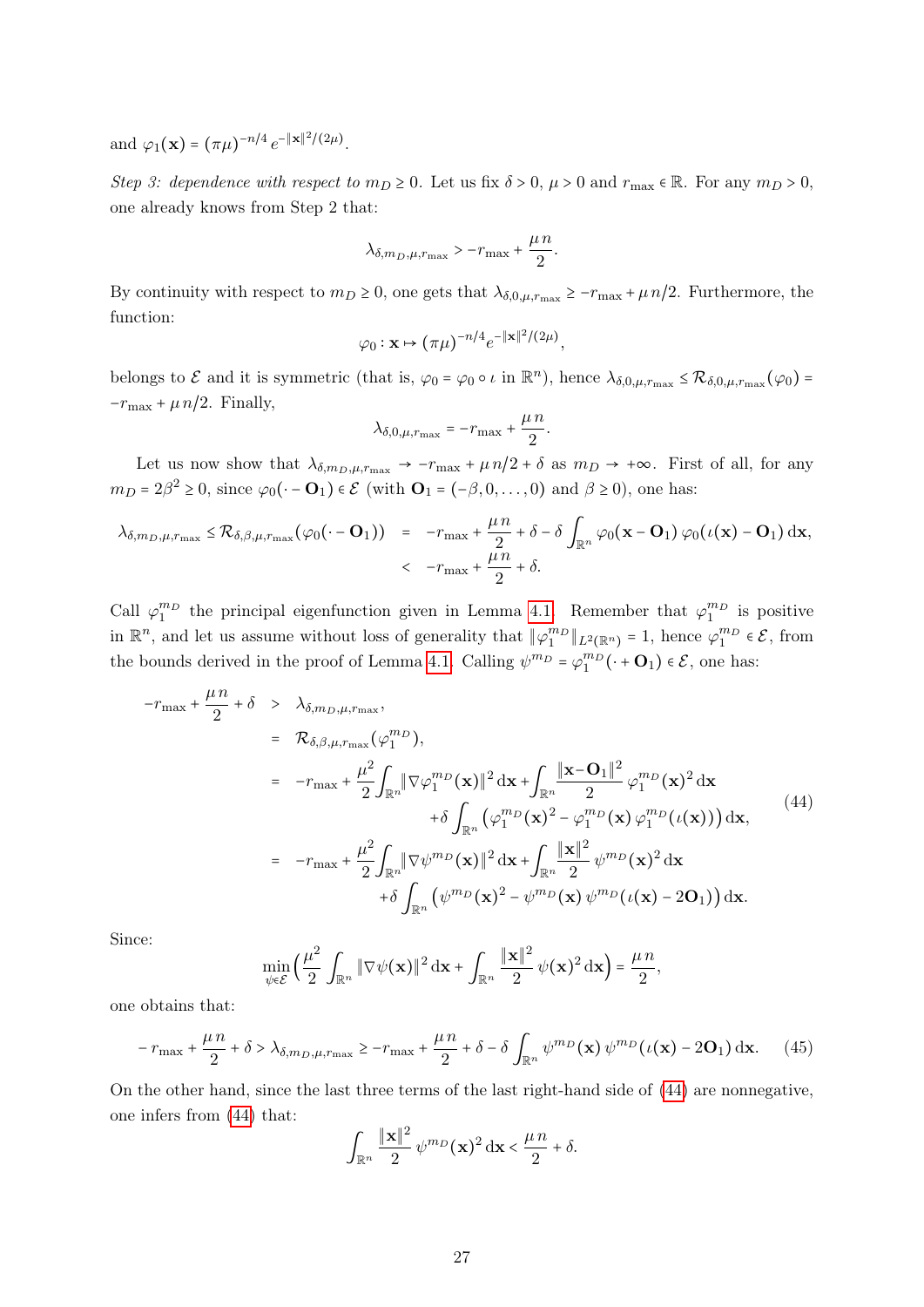and $\varphi_1(\mathbf{x}) = (\pi\mu)^{-n/4}\, e^{-\|\mathbf{x}\|^2/(2\mu)}$.

*Step 3: dependence with respect to $m_D \geq 0$.* Let us fix $\delta > 0$, $\mu > 0$ and $r_{\max} \in \mathbb{R}$. For any $m_D > 0$, one already knows from Step 2 that:

$$\lambda_{\delta,m_D,\mu,r_{\max}} > -r_{\max} + \frac{\mu\, n}{2}.$$

By continuity with respect to $m_D \geq 0$, one gets that $\lambda_{\delta,0,\mu,r_{\max}} \geq -r_{\max} + \mu\, n/2$. Furthermore, the function:

$$\varphi_0 : \mathbf{x} \mapsto (\pi\mu)^{-n/4} e^{-\|\mathbf{x}\|^2/(2\mu)},$$

belongs to $\mathcal{E}$ and it is symmetric (that is, $\varphi_0 = \varphi_0 \circ \iota$ in $\mathbb{R}^n$), hence $\lambda_{\delta,0,\mu,r_{\max}} \leq \mathcal{R}_{\delta,0,\mu,r_{\max}}(\varphi_0) = -r_{\max} + \mu\, n/2$. Finally,

$$\lambda_{\delta,0,\mu,r_{\max}} = -r_{\max} + \frac{\mu\, n}{2}.$$

Let us now show that $\lambda_{\delta,m_D,\mu,r_{\max}} \to -r_{\max} + \mu\, n/2 + \delta$ as $m_D \to +\infty$. First of all, for any $m_D = 2\beta^2 \geq 0$, since $\varphi_0(\cdot - \mathbf{O}_1) \in \mathcal{E}$ (with $\mathbf{O}_1 = (-\beta, 0, \ldots, 0)$ and $\beta \geq 0$), one has:

$$\begin{aligned}
\lambda_{\delta,m_D,\mu,r_{\max}} \leq \mathcal{R}_{\delta,\beta,\mu,r_{\max}}(\varphi_0(\cdot - \mathbf{O}_1)) &= -r_{\max} + \frac{\mu\, n}{2} + \delta - \delta \int_{\mathbb{R}^n} \varphi_0(\mathbf{x} - \mathbf{O}_1)\, \varphi_0(\iota(\mathbf{x}) - \mathbf{O}_1)\, \mathrm{d}\mathbf{x}, \\
&< -r_{\max} + \frac{\mu\, n}{2} + \delta.
\end{aligned}$$

Call $\varphi_1^{m_D}$ the principal eigenfunction given in Lemma 4.1. Remember that $\varphi_1^{m_D}$ is positive in $\mathbb{R}^n$, and let us assume without loss of generality that $\|\varphi_1^{m_D}\|_{L^2(\mathbb{R}^n)} = 1$, hence $\varphi_1^{m_D} \in \mathcal{E}$, from the bounds derived in the proof of Lemma 4.1. Calling $\psi^{m_D} = \varphi_1^{m_D}(\cdot + \mathbf{O}_1) \in \mathcal{E}$, one has:

$$\begin{aligned}
-r_{\max} + \frac{\mu\, n}{2} + \delta &> \lambda_{\delta,m_D,\mu,r_{\max}}, \\
&= \mathcal{R}_{\delta,\beta,\mu,r_{\max}}(\varphi_1^{m_D}), \\
&= -r_{\max} + \frac{\mu^2}{2} \int_{\mathbb{R}^n} \|\nabla \varphi_1^{m_D}(\mathbf{x})\|^2\, \mathrm{d}\mathbf{x} + \int_{\mathbb{R}^n} \frac{\|\mathbf{x} - \mathbf{O}_1\|^2}{2}\, \varphi_1^{m_D}(\mathbf{x})^2\, \mathrm{d}\mathbf{x} \\
&\qquad + \delta \int_{\mathbb{R}^n} \left( \varphi_1^{m_D}(\mathbf{x})^2 - \varphi_1^{m_D}(\mathbf{x})\, \varphi_1^{m_D}(\iota(\mathbf{x})) \right) \mathrm{d}\mathbf{x}, \\
&= -r_{\max} + \frac{\mu^2}{2} \int_{\mathbb{R}^n} \|\nabla \psi^{m_D}(\mathbf{x})\|^2\, \mathrm{d}\mathbf{x} + \int_{\mathbb{R}^n} \frac{\|\mathbf{x}\|^2}{2}\, \psi^{m_D}(\mathbf{x})^2\, \mathrm{d}\mathbf{x} \\
&\qquad + \delta \int_{\mathbb{R}^n} \left( \psi^{m_D}(\mathbf{x})^2 - \psi^{m_D}(\mathbf{x})\, \psi^{m_D}(\iota(\mathbf{x}) - 2\mathbf{O}_1) \right) \mathrm{d}\mathbf{x}.
\end{aligned} \tag{44}$$

Since:

$$\min_{\psi \in \mathcal{E}} \Big( \frac{\mu^2}{2} \int_{\mathbb{R}^n} \|\nabla \psi(\mathbf{x})\|^2\, \mathrm{d}\mathbf{x} + \int_{\mathbb{R}^n} \frac{\|\mathbf{x}\|^2}{2}\, \psi(\mathbf{x})^2\, \mathrm{d}\mathbf{x} \Big) = \frac{\mu\, n}{2},$$

one obtains that:

$$-r_{\max} + \frac{\mu\, n}{2} + \delta > \lambda_{\delta,m_D,\mu,r_{\max}} \geq -r_{\max} + \frac{\mu\, n}{2} + \delta - \delta \int_{\mathbb{R}^n} \psi^{m_D}(\mathbf{x})\, \psi^{m_D}(\iota(\mathbf{x}) - 2\mathbf{O}_1)\, \mathrm{d}\mathbf{x}. \tag{45}$$

On the other hand, since the last three terms of the last right-hand side of (44) are nonnegative, one infers from (44) that:

$$\int_{\mathbb{R}^n} \frac{\|\mathbf{x}\|^2}{2}\, \psi^{m_D}(\mathbf{x})^2\, \mathrm{d}\mathbf{x} < \frac{\mu\, n}{2} + \delta.$$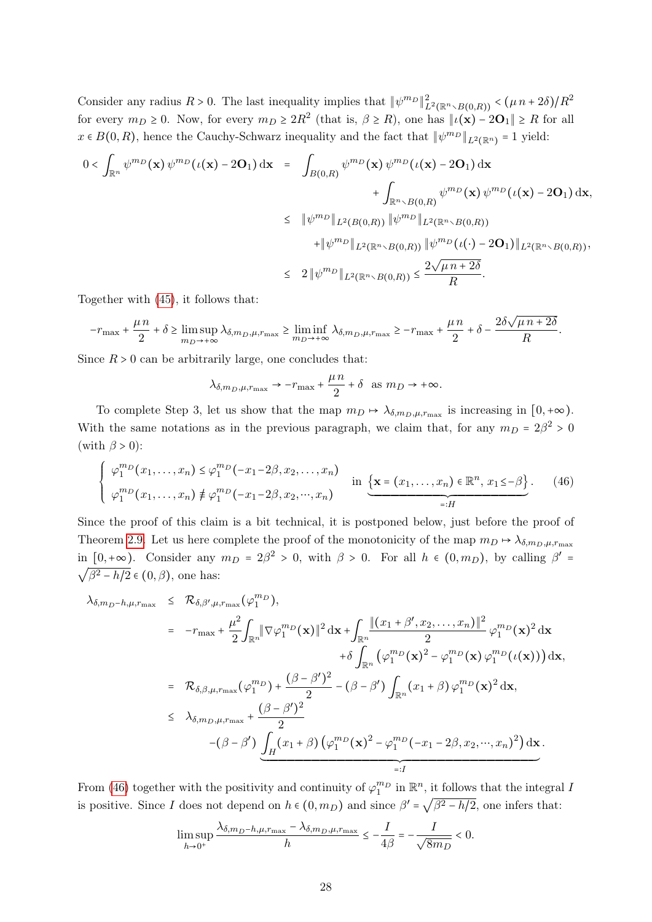Consider any radius $R > 0$. The last inequality implies that $\|\psi^{m_D}\|^2_{L^2(\mathbb{R}^n\setminus B(0,R))} < (\mu\, n + 2\delta)/R^2$ for every $m_D \geq 0$. Now, for every $m_D \geq 2R^2$ (that is, $\beta \geq R$), one has $\|\iota(\mathbf{x}) - 2\mathbf{O}_1\| \geq R$ for all $x \in B(0,R)$, hence the Cauchy-Schwarz inequality and the fact that $\|\psi^{m_D}\|_{L^2(\mathbb{R}^n)} = 1$ yield:

$$
\begin{aligned}
0 < \int_{\mathbb{R}^n} \psi^{m_D}(\mathbf{x})\, \psi^{m_D}(\iota(\mathbf{x}) - 2\mathbf{O}_1)\,\mathrm{d}\mathbf{x} \;&=\; \int_{B(0,R)} \psi^{m_D}(\mathbf{x})\, \psi^{m_D}(\iota(\mathbf{x}) - 2\mathbf{O}_1)\,\mathrm{d}\mathbf{x} \\
&\qquad + \int_{\mathbb{R}^n\setminus B(0,R)} \psi^{m_D}(\mathbf{x})\, \psi^{m_D}(\iota(\mathbf{x}) - 2\mathbf{O}_1)\,\mathrm{d}\mathbf{x}, \\
&\leq\; \|\psi^{m_D}\|_{L^2(B(0,R))}\, \|\psi^{m_D}\|_{L^2(\mathbb{R}^n\setminus B(0,R))} \\
&\qquad + \|\psi^{m_D}\|_{L^2(\mathbb{R}^n\setminus B(0,R))}\, \|\psi^{m_D}(\iota(\cdot) - 2\mathbf{O}_1)\|_{L^2(\mathbb{R}^n\setminus B(0,R))}, \\
&\leq\; 2\,\|\psi^{m_D}\|_{L^2(\mathbb{R}^n\setminus B(0,R))} \leq \frac{2\sqrt{\mu\, n + 2\delta}}{R}.
\end{aligned}
$$

Together with (45), it follows that:

$$
-r_{\max} + \frac{\mu\, n}{2} + \delta \geq \limsup_{m_D\to+\infty} \lambda_{\delta,m_D,\mu,r_{\max}} \geq \liminf_{m_D\to+\infty} \lambda_{\delta,m_D,\mu,r_{\max}} \geq -r_{\max} + \frac{\mu\, n}{2} + \delta - \frac{2\delta\sqrt{\mu\, n + 2\delta}}{R}.
$$

Since $R > 0$ can be arbitrarily large, one concludes that:

$$
\lambda_{\delta,m_D,\mu,r_{\max}} \to -r_{\max} + \frac{\mu\, n}{2} + \delta \;\text{ as } m_D \to +\infty.
$$

To complete Step 3, let us show that the map $m_D \mapsto \lambda_{\delta,m_D,\mu,r_{\max}}$ is increasing in $[0,+\infty)$. With the same notations as in the previous paragraph, we claim that, for any $m_D = 2\beta^2 > 0$ (with $\beta > 0$):

$$
\left\{
\begin{array}{l}
\varphi_1^{m_D}(x_1,\ldots,x_n) \leq \varphi_1^{m_D}(-x_1-2\beta, x_2,\ldots,x_n) \\
\varphi_1^{m_D}(x_1,\ldots,x_n) \not\equiv \varphi_1^{m_D}(-x_1-2\beta, x_2,\cdots,x_n)
\end{array}
\right.
\quad \text{in } \underbrace{\left\{\mathbf{x} = (x_1,\ldots,x_n) \in \mathbb{R}^n,\ x_1 \leq -\beta\right\}}_{=:H}. \tag{46}
$$

Since the proof of this claim is a bit technical, it is postponed below, just before the proof of Theorem 2.9. Let us here complete the proof of the monotonicity of the map $m_D \mapsto \lambda_{\delta,m_D,\mu,r_{\max}}$ in $[0,+\infty)$. Consider any $m_D = 2\beta^2 > 0$, with $\beta > 0$. For all $h \in (0, m_D)$, by calling $\beta' = \sqrt{\beta^2 - h/2} \in (0,\beta)$, one has:

$$
\begin{aligned}
\lambda_{\delta,m_D-h,\mu,r_{\max}} \;&\leq\; \mathcal{R}_{\delta,\beta',\mu,r_{\max}}(\varphi_1^{m_D}), \\
&=\; -r_{\max} + \frac{\mu^2}{2}\int_{\mathbb{R}^n} \|\nabla\varphi_1^{m_D}(\mathbf{x})\|^2\,\mathrm{d}\mathbf{x} + \int_{\mathbb{R}^n} \frac{\|(x_1+\beta', x_2,\ldots,x_n)\|^2}{2}\,\varphi_1^{m_D}(\mathbf{x})^2\,\mathrm{d}\mathbf{x} \\
&\qquad + \delta \int_{\mathbb{R}^n} \left(\varphi_1^{m_D}(\mathbf{x})^2 - \varphi_1^{m_D}(\mathbf{x})\,\varphi_1^{m_D}(\iota(\mathbf{x}))\right)\mathrm{d}\mathbf{x}, \\
&=\; \mathcal{R}_{\delta,\beta,\mu,r_{\max}}(\varphi_1^{m_D}) + \frac{(\beta-\beta')^2}{2} - (\beta-\beta')\int_{\mathbb{R}^n} (x_1+\beta)\,\varphi_1^{m_D}(\mathbf{x})^2\,\mathrm{d}\mathbf{x}, \\
&\leq\; \lambda_{\delta,m_D,\mu,r_{\max}} + \frac{(\beta-\beta')^2}{2} \\
&\qquad - (\beta-\beta')\,\underbrace{\int_H (x_1+\beta)\left(\varphi_1^{m_D}(\mathbf{x})^2 - \varphi_1^{m_D}(-x_1-2\beta, x_2,\cdots,x_n)^2\right)\mathrm{d}\mathbf{x}}_{=:I}.
\end{aligned}
$$

From (46) together with the positivity and continuity of $\varphi_1^{m_D}$ in $\mathbb{R}^n$, it follows that the integral $I$ is positive. Since $I$ does not depend on $h \in (0, m_D)$ and since $\beta' = \sqrt{\beta^2 - h/2}$, one infers that:

$$
\limsup_{h\to 0^+} \frac{\lambda_{\delta,m_D-h,\mu,r_{\max}} - \lambda_{\delta,m_D,\mu,r_{\max}}}{h} \leq -\frac{I}{4\beta} = -\frac{I}{\sqrt{8m_D}} < 0.
$$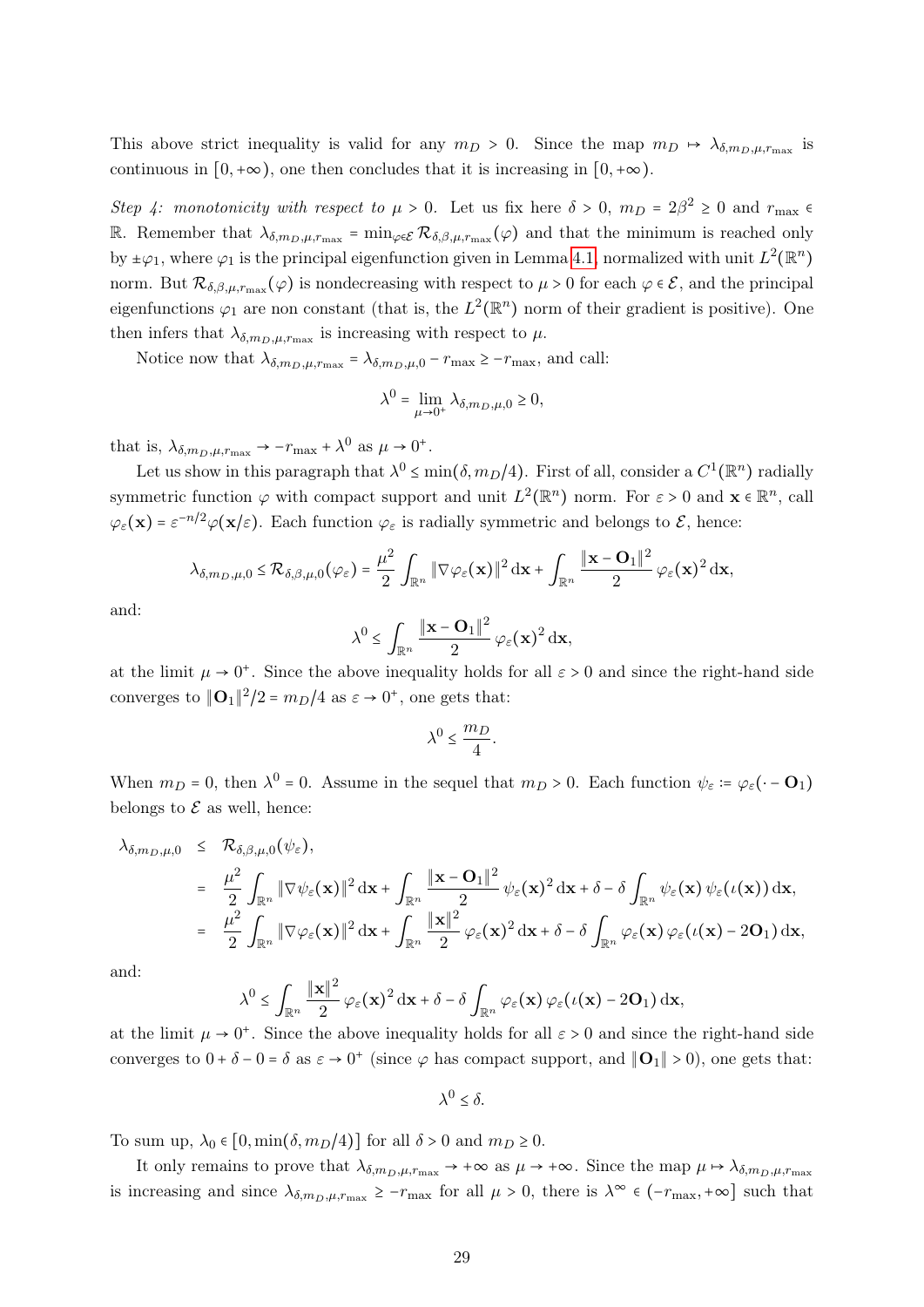This above strict inequality is valid for any $m_D > 0$. Since the map $m_D \mapsto \lambda_{\delta,m_D,\mu,r_{\max}}$ is continuous in $[0,+\infty)$, one then concludes that it is increasing in $[0,+\infty)$.

*Step 4: monotonicity with respect to $\mu > 0$.* Let us fix here $\delta > 0$, $m_D = 2\beta^2 \geq 0$ and $r_{\max} \in \mathbb{R}$. Remember that $\lambda_{\delta,m_D,\mu,r_{\max}} = \min_{\varphi\in\mathcal{E}} \mathcal{R}_{\delta,\beta,\mu,r_{\max}}(\varphi)$ and that the minimum is reached only by $\pm\varphi_1$, where $\varphi_1$ is the principal eigenfunction given in Lemma 4.1, normalized with unit $L^2(\mathbb{R}^n)$ norm. But $\mathcal{R}_{\delta,\beta,\mu,r_{\max}}(\varphi)$ is nondecreasing with respect to $\mu > 0$ for each $\varphi \in \mathcal{E}$, and the principal eigenfunctions $\varphi_1$ are non constant (that is, the $L^2(\mathbb{R}^n)$ norm of their gradient is positive). One then infers that $\lambda_{\delta,m_D,\mu,r_{\max}}$ is increasing with respect to $\mu$.

Notice now that $\lambda_{\delta,m_D,\mu,r_{\max}} = \lambda_{\delta,m_D,\mu,0} - r_{\max} \geq -r_{\max}$, and call:

$$\lambda^0 = \lim_{\mu\to 0^+} \lambda_{\delta,m_D,\mu,0} \geq 0,$$

that is, $\lambda_{\delta,m_D,\mu,r_{\max}} \to -r_{\max} + \lambda^0$ as $\mu \to 0^+$.

Let us show in this paragraph that $\lambda^0 \leq \min(\delta, m_D/4)$. First of all, consider a $C^1(\mathbb{R}^n)$ radially symmetric function $\varphi$ with compact support and unit $L^2(\mathbb{R}^n)$ norm. For $\varepsilon > 0$ and $\mathbf{x} \in \mathbb{R}^n$, call $\varphi_\varepsilon(\mathbf{x}) = \varepsilon^{-n/2}\varphi(\mathbf{x}/\varepsilon)$. Each function $\varphi_\varepsilon$ is radially symmetric and belongs to $\mathcal{E}$, hence:

$$\lambda_{\delta,m_D,\mu,0} \leq \mathcal{R}_{\delta,\beta,\mu,0}(\varphi_\varepsilon) = \frac{\mu^2}{2}\int_{\mathbb{R}^n} \|\nabla\varphi_\varepsilon(\mathbf{x})\|^2\,\mathrm{d}\mathbf{x} + \int_{\mathbb{R}^n} \frac{\|\mathbf{x}-\mathbf{O}_1\|^2}{2}\,\varphi_\varepsilon(\mathbf{x})^2\,\mathrm{d}\mathbf{x},$$

and:

$$\lambda^0 \leq \int_{\mathbb{R}^n} \frac{\|\mathbf{x}-\mathbf{O}_1\|^2}{2}\,\varphi_\varepsilon(\mathbf{x})^2\,\mathrm{d}\mathbf{x},$$

at the limit $\mu \to 0^+$. Since the above inequality holds for all $\varepsilon > 0$ and since the right-hand side converges to $\|\mathbf{O}_1\|^2/2 = m_D/4$ as $\varepsilon \to 0^+$, one gets that:

$$\lambda^0 \leq \frac{m_D}{4}.$$

When $m_D = 0$, then $\lambda^0 = 0$. Assume in the sequel that $m_D > 0$. Each function $\psi_\varepsilon := \varphi_\varepsilon(\cdot - \mathbf{O}_1)$ belongs to $\mathcal{E}$ as well, hence:

$$\begin{aligned}
\lambda_{\delta,m_D,\mu,0} &\leq \mathcal{R}_{\delta,\beta,\mu,0}(\psi_\varepsilon),\\
&= \frac{\mu^2}{2}\int_{\mathbb{R}^n} \|\nabla\psi_\varepsilon(\mathbf{x})\|^2\,\mathrm{d}\mathbf{x} + \int_{\mathbb{R}^n} \frac{\|\mathbf{x}-\mathbf{O}_1\|^2}{2}\,\psi_\varepsilon(\mathbf{x})^2\,\mathrm{d}\mathbf{x} + \delta - \delta\int_{\mathbb{R}^n} \psi_\varepsilon(\mathbf{x})\,\psi_\varepsilon(\iota(\mathbf{x}))\,\mathrm{d}\mathbf{x},\\
&= \frac{\mu^2}{2}\int_{\mathbb{R}^n} \|\nabla\varphi_\varepsilon(\mathbf{x})\|^2\,\mathrm{d}\mathbf{x} + \int_{\mathbb{R}^n} \frac{\|\mathbf{x}\|^2}{2}\,\varphi_\varepsilon(\mathbf{x})^2\,\mathrm{d}\mathbf{x} + \delta - \delta\int_{\mathbb{R}^n} \varphi_\varepsilon(\mathbf{x})\,\varphi_\varepsilon(\iota(\mathbf{x})-2\mathbf{O}_1)\,\mathrm{d}\mathbf{x},
\end{aligned}$$

and:

$$\lambda^0 \leq \int_{\mathbb{R}^n} \frac{\|\mathbf{x}\|^2}{2}\,\varphi_\varepsilon(\mathbf{x})^2\,\mathrm{d}\mathbf{x} + \delta - \delta\int_{\mathbb{R}^n} \varphi_\varepsilon(\mathbf{x})\,\varphi_\varepsilon(\iota(\mathbf{x})-2\mathbf{O}_1)\,\mathrm{d}\mathbf{x},$$

at the limit $\mu \to 0^+$. Since the above inequality holds for all $\varepsilon > 0$ and since the right-hand side converges to $0 + \delta - 0 = \delta$ as $\varepsilon \to 0^+$ (since $\varphi$ has compact support, and $\|\mathbf{O}_1\| > 0$), one gets that:

$$\lambda^0 \leq \delta.$$

To sum up, $\lambda_0 \in [0, \min(\delta, m_D/4)]$ for all $\delta > 0$ and $m_D \geq 0$.

It only remains to prove that $\lambda_{\delta,m_D,\mu,r_{\max}} \to +\infty$ as $\mu \to +\infty$. Since the map $\mu \mapsto \lambda_{\delta,m_D,\mu,r_{\max}}$ is increasing and since $\lambda_{\delta,m_D,\mu,r_{\max}} \geq -r_{\max}$ for all $\mu > 0$, there is $\lambda^\infty \in (-r_{\max}, +\infty]$ such that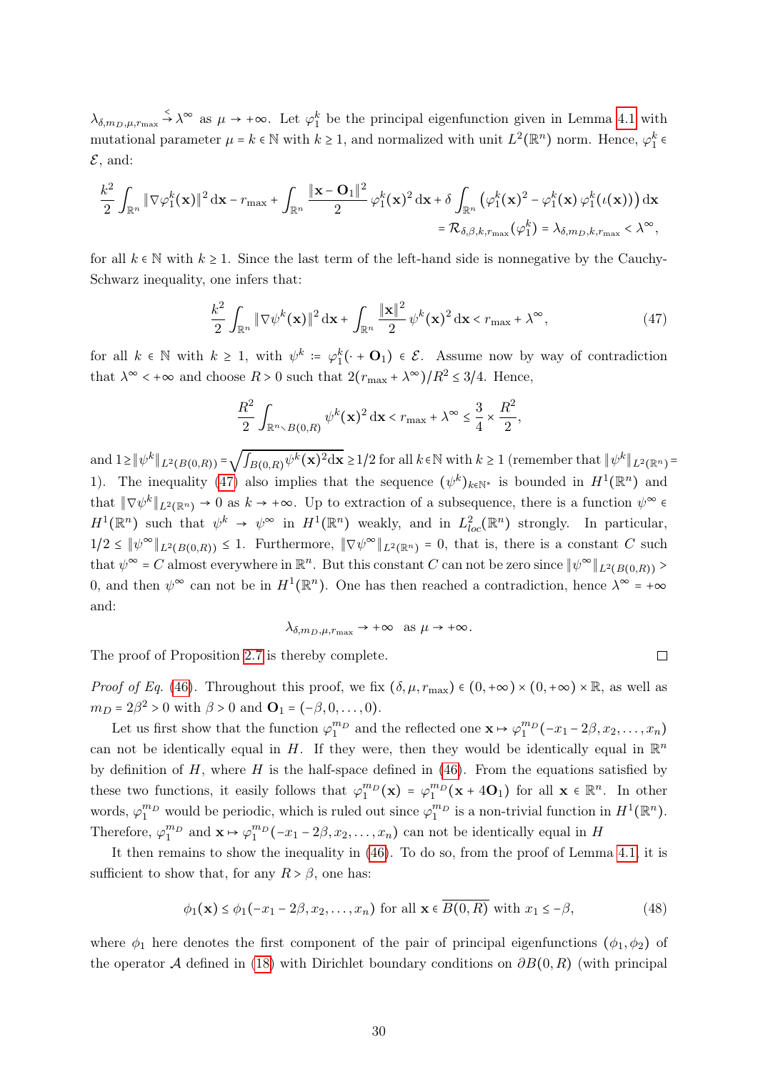$\lambda_{\delta,m_D,\mu,r_{\max}} \overset{<}{\to} \lambda^\infty$ as $\mu \to +\infty$. Let $\varphi_1^k$ be the principal eigenfunction given in Lemma 4.1 with mutational parameter $\mu = k \in \mathbb{N}$ with $k \geq 1$, and normalized with unit $L^2(\mathbb{R}^n)$ norm. Hence, $\varphi_1^k \in \mathcal{E}$, and:

$$\frac{k^2}{2}\int_{\mathbb{R}^n} \|\nabla \varphi_1^k(\mathbf{x})\|^2\,\mathrm{d}\mathbf{x} - r_{\max} + \int_{\mathbb{R}^n} \frac{\|\mathbf{x}-\mathbf{O}_1\|^2}{2}\,\varphi_1^k(\mathbf{x})^2\,\mathrm{d}\mathbf{x} + \delta\int_{\mathbb{R}^n}\left(\varphi_1^k(\mathbf{x})^2 - \varphi_1^k(\mathbf{x})\,\varphi_1^k(\iota(\mathbf{x}))\right)\mathrm{d}\mathbf{x}$$
$$= \mathcal{R}_{\delta,\beta,k,r_{\max}}(\varphi_1^k) = \lambda_{\delta,m_D,k,r_{\max}} < \lambda^\infty,$$

for all $k \in \mathbb{N}$ with $k \geq 1$. Since the last term of the left-hand side is nonnegative by the Cauchy-Schwarz inequality, one infers that:

$$\frac{k^2}{2}\int_{\mathbb{R}^n} \|\nabla \psi^k(\mathbf{x})\|^2\,\mathrm{d}\mathbf{x} + \int_{\mathbb{R}^n}\frac{\|\mathbf{x}\|^2}{2}\,\psi^k(\mathbf{x})^2\,\mathrm{d}\mathbf{x} < r_{\max} + \lambda^\infty, \tag{47}$$

for all $k \in \mathbb{N}$ with $k \geq 1$, with $\psi^k := \varphi_1^k(\cdot + \mathbf{O}_1) \in \mathcal{E}$. Assume now by way of contradiction that $\lambda^\infty < +\infty$ and choose $R > 0$ such that $2(r_{\max} + \lambda^\infty)/R^2 \leq 3/4$. Hence,

$$\frac{R^2}{2}\int_{\mathbb{R}^n \smallsetminus B(0,R)} \psi^k(\mathbf{x})^2\,\mathrm{d}\mathbf{x} < r_{\max} + \lambda^\infty \leq \frac{3}{4}\times\frac{R^2}{2},$$

and $1 \geq \|\psi^k\|_{L^2(B(0,R))} = \sqrt{\int_{B(0,R)} \psi^k(\mathbf{x})^2 \mathrm{d}\mathbf{x}} \geq 1/2$ for all $k \in \mathbb{N}$ with $k \geq 1$ (remember that $\|\psi^k\|_{L^2(\mathbb{R}^n)} = 1$). The inequality (47) also implies that the sequence $(\psi^k)_{k\in\mathbb{N}^*}$ is bounded in $H^1(\mathbb{R}^n)$ and that $\|\nabla\psi^k\|_{L^2(\mathbb{R}^n)} \to 0$ as $k \to +\infty$. Up to extraction of a subsequence, there is a function $\psi^\infty \in H^1(\mathbb{R}^n)$ such that $\psi^k \to \psi^\infty$ in $H^1(\mathbb{R}^n)$ weakly, and in $L^2_{loc}(\mathbb{R}^n)$ strongly. In particular, $1/2 \leq \|\psi^\infty\|_{L^2(B(0,R))} \leq 1$. Furthermore, $\|\nabla\psi^\infty\|_{L^2(\mathbb{R}^n)} = 0$, that is, there is a constant $C$ such that $\psi^\infty = C$ almost everywhere in $\mathbb{R}^n$. But this constant $C$ can not be zero since $\|\psi^\infty\|_{L^2(B(0,R))} > 0$, and then $\psi^\infty$ can not be in $H^1(\mathbb{R}^n)$. One has then reached a contradiction, hence $\lambda^\infty = +\infty$ and:

$$\lambda_{\delta,m_D,\mu,r_{\max}} \to +\infty \quad \text{as } \mu \to +\infty.$$

The proof of Proposition 2.7 is thereby complete. $\square$

*Proof of Eq.* (46). Throughout this proof, we fix $(\delta, \mu, r_{\max}) \in (0,+\infty)\times(0,+\infty)\times\mathbb{R}$, as well as $m_D = 2\beta^2 > 0$ with $\beta > 0$ and $\mathbf{O}_1 = (-\beta, 0, \ldots, 0)$.

Let us first show that the function $\varphi_1^{m_D}$ and the reflected one $\mathbf{x} \mapsto \varphi_1^{m_D}(-x_1 - 2\beta, x_2, \ldots, x_n)$ can not be identically equal in $H$. If they were, then they would be identically equal in $\mathbb{R}^n$ by definition of $H$, where $H$ is the half-space defined in (46). From the equations satisfied by these two functions, it easily follows that $\varphi_1^{m_D}(\mathbf{x}) = \varphi_1^{m_D}(\mathbf{x} + 4\mathbf{O}_1)$ for all $\mathbf{x} \in \mathbb{R}^n$. In other words, $\varphi_1^{m_D}$ would be periodic, which is ruled out since $\varphi_1^{m_D}$ is a non-trivial function in $H^1(\mathbb{R}^n)$. Therefore, $\varphi_1^{m_D}$ and $\mathbf{x} \mapsto \varphi_1^{m_D}(-x_1 - 2\beta, x_2, \ldots, x_n)$ can not be identically equal in $H$

It then remains to show the inequality in (46). To do so, from the proof of Lemma 4.1, it is sufficient to show that, for any $R > \beta$, one has:

$$\phi_1(\mathbf{x}) \leq \phi_1(-x_1 - 2\beta, x_2, \ldots, x_n) \text{ for all } \mathbf{x} \in \overline{B(0,R)} \text{ with } x_1 \leq -\beta, \tag{48}$$

where $\phi_1$ here denotes the first component of the pair of principal eigenfunctions $(\phi_1, \phi_2)$ of the operator $\mathcal{A}$ defined in (18) with Dirichlet boundary conditions on $\partial B(0,R)$ (with principal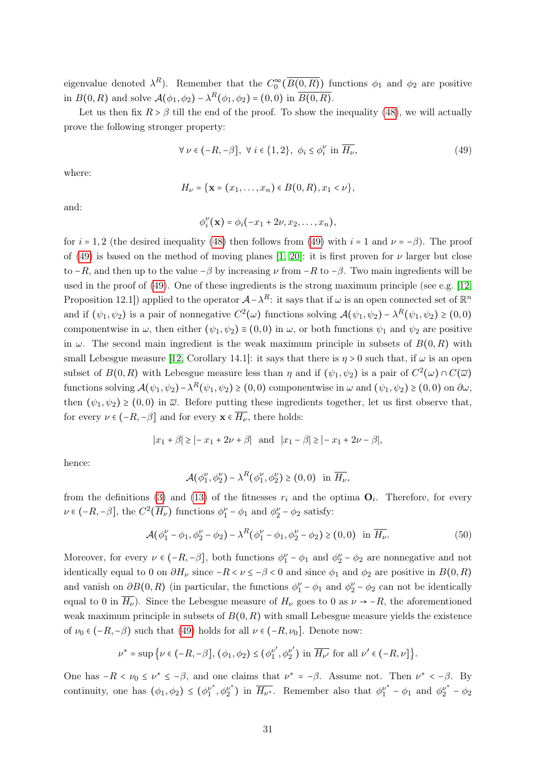eigenvalue denoted $\lambda^R$). Remember that the $C_0^\infty(\overline{B(0,R)})$ functions $\phi_1$ and $\phi_2$ are positive in $B(0,R)$ and solve $\mathcal{A}(\phi_1,\phi_2) - \lambda^R(\phi_1,\phi_2) = (0,0)$ in $\overline{B(0,R)}$.

Let us then fix $R > \beta$ till the end of the proof. To show the inequality (48), we will actually prove the following stronger property:

$$\forall\, \nu \in (-R,-\beta],\ \forall\, i \in \{1,2\},\ \phi_i \le \phi_i^\nu \text{ in } \overline{H_\nu}, \tag{49}$$

where:

$$H_\nu = \{\mathbf{x} = (x_1,\dots,x_n) \in B(0,R), x_1 < \nu\},$$

and:

$$\phi_i^\nu(\mathbf{x}) = \phi_i(-x_1 + 2\nu, x_2, \dots, x_n),$$

for $i = 1,2$ (the desired inequality (48) then follows from (49) with $i = 1$ and $\nu = -\beta$). The proof of (49) is based on the method of moving planes [1, 20]: it is first proven for $\nu$ larger but close to $-R$, and then up to the value $-\beta$ by increasing $\nu$ from $-R$ to $-\beta$. Two main ingredients will be used in the proof of (49). One of these ingredients is the strong maximum principle (see e.g. [12, Proposition 12.1]) applied to the operator $\mathcal{A} - \lambda^R$: it says that if $\omega$ is an open connected set of $\mathbb{R}^n$ and if $(\psi_1,\psi_2)$ is a pair of nonnegative $C^2(\omega)$ functions solving $\mathcal{A}(\psi_1,\psi_2) - \lambda^R(\psi_1,\psi_2) \ge (0,0)$ componentwise in $\omega$, then either $(\psi_1,\psi_2) \equiv (0,0)$ in $\omega$, or both functions $\psi_1$ and $\psi_2$ are positive in $\omega$. The second main ingredient is the weak maximum principle in subsets of $B(0,R)$ with small Lebesgue measure [12, Corollary 14.1]: it says that there is $\eta > 0$ such that, if $\omega$ is an open subset of $B(0,R)$ with Lebesgue measure less than $\eta$ and if $(\psi_1,\psi_2)$ is a pair of $C^2(\omega) \cap C(\overline{\omega})$ functions solving $\mathcal{A}(\psi_1,\psi_2) - \lambda^R(\psi_1,\psi_2) \ge (0,0)$ componentwise in $\omega$ and $(\psi_1,\psi_2) \ge (0,0)$ on $\partial\omega$, then $(\psi_1,\psi_2) \ge (0,0)$ in $\overline{\omega}$. Before putting these ingredients together, let us first observe that, for every $\nu \in (-R,-\beta]$ and for every $\mathbf{x} \in \overline{H_\nu}$, there holds:

$$|x_1 + \beta| \ge |-x_1 + 2\nu + \beta| \ \text{ and } \ |x_1 - \beta| \ge |-x_1 + 2\nu - \beta|,$$

hence:

$$\mathcal{A}(\phi_1^\nu, \phi_2^\nu) - \lambda^R(\phi_1^\nu,\phi_2^\nu) \ge (0,0) \ \text{ in } \overline{H_\nu},$$

from the definitions (3) and (13) of the fitnesses $r_i$ and the optima $\mathbf{O}_i$. Therefore, for every $\nu \in (-R,-\beta]$, the $C^2(\overline{H_\nu})$ functions $\phi_1^\nu - \phi_1$ and $\phi_2^\nu - \phi_2$ satisfy:

$$\mathcal{A}(\phi_1^\nu - \phi_1, \phi_2^\nu - \phi_2) - \lambda^R(\phi_1^\nu - \phi_1, \phi_2^\nu - \phi_2) \ge (0,0) \ \text{ in } \overline{H_\nu}. \tag{50}$$

Moreover, for every $\nu \in (-R,-\beta]$, both functions $\phi_1^\nu - \phi_1$ and $\phi_2^\nu - \phi_2$ are nonnegative and not identically equal to 0 on $\partial H_\nu$ since $-R < \nu \le -\beta < 0$ and since $\phi_1$ and $\phi_2$ are positive in $B(0,R)$ and vanish on $\partial B(0,R)$ (in particular, the functions $\phi_1^\nu - \phi_1$ and $\phi_2^\nu - \phi_2$ can not be identically equal to 0 in $\overline{H_\nu}$). Since the Lebesgue measure of $H_\nu$ goes to 0 as $\nu \to -R$, the aforementioned weak maximum principle in subsets of $B(0,R)$ with small Lebesgue measure yields the existence of $\nu_0 \in (-R,-\beta)$ such that (49) holds for all $\nu \in (-R,\nu_0]$. Denote now:

$$\nu^* = \sup\big\{\nu \in (-R,-\beta],\ (\phi_1,\phi_2) \le (\phi_1^{\nu'},\phi_2^{\nu'}) \text{ in } \overline{H_{\nu'}} \text{ for all } \nu' \in (-R,\nu]\big\}.$$

One has $-R < \nu_0 \le \nu^* \le -\beta$, and one claims that $\nu^* = -\beta$. Assume not. Then $\nu^* < -\beta$. By continuity, one has $(\phi_1,\phi_2) \le (\phi_1^{\nu^*},\phi_2^{\nu^*})$ in $\overline{H_{\nu^*}}$. Remember also that $\phi_1^{\nu^*} - \phi_1$ and $\phi_2^{\nu^*} - \phi_2$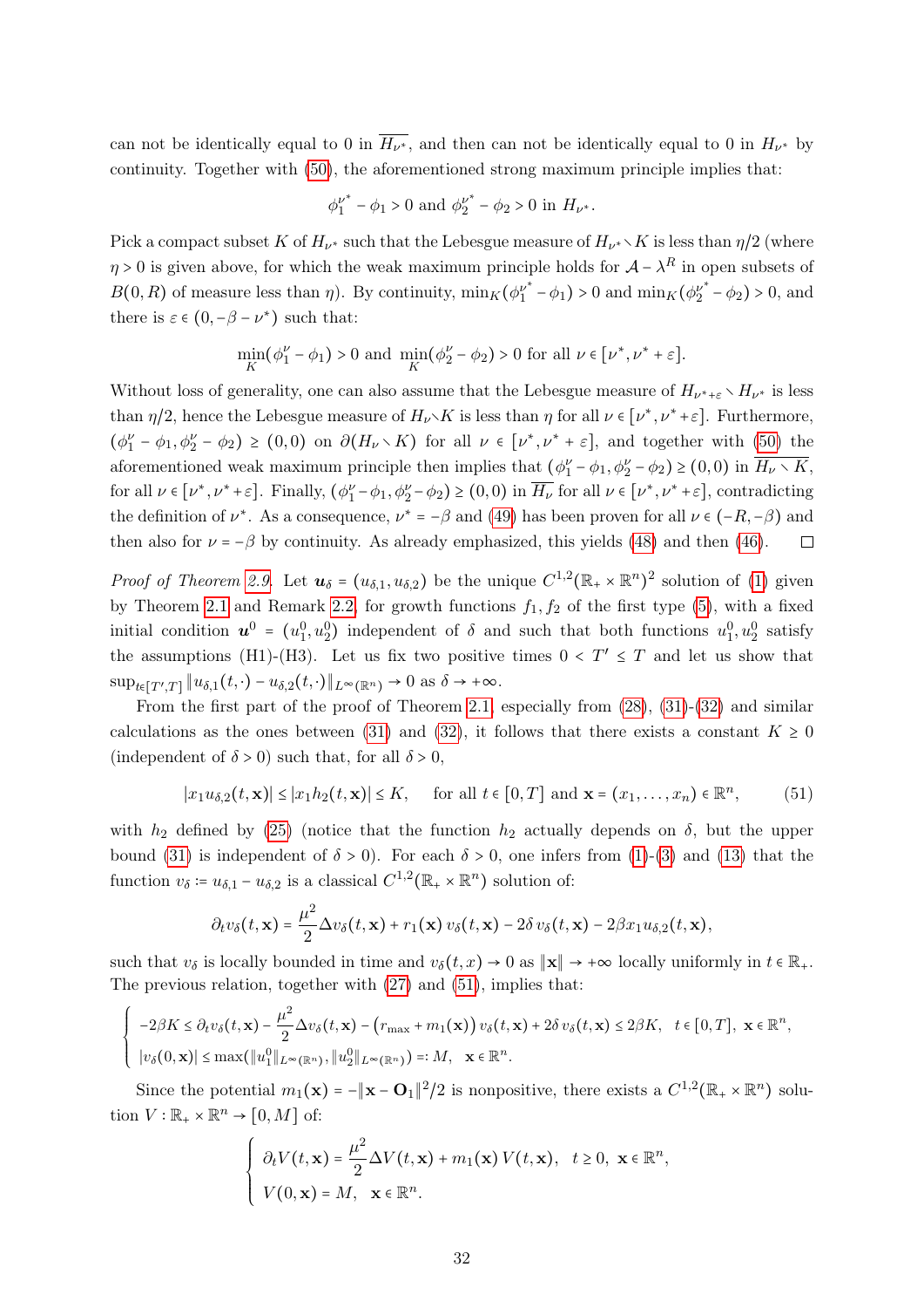can not be identically equal to 0 in $\overline{H_{\nu^*}}$, and then can not be identically equal to 0 in $H_{\nu^*}$ by continuity. Together with (50), the aforementioned strong maximum principle implies that:

$$\phi_1^{\nu^*} - \phi_1 > 0 \text{ and } \phi_2^{\nu^*} - \phi_2 > 0 \text{ in } H_{\nu^*}.$$

Pick a compact subset $K$ of $H_{\nu^*}$ such that the Lebesgue measure of $H_{\nu^*} \smallsetminus K$ is less than $\eta/2$ (where $\eta > 0$ is given above, for which the weak maximum principle holds for $\mathcal{A} - \lambda^R$ in open subsets of $B(0,R)$ of measure less than $\eta$). By continuity, $\min_K(\phi_1^{\nu^*} - \phi_1) > 0$ and $\min_K(\phi_2^{\nu^*} - \phi_2) > 0$, and there is $\varepsilon \in (0, -\beta - \nu^*)$ such that:

$$\min_K(\phi_1^{\nu} - \phi_1) > 0 \text{ and } \min_K(\phi_2^{\nu} - \phi_2) > 0 \text{ for all } \nu \in [\nu^*, \nu^* + \varepsilon].$$

Without loss of generality, one can also assume that the Lebesgue measure of $H_{\nu^*+\varepsilon} \smallsetminus H_{\nu^*}$ is less than $\eta/2$, hence the Lebesgue measure of $H_\nu \smallsetminus K$ is less than $\eta$ for all $\nu \in [\nu^*, \nu^* + \varepsilon]$. Furthermore, $(\phi_1^\nu - \phi_1, \phi_2^\nu - \phi_2) \geq (0,0)$ on $\partial(H_\nu \smallsetminus K)$ for all $\nu \in [\nu^*, \nu^* + \varepsilon]$, and together with (50) the aforementioned weak maximum principle then implies that $(\phi_1^\nu - \phi_1, \phi_2^\nu - \phi_2) \geq (0,0)$ in $\overline{H_\nu \smallsetminus K}$, for all $\nu \in [\nu^*, \nu^* + \varepsilon]$. Finally, $(\phi_1^\nu - \phi_1, \phi_2^\nu - \phi_2) \geq (0,0)$ in $\overline{H_\nu}$ for all $\nu \in [\nu^*, \nu^* + \varepsilon]$, contradicting the definition of $\nu^*$. As a consequence, $\nu^* = -\beta$ and (49) has been proven for all $\nu \in (-R, -\beta)$ and then also for $\nu = -\beta$ by continuity. As already emphasized, this yields (48) and then (46). □

*Proof of Theorem 2.9.* Let $\boldsymbol{u}_\delta = (u_{\delta,1}, u_{\delta,2})$ be the unique $C^{1,2}(\mathbb{R}_+ \times \mathbb{R}^n)^2$ solution of (1) given by Theorem 2.1 and Remark 2.2, for growth functions $f_1, f_2$ of the first type (5), with a fixed initial condition $\boldsymbol{u}^0 = (u_1^0, u_2^0)$ independent of $\delta$ and such that both functions $u_1^0, u_2^0$ satisfy the assumptions (H1)-(H3). Let us fix two positive times $0 < T' \leq T$ and let us show that $\sup_{t\in[T',T]} \|u_{\delta,1}(t,\cdot) - u_{\delta,2}(t,\cdot)\|_{L^\infty(\mathbb{R}^n)} \to 0$ as $\delta \to +\infty$.

From the first part of the proof of Theorem 2.1, especially from (28), (31)-(32) and similar calculations as the ones between (31) and (32), it follows that there exists a constant $K \geq 0$ (independent of $\delta > 0$) such that, for all $\delta > 0$,

$$|x_1 u_{\delta,2}(t,\mathbf{x})| \leq |x_1 h_2(t,\mathbf{x})| \leq K, \quad \text{for all } t \in [0,T] \text{ and } \mathbf{x} = (x_1, \dots, x_n) \in \mathbb{R}^n, \tag{51}$$

with $h_2$ defined by (25) (notice that the function $h_2$ actually depends on $\delta$, but the upper bound (31) is independent of $\delta > 0$). For each $\delta > 0$, one infers from (1)-(3) and (13) that the function $v_\delta := u_{\delta,1} - u_{\delta,2}$ is a classical $C^{1,2}(\mathbb{R}_+ \times \mathbb{R}^n)$ solution of:

$$\partial_t v_\delta(t,\mathbf{x}) = \frac{\mu^2}{2}\Delta v_\delta(t,\mathbf{x}) + r_1(\mathbf{x})\, v_\delta(t,\mathbf{x}) - 2\delta\, v_\delta(t,\mathbf{x}) - 2\beta x_1 u_{\delta,2}(t,\mathbf{x}),$$

such that $v_\delta$ is locally bounded in time and $v_\delta(t,x) \to 0$ as $\|\mathbf{x}\| \to +\infty$ locally uniformly in $t \in \mathbb{R}_+$. The previous relation, together with (27) and (51), implies that:

$$\begin{cases} -2\beta K \leq \partial_t v_\delta(t,\mathbf{x}) - \dfrac{\mu^2}{2}\Delta v_\delta(t,\mathbf{x}) - \big(r_{\max} + m_1(\mathbf{x})\big)\, v_\delta(t,\mathbf{x}) + 2\delta\, v_\delta(t,\mathbf{x}) \leq 2\beta K, & t \in [0,T],\ \mathbf{x} \in \mathbb{R}^n, \\ |v_\delta(0,\mathbf{x})| \leq \max(\|u_1^0\|_{L^\infty(\mathbb{R}^n)}, \|u_2^0\|_{L^\infty(\mathbb{R}^n)}) =: M, & \mathbf{x} \in \mathbb{R}^n. \end{cases}$$

Since the potential $m_1(\mathbf{x}) = -\|\mathbf{x} - \mathbf{O}_1\|^2/2$ is nonpositive, there exists a $C^{1,2}(\mathbb{R}_+ \times \mathbb{R}^n)$ solution $V : \mathbb{R}_+ \times \mathbb{R}^n \to [0,M]$ of:

$$\begin{cases} \partial_t V(t,\mathbf{x}) = \dfrac{\mu^2}{2}\Delta V(t,\mathbf{x}) + m_1(\mathbf{x})\, V(t,\mathbf{x}), & t \geq 0,\ \mathbf{x} \in \mathbb{R}^n, \\ V(0,\mathbf{x}) = M, & \mathbf{x} \in \mathbb{R}^n. \end{cases}$$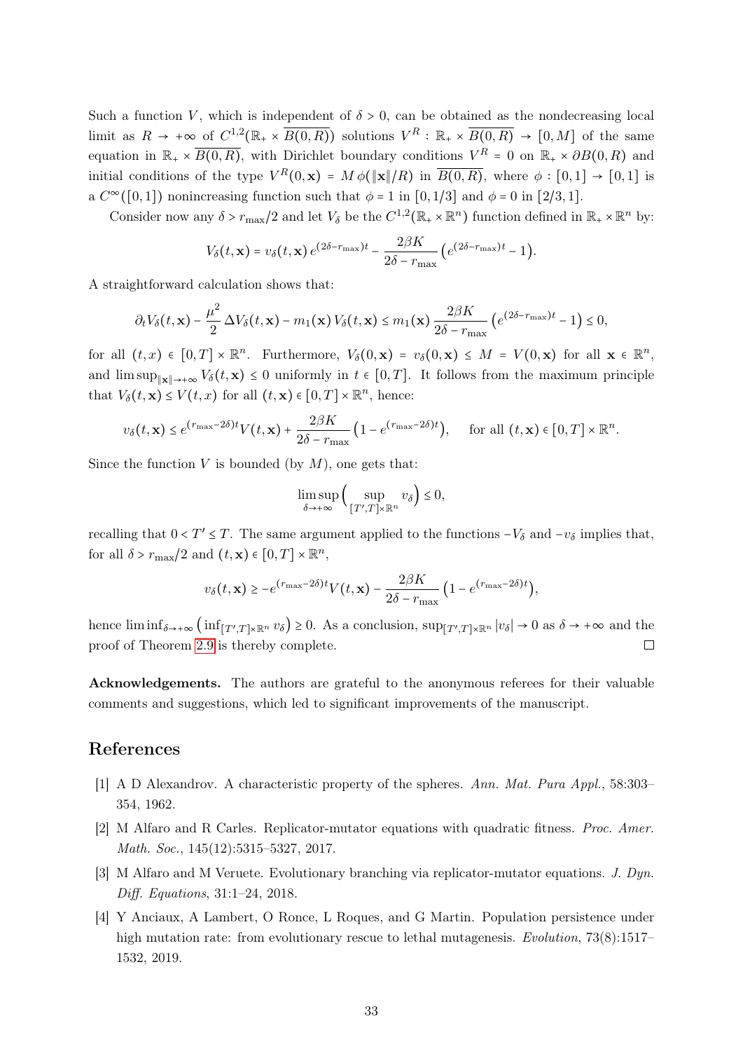Such a function $V$, which is independent of $\delta > 0$, can be obtained as the nondecreasing local limit as $R \to +\infty$ of $C^{1,2}(\mathbb{R}_+ \times \overline{B(0,R)})$ solutions $V^R : \mathbb{R}_+ \times \overline{B(0,R)} \to [0, M]$ of the same equation in $\mathbb{R}_+ \times \overline{B(0,R)}$, with Dirichlet boundary conditions $V^R = 0$ on $\mathbb{R}_+ \times \partial B(0,R)$ and initial conditions of the type $V^R(0,\mathbf{x}) = M\,\phi(\|\mathbf{x}\|/R)$ in $\overline{B(0,R)}$, where $\phi : [0,1] \to [0,1]$ is a $C^\infty([0,1])$ nonincreasing function such that $\phi = 1$ in $[0, 1/3]$ and $\phi = 0$ in $[2/3, 1]$.

Consider now any $\delta > r_{\max}/2$ and let $V_\delta$ be the $C^{1,2}(\mathbb{R}_+ \times \mathbb{R}^n)$ function defined in $\mathbb{R}_+ \times \mathbb{R}^n$ by:

$$V_\delta(t,\mathbf{x}) = v_\delta(t,\mathbf{x})\, e^{(2\delta - r_{\max})t} - \frac{2\beta K}{2\delta - r_{\max}} \left(e^{(2\delta - r_{\max})t} - 1\right).$$

A straightforward calculation shows that:

$$\partial_t V_\delta(t,\mathbf{x}) - \frac{\mu^2}{2}\,\Delta V_\delta(t,\mathbf{x}) - m_1(\mathbf{x})\, V_\delta(t,\mathbf{x}) \leq m_1(\mathbf{x})\, \frac{2\beta K}{2\delta - r_{\max}} \left(e^{(2\delta - r_{\max})t} - 1\right) \leq 0,$$

for all $(t,x) \in [0,T] \times \mathbb{R}^n$. Furthermore, $V_\delta(0,\mathbf{x}) = v_\delta(0,\mathbf{x}) \leq M = V(0,\mathbf{x})$ for all $\mathbf{x} \in \mathbb{R}^n$, and $\limsup_{\|\mathbf{x}\| \to +\infty} V_\delta(t,\mathbf{x}) \leq 0$ uniformly in $t \in [0,T]$. It follows from the maximum principle that $V_\delta(t,x) \leq V(t,x)$ for all $(t,\mathbf{x}) \in [0,T] \times \mathbb{R}^n$, hence:

$$v_\delta(t,\mathbf{x}) \leq e^{(r_{\max} - 2\delta)t} V(t,\mathbf{x}) + \frac{2\beta K}{2\delta - r_{\max}} \left(1 - e^{(r_{\max} - 2\delta)t}\right), \quad \text{ for all } (t,\mathbf{x}) \in [0,T] \times \mathbb{R}^n.$$

Since the function $V$ is bounded (by $M$), one gets that:

$$\limsup_{\delta \to +\infty} \Big( \sup_{[T',T] \times \mathbb{R}^n} v_\delta \Big) \leq 0,$$

recalling that $0 < T' \leq T$. The same argument applied to the functions $-V_\delta$ and $-v_\delta$ implies that, for all $\delta > r_{\max}/2$ and $(t,\mathbf{x}) \in [0,T] \times \mathbb{R}^n$,

$$v_\delta(t,\mathbf{x}) \geq -e^{(r_{\max} - 2\delta)t} V(t,\mathbf{x}) - \frac{2\beta K}{2\delta - r_{\max}} \left(1 - e^{(r_{\max} - 2\delta)t}\right),$$

hence $\liminf_{\delta \to +\infty} \left( \inf_{[T',T] \times \mathbb{R}^n} v_\delta \right) \geq 0$. As a conclusion, $\sup_{[T',T] \times \mathbb{R}^n} |v_\delta| \to 0$ as $\delta \to +\infty$ and the proof of Theorem 2.9 is thereby complete. □

**Acknowledgements.** The authors are grateful to the anonymous referees for their valuable comments and suggestions, which led to significant improvements of the manuscript.

# References

[1] A D Alexandrov. A characteristic property of the spheres. *Ann. Mat. Pura Appl.*, 58:303–354, 1962.

[2] M Alfaro and R Carles. Replicator-mutator equations with quadratic fitness. *Proc. Amer. Math. Soc.*, 145(12):5315–5327, 2017.

[3] M Alfaro and M Veruete. Evolutionary branching via replicator-mutator equations. *J. Dyn. Diff. Equations*, 31:1–24, 2018.

[4] Y Anciaux, A Lambert, O Ronce, L Roques, and G Martin. Population persistence under high mutation rate: from evolutionary rescue to lethal mutagenesis. *Evolution*, 73(8):1517–1532, 2019.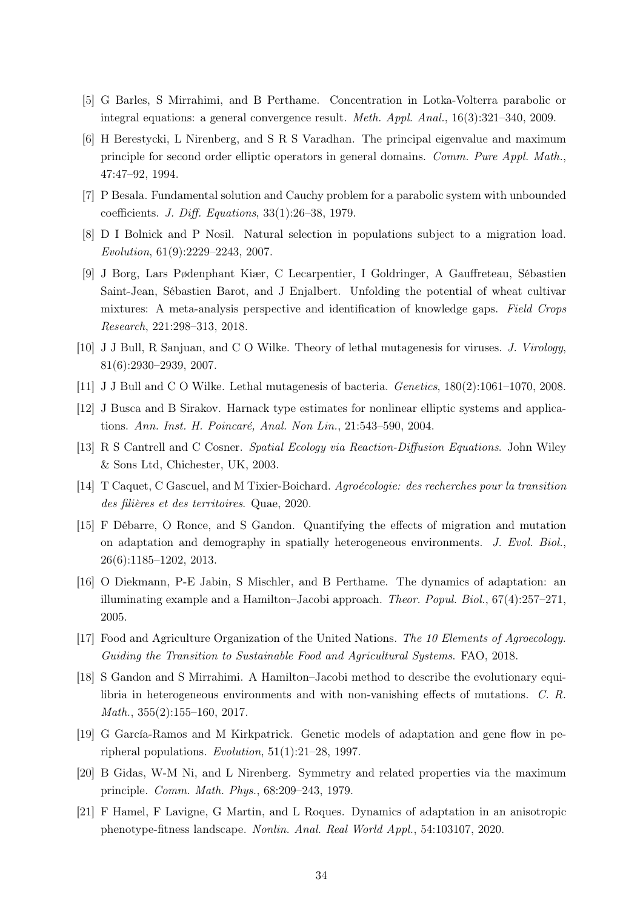[5] G Barles, S Mirrahimi, and B Perthame. Concentration in Lotka-Volterra parabolic or integral equations: a general convergence result. *Meth. Appl. Anal.*, 16(3):321–340, 2009.

[6] H Berestycki, L Nirenberg, and S R S Varadhan. The principal eigenvalue and maximum principle for second order elliptic operators in general domains. *Comm. Pure Appl. Math.*, 47:47–92, 1994.

[7] P Besala. Fundamental solution and Cauchy problem for a parabolic system with unbounded coefficients. *J. Diff. Equations*, 33(1):26–38, 1979.

[8] D I Bolnick and P Nosil. Natural selection in populations subject to a migration load. *Evolution*, 61(9):2229–2243, 2007.

[9] J Borg, Lars Pødenphant Kiær, C Lecarpentier, I Goldringer, A Gauffreteau, Sébastien Saint-Jean, Sébastien Barot, and J Enjalbert. Unfolding the potential of wheat cultivar mixtures: A meta-analysis perspective and identification of knowledge gaps. *Field Crops Research*, 221:298–313, 2018.

[10] J J Bull, R Sanjuan, and C O Wilke. Theory of lethal mutagenesis for viruses. *J. Virology*, 81(6):2930–2939, 2007.

[11] J J Bull and C O Wilke. Lethal mutagenesis of bacteria. *Genetics*, 180(2):1061–1070, 2008.

[12] J Busca and B Sirakov. Harnack type estimates for nonlinear elliptic systems and applications. *Ann. Inst. H. Poincaré, Anal. Non Lin.*, 21:543–590, 2004.

[13] R S Cantrell and C Cosner. *Spatial Ecology via Reaction-Diffusion Equations*. John Wiley & Sons Ltd, Chichester, UK, 2003.

[14] T Caquet, C Gascuel, and M Tixier-Boichard. *Agroécologie: des recherches pour la transition des filières et des territoires*. Quae, 2020.

[15] F Débarre, O Ronce, and S Gandon. Quantifying the effects of migration and mutation on adaptation and demography in spatially heterogeneous environments. *J. Evol. Biol.*, 26(6):1185–1202, 2013.

[16] O Diekmann, P-E Jabin, S Mischler, and B Perthame. The dynamics of adaptation: an illuminating example and a Hamilton–Jacobi approach. *Theor. Popul. Biol.*, 67(4):257–271, 2005.

[17] Food and Agriculture Organization of the United Nations. *The 10 Elements of Agroecology. Guiding the Transition to Sustainable Food and Agricultural Systems*. FAO, 2018.

[18] S Gandon and S Mirrahimi. A Hamilton–Jacobi method to describe the evolutionary equilibria in heterogeneous environments and with non-vanishing effects of mutations. *C. R. Math.*, 355(2):155–160, 2017.

[19] G García-Ramos and M Kirkpatrick. Genetic models of adaptation and gene flow in peripheral populations. *Evolution*, 51(1):21–28, 1997.

[20] B Gidas, W-M Ni, and L Nirenberg. Symmetry and related properties via the maximum principle. *Comm. Math. Phys.*, 68:209–243, 1979.

[21] F Hamel, F Lavigne, G Martin, and L Roques. Dynamics of adaptation in an anisotropic phenotype-fitness landscape. *Nonlin. Anal. Real World Appl.*, 54:103107, 2020.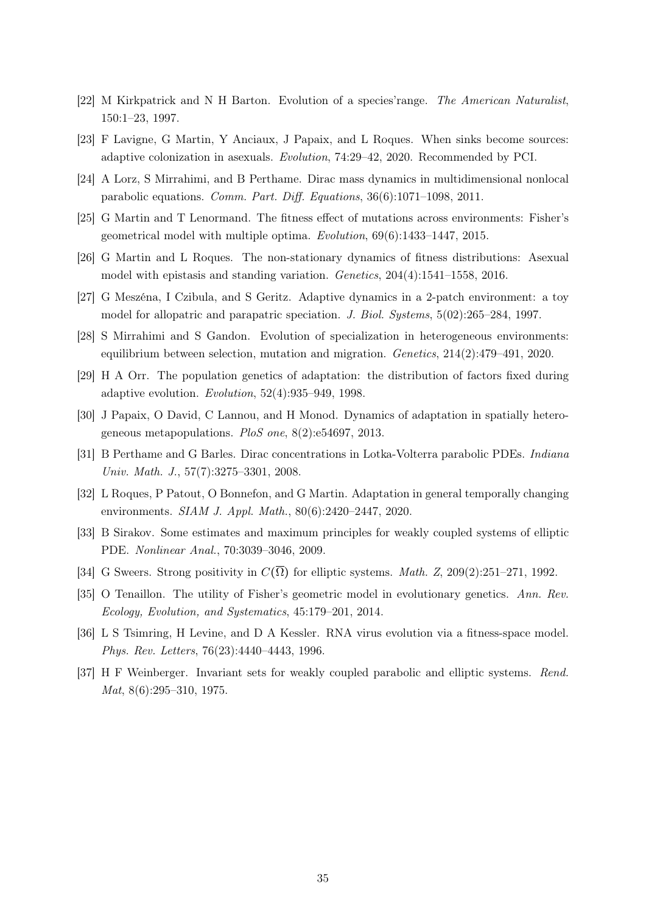[22] M Kirkpatrick and N H Barton. Evolution of a species'range. *The American Naturalist*, 150:1–23, 1997.

[23] F Lavigne, G Martin, Y Anciaux, J Papaix, and L Roques. When sinks become sources: adaptive colonization in asexuals. *Evolution*, 74:29–42, 2020. Recommended by PCI.

[24] A Lorz, S Mirrahimi, and B Perthame. Dirac mass dynamics in multidimensional nonlocal parabolic equations. *Comm. Part. Diff. Equations*, 36(6):1071–1098, 2011.

[25] G Martin and T Lenormand. The fitness effect of mutations across environments: Fisher's geometrical model with multiple optima. *Evolution*, 69(6):1433–1447, 2015.

[26] G Martin and L Roques. The non-stationary dynamics of fitness distributions: Asexual model with epistasis and standing variation. *Genetics*, 204(4):1541–1558, 2016.

[27] G Meszéna, I Czibula, and S Geritz. Adaptive dynamics in a 2-patch environment: a toy model for allopatric and parapatric speciation. *J. Biol. Systems*, 5(02):265–284, 1997.

[28] S Mirrahimi and S Gandon. Evolution of specialization in heterogeneous environments: equilibrium between selection, mutation and migration. *Genetics*, 214(2):479–491, 2020.

[29] H A Orr. The population genetics of adaptation: the distribution of factors fixed during adaptive evolution. *Evolution*, 52(4):935–949, 1998.

[30] J Papaix, O David, C Lannou, and H Monod. Dynamics of adaptation in spatially heterogeneous metapopulations. *PloS one*, 8(2):e54697, 2013.

[31] B Perthame and G Barles. Dirac concentrations in Lotka-Volterra parabolic PDEs. *Indiana Univ. Math. J.*, 57(7):3275–3301, 2008.

[32] L Roques, P Patout, O Bonnefon, and G Martin. Adaptation in general temporally changing environments. *SIAM J. Appl. Math.*, 80(6):2420–2447, 2020.

[33] B Sirakov. Some estimates and maximum principles for weakly coupled systems of elliptic PDE. *Nonlinear Anal.*, 70:3039–3046, 2009.

[34] G Sweers. Strong positivity in $C(\overline{\Omega})$ for elliptic systems. *Math. Z*, 209(2):251–271, 1992.

[35] O Tenaillon. The utility of Fisher's geometric model in evolutionary genetics. *Ann. Rev. Ecology, Evolution, and Systematics*, 45:179–201, 2014.

[36] L S Tsimring, H Levine, and D A Kessler. RNA virus evolution via a fitness-space model. *Phys. Rev. Letters*, 76(23):4440–4443, 1996.

[37] H F Weinberger. Invariant sets for weakly coupled parabolic and elliptic systems. *Rend. Mat*, 8(6):295–310, 1975.